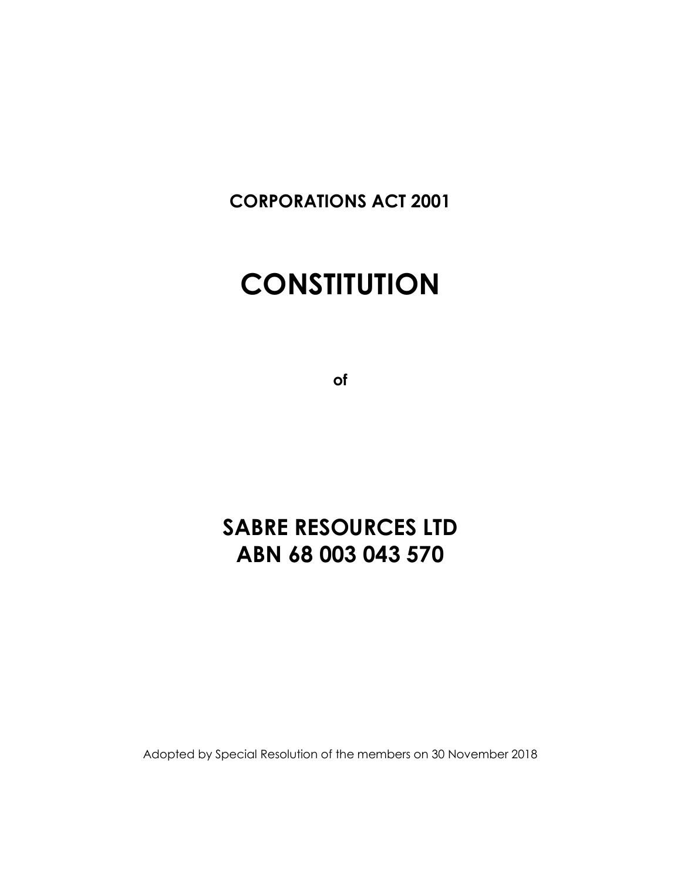**CORPORATIONS ACT 2001**

# CONSTITUTION

**of**

## SABRE RESOURCES LTD
## ABN 68 003 043 570

Adopted by Special Resolution of the members on 30 November 2018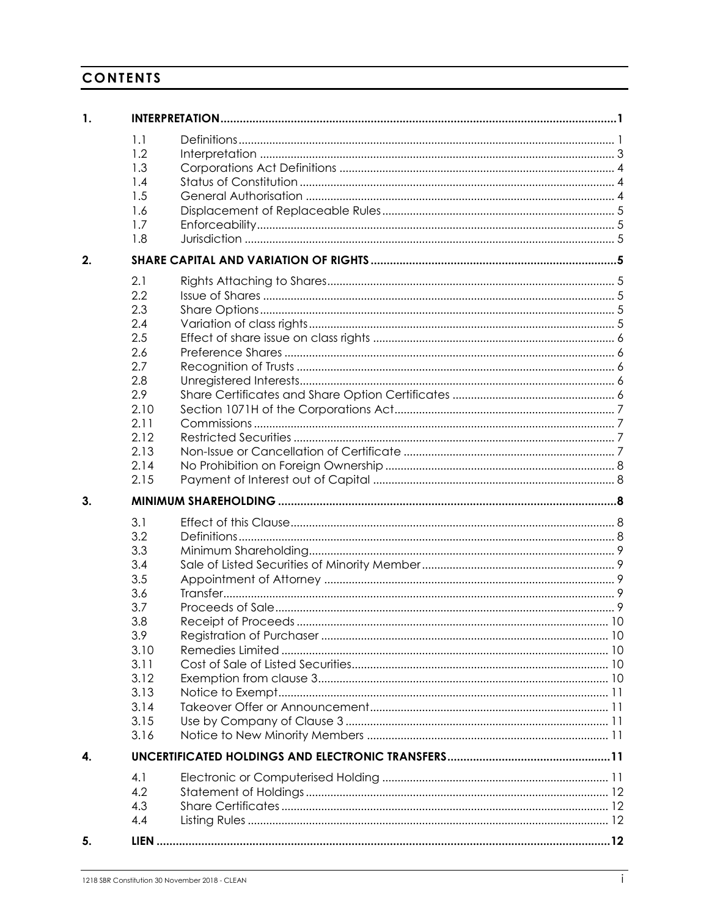# CONTENTS

| | | | |
|---|---|---|---|
| **1.** | **INTERPRETATION** | | **1** |
| | 1.1 | Definitions | 1 |
| | 1.2 | Interpretation | 3 |
| | 1.3 | Corporations Act Definitions | 4 |
| | 1.4 | Status of Constitution | 4 |
| | 1.5 | General Authorisation | 4 |
| | 1.6 | Displacement of Replaceable Rules | 5 |
| | 1.7 | Enforceability | 5 |
| | 1.8 | Jurisdiction | 5 |
| **2.** | **SHARE CAPITAL AND VARIATION OF RIGHTS** | | **5** |
| | 2.1 | Rights Attaching to Shares | 5 |
| | 2.2 | Issue of Shares | 5 |
| | 2.3 | Share Options | 5 |
| | 2.4 | Variation of class rights | 5 |
| | 2.5 | Effect of share issue on class rights | 6 |
| | 2.6 | Preference Shares | 6 |
| | 2.7 | Recognition of Trusts | 6 |
| | 2.8 | Unregistered Interests | 6 |
| | 2.9 | Share Certificates and Share Option Certificates | 6 |
| | 2.10 | Section 1071H of the Corporations Act | 7 |
| | 2.11 | Commissions | 7 |
| | 2.12 | Restricted Securities | 7 |
| | 2.13 | Non-Issue or Cancellation of Certificate | 7 |
| | 2.14 | No Prohibition on Foreign Ownership | 8 |
| | 2.15 | Payment of Interest out of Capital | 8 |
| **3.** | **MINIMUM SHAREHOLDING** | | **8** |
| | 3.1 | Effect of this Clause | 8 |
| | 3.2 | Definitions | 8 |
| | 3.3 | Minimum Shareholding | 9 |
| | 3.4 | Sale of Listed Securities of Minority Member | 9 |
| | 3.5 | Appointment of Attorney | 9 |
| | 3.6 | Transfer | 9 |
| | 3.7 | Proceeds of Sale | 9 |
| | 3.8 | Receipt of Proceeds | 10 |
| | 3.9 | Registration of Purchaser | 10 |
| | 3.10 | Remedies Limited | 10 |
| | 3.11 | Cost of Sale of Listed Securities | 10 |
| | 3.12 | Exemption from clause 3 | 10 |
| | 3.13 | Notice to Exempt | 11 |
| | 3.14 | Takeover Offer or Announcement | 11 |
| | 3.15 | Use by Company of Clause 3 | 11 |
| | 3.16 | Notice to New Minority Members | 11 |
| **4.** | **UNCERTIFICATED HOLDINGS AND ELECTRONIC TRANSFERS** | | **11** |
| | 4.1 | Electronic or Computerised Holding | 11 |
| | 4.2 | Statement of Holdings | 12 |
| | 4.3 | Share Certificates | 12 |
| | 4.4 | Listing Rules | 12 |
| **5.** | **LIEN** | | **12** |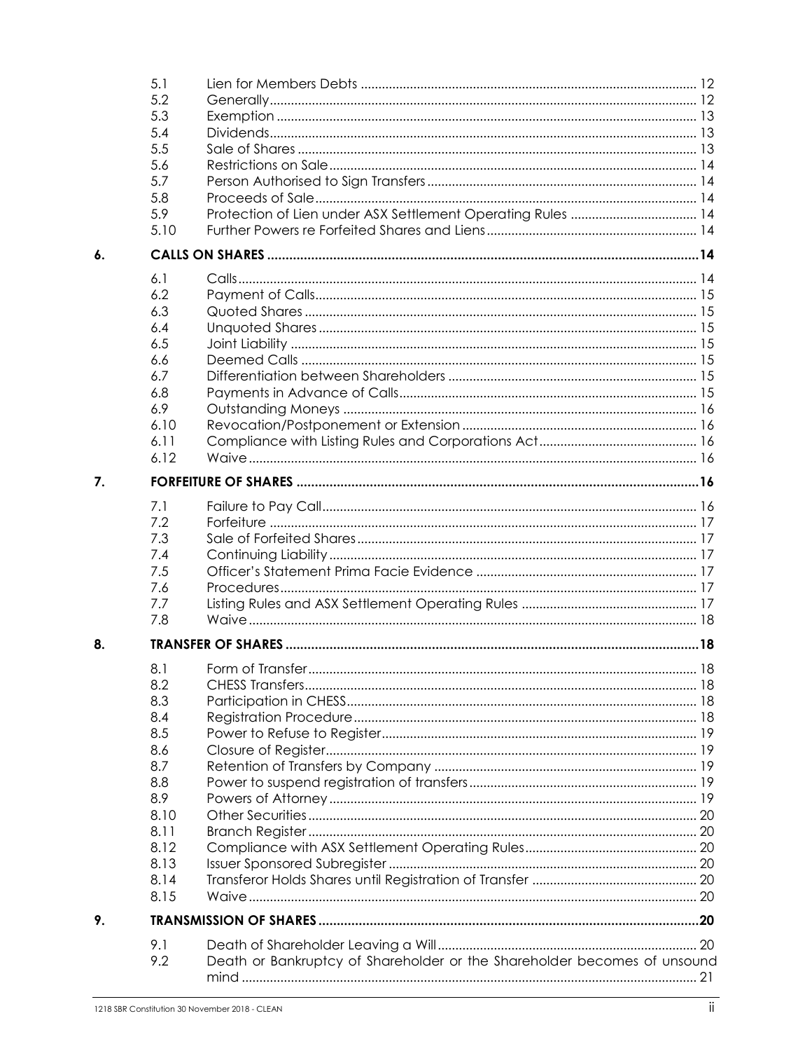| | | |
|---|---|---|
| 5.1 | Lien for Members Debts | 12 |
| 5.2 | Generally | 12 |
| 5.3 | Exemption | 13 |
| 5.4 | Dividends | 13 |
| 5.5 | Sale of Shares | 13 |
| 5.6 | Restrictions on Sale | 14 |
| 5.7 | Person Authorised to Sign Transfers | 14 |
| 5.8 | Proceeds of Sale | 14 |
| 5.9 | Protection of Lien under ASX Settlement Operating Rules | 14 |
| 5.10 | Further Powers re Forfeited Shares and Liens | 14 |

**6. CALLS ON SHARES ..... 14**

| | | |
|---|---|---|
| 6.1 | Calls | 14 |
| 6.2 | Payment of Calls | 15 |
| 6.3 | Quoted Shares | 15 |
| 6.4 | Unquoted Shares | 15 |
| 6.5 | Joint Liability | 15 |
| 6.6 | Deemed Calls | 15 |
| 6.7 | Differentiation between Shareholders | 15 |
| 6.8 | Payments in Advance of Calls | 15 |
| 6.9 | Outstanding Moneys | 16 |
| 6.10 | Revocation/Postponement or Extension | 16 |
| 6.11 | Compliance with Listing Rules and Corporations Act | 16 |
| 6.12 | Waive | 16 |

**7. FORFEITURE OF SHARES ..... 16**

| | | |
|---|---|---|
| 7.1 | Failure to Pay Call | 16 |
| 7.2 | Forfeiture | 17 |
| 7.3 | Sale of Forfeited Shares | 17 |
| 7.4 | Continuing Liability | 17 |
| 7.5 | Officer's Statement Prima Facie Evidence | 17 |
| 7.6 | Procedures | 17 |
| 7.7 | Listing Rules and ASX Settlement Operating Rules | 17 |
| 7.8 | Waive | 18 |

**8. TRANSFER OF SHARES ..... 18**

| | | |
|---|---|---|
| 8.1 | Form of Transfer | 18 |
| 8.2 | CHESS Transfers | 18 |
| 8.3 | Participation in CHESS | 18 |
| 8.4 | Registration Procedure | 18 |
| 8.5 | Power to Refuse to Register | 19 |
| 8.6 | Closure of Register | 19 |
| 8.7 | Retention of Transfers by Company | 19 |
| 8.8 | Power to suspend registration of transfers | 19 |
| 8.9 | Powers of Attorney | 19 |
| 8.10 | Other Securities | 20 |
| 8.11 | Branch Register | 20 |
| 8.12 | Compliance with ASX Settlement Operating Rules | 20 |
| 8.13 | Issuer Sponsored Subregister | 20 |
| 8.14 | Transferor Holds Shares until Registration of Transfer | 20 |
| 8.15 | Waive | 20 |

**9. TRANSMISSION OF SHARES ..... 20**

| | | |
|---|---|---|
| 9.1 | Death of Shareholder Leaving a Will | 20 |
| 9.2 | Death or Bankruptcy of Shareholder or the Shareholder becomes of unsound mind | 21 |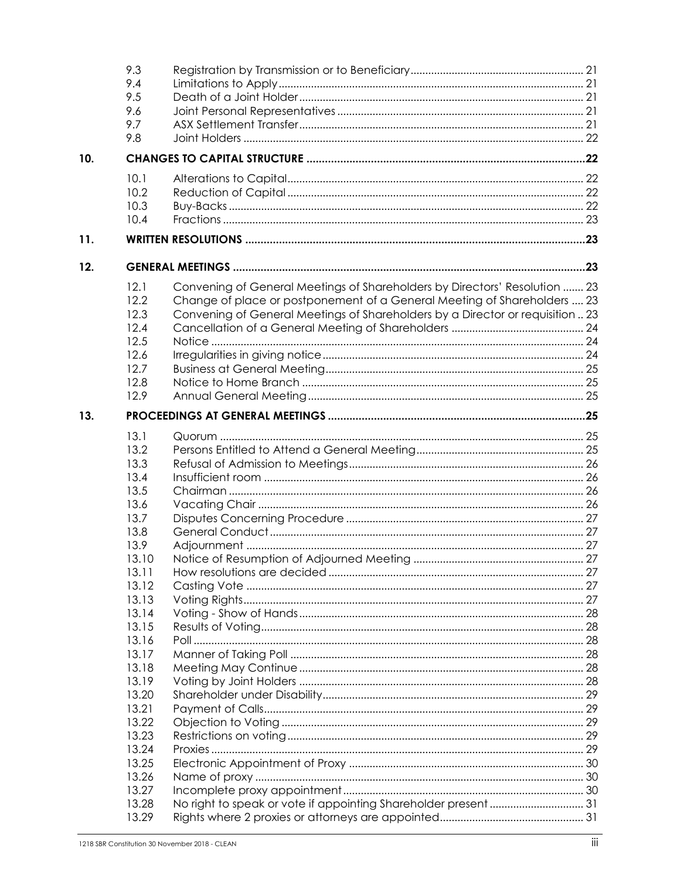| | | |
|---|---|---|
| 9.3 | Registration by Transmission or to Beneficiary | 21 |
| 9.4 | Limitations to Apply | 21 |
| 9.5 | Death of a Joint Holder | 21 |
| 9.6 | Joint Personal Representatives | 21 |
| 9.7 | ASX Settlement Transfer | 21 |
| 9.8 | Joint Holders | 22 |

**10. CHANGES TO CAPITAL STRUCTURE** ..... 22

| | | |
|---|---|---|
| 10.1 | Alterations to Capital | 22 |
| 10.2 | Reduction of Capital | 22 |
| 10.3 | Buy-Backs | 22 |
| 10.4 | Fractions | 23 |

**11. WRITTEN RESOLUTIONS** ..... 23

**12. GENERAL MEETINGS** ..... 23

| | | |
|---|---|---|
| 12.1 | Convening of General Meetings of Shareholders by Directors' Resolution | 23 |
| 12.2 | Change of place or postponement of a General Meeting of Shareholders | 23 |
| 12.3 | Convening of General Meetings of Shareholders by a Director or requisition | 23 |
| 12.4 | Cancellation of a General Meeting of Shareholders | 24 |
| 12.5 | Notice | 24 |
| 12.6 | Irregularities in giving notice | 24 |
| 12.7 | Business at General Meeting | 25 |
| 12.8 | Notice to Home Branch | 25 |
| 12.9 | Annual General Meeting | 25 |

**13. PROCEEDINGS AT GENERAL MEETINGS** ..... 25

| | | |
|---|---|---|
| 13.1 | Quorum | 25 |
| 13.2 | Persons Entitled to Attend a General Meeting | 25 |
| 13.3 | Refusal of Admission to Meetings | 26 |
| 13.4 | Insufficient room | 26 |
| 13.5 | Chairman | 26 |
| 13.6 | Vacating Chair | 26 |
| 13.7 | Disputes Concerning Procedure | 27 |
| 13.8 | General Conduct | 27 |
| 13.9 | Adjournment | 27 |
| 13.10 | Notice of Resumption of Adjourned Meeting | 27 |
| 13.11 | How resolutions are decided | 27 |
| 13.12 | Casting Vote | 27 |
| 13.13 | Voting Rights | 27 |
| 13.14 | Voting - Show of Hands | 28 |
| 13.15 | Results of Voting | 28 |
| 13.16 | Poll | 28 |
| 13.17 | Manner of Taking Poll | 28 |
| 13.18 | Meeting May Continue | 28 |
| 13.19 | Voting by Joint Holders | 28 |
| 13.20 | Shareholder under Disability | 29 |
| 13.21 | Payment of Calls | 29 |
| 13.22 | Objection to Voting | 29 |
| 13.23 | Restrictions on voting | 29 |
| 13.24 | Proxies | 29 |
| 13.25 | Electronic Appointment of Proxy | 30 |
| 13.26 | Name of proxy | 30 |
| 13.27 | Incomplete proxy appointment | 30 |
| 13.28 | No right to speak or vote if appointing Shareholder present | 31 |
| 13.29 | Rights where 2 proxies or attorneys are appointed | 31 |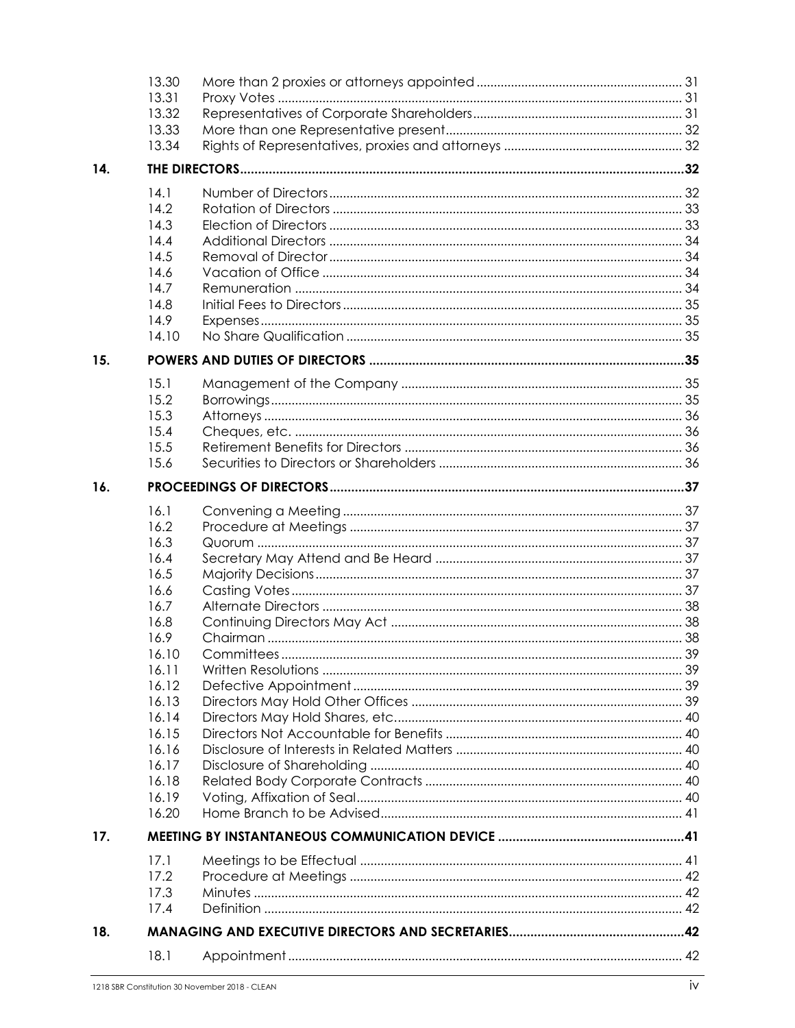| | | |
|---|---|---|
| 13.30 | More than 2 proxies or attorneys appointed | 31 |
| 13.31 | Proxy Votes | 31 |
| 13.32 | Representatives of Corporate Shareholders | 31 |
| 13.33 | More than one Representative present | 32 |
| 13.34 | Rights of Representatives, proxies and attorneys | 32 |

**14. THE DIRECTORS ....................................................................................................................32**

| | | |
|---|---|---|
| 14.1 | Number of Directors | 32 |
| 14.2 | Rotation of Directors | 33 |
| 14.3 | Election of Directors | 33 |
| 14.4 | Additional Directors | 34 |
| 14.5 | Removal of Director | 34 |
| 14.6 | Vacation of Office | 34 |
| 14.7 | Remuneration | 34 |
| 14.8 | Initial Fees to Directors | 35 |
| 14.9 | Expenses | 35 |
| 14.10 | No Share Qualification | 35 |

**15. POWERS AND DUTIES OF DIRECTORS ....................................................................................35**

| | | |
|---|---|---|
| 15.1 | Management of the Company | 35 |
| 15.2 | Borrowings | 35 |
| 15.3 | Attorneys | 36 |
| 15.4 | Cheques, etc. | 36 |
| 15.5 | Retirement Benefits for Directors | 36 |
| 15.6 | Securities to Directors or Shareholders | 36 |

**16. PROCEEDINGS OF DIRECTORS ...............................................................................................37**

| | | |
|---|---|---|
| 16.1 | Convening a Meeting | 37 |
| 16.2 | Procedure at Meetings | 37 |
| 16.3 | Quorum | 37 |
| 16.4 | Secretary May Attend and Be Heard | 37 |
| 16.5 | Majority Decisions | 37 |
| 16.6 | Casting Votes | 37 |
| 16.7 | Alternate Directors | 38 |
| 16.8 | Continuing Directors May Act | 38 |
| 16.9 | Chairman | 38 |
| 16.10 | Committees | 39 |
| 16.11 | Written Resolutions | 39 |
| 16.12 | Defective Appointment | 39 |
| 16.13 | Directors May Hold Other Offices | 39 |
| 16.14 | Directors May Hold Shares, etc. | 40 |
| 16.15 | Directors Not Accountable for Benefits | 40 |
| 16.16 | Disclosure of Interests in Related Matters | 40 |
| 16.17 | Disclosure of Shareholding | 40 |
| 16.18 | Related Body Corporate Contracts | 40 |
| 16.19 | Voting, Affixation of Seal | 40 |
| 16.20 | Home Branch to be Advised | 41 |

**17. MEETING BY INSTANTANEOUS COMMUNICATION DEVICE ...................................................41**

| | | |
|---|---|---|
| 17.1 | Meetings to be Effectual | 41 |
| 17.2 | Procedure at Meetings | 42 |
| 17.3 | Minutes | 42 |
| 17.4 | Definition | 42 |

**18. MANAGING AND EXECUTIVE DIRECTORS AND SECRETARIES.................................................42**

| | | |
|---|---|---|
| 18.1 | Appointment | 42 |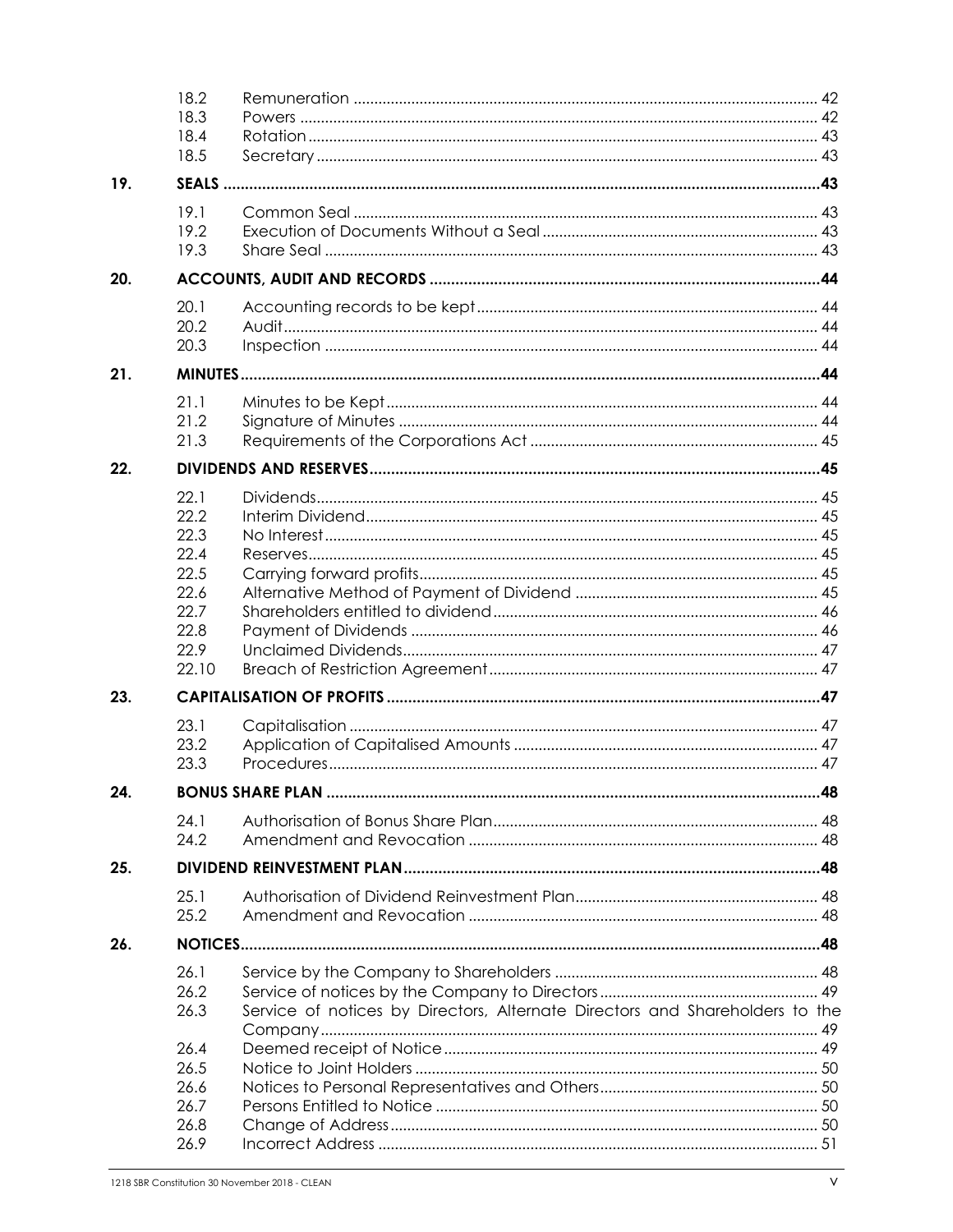| | | | |
|---|---|---|---|
| | 18.2 | Remuneration | 42 |
| | 18.3 | Powers | 42 |
| | 18.4 | Rotation | 43 |
| | 18.5 | Secretary | 43 |
| **19.** | **SEALS** | | **43** |
| | 19.1 | Common Seal | 43 |
| | 19.2 | Execution of Documents Without a Seal | 43 |
| | 19.3 | Share Seal | 43 |
| **20.** | **ACCOUNTS, AUDIT AND RECORDS** | | **44** |
| | 20.1 | Accounting records to be kept | 44 |
| | 20.2 | Audit | 44 |
| | 20.3 | Inspection | 44 |
| **21.** | **MINUTES** | | **44** |
| | 21.1 | Minutes to be Kept | 44 |
| | 21.2 | Signature of Minutes | 44 |
| | 21.3 | Requirements of the Corporations Act | 45 |
| **22.** | **DIVIDENDS AND RESERVES** | | **45** |
| | 22.1 | Dividends | 45 |
| | 22.2 | Interim Dividend | 45 |
| | 22.3 | No Interest | 45 |
| | 22.4 | Reserves | 45 |
| | 22.5 | Carrying forward profits | 45 |
| | 22.6 | Alternative Method of Payment of Dividend | 45 |
| | 22.7 | Shareholders entitled to dividend | 46 |
| | 22.8 | Payment of Dividends | 46 |
| | 22.9 | Unclaimed Dividends | 47 |
| | 22.10 | Breach of Restriction Agreement | 47 |
| **23.** | **CAPITALISATION OF PROFITS** | | **47** |
| | 23.1 | Capitalisation | 47 |
| | 23.2 | Application of Capitalised Amounts | 47 |
| | 23.3 | Procedures | 47 |
| **24.** | **BONUS SHARE PLAN** | | **48** |
| | 24.1 | Authorisation of Bonus Share Plan | 48 |
| | 24.2 | Amendment and Revocation | 48 |
| **25.** | **DIVIDEND REINVESTMENT PLAN** | | **48** |
| | 25.1 | Authorisation of Dividend Reinvestment Plan | 48 |
| | 25.2 | Amendment and Revocation | 48 |
| **26.** | **NOTICES** | | **48** |
| | 26.1 | Service by the Company to Shareholders | 48 |
| | 26.2 | Service of notices by the Company to Directors | 49 |
| | 26.3 | Service of notices by Directors, Alternate Directors and Shareholders to the Company | 49 |
| | 26.4 | Deemed receipt of Notice | 49 |
| | 26.5 | Notice to Joint Holders | 50 |
| | 26.6 | Notices to Personal Representatives and Others | 50 |
| | 26.7 | Persons Entitled to Notice | 50 |
| | 26.8 | Change of Address | 50 |
| | 26.9 | Incorrect Address | 51 |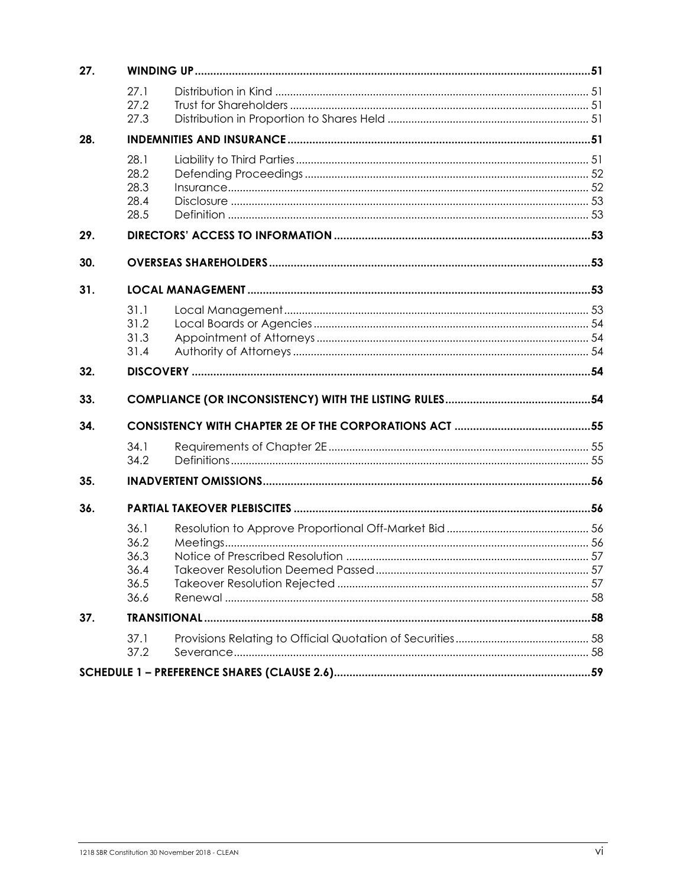| | | | |
|---|---|---|---|
| **27.** | **WINDING UP** | | **51** |
| | 27.1 | Distribution in Kind | 51 |
| | 27.2 | Trust for Shareholders | 51 |
| | 27.3 | Distribution in Proportion to Shares Held | 51 |
| **28.** | **INDEMNITIES AND INSURANCE** | | **51** |
| | 28.1 | Liability to Third Parties | 51 |
| | 28.2 | Defending Proceedings | 52 |
| | 28.3 | Insurance | 52 |
| | 28.4 | Disclosure | 53 |
| | 28.5 | Definition | 53 |
| **29.** | **DIRECTORS' ACCESS TO INFORMATION** | | **53** |
| **30.** | **OVERSEAS SHAREHOLDERS** | | **53** |
| **31.** | **LOCAL MANAGEMENT** | | **53** |
| | 31.1 | Local Management | 53 |
| | 31.2 | Local Boards or Agencies | 54 |
| | 31.3 | Appointment of Attorneys | 54 |
| | 31.4 | Authority of Attorneys | 54 |
| **32.** | **DISCOVERY** | | **54** |
| **33.** | **COMPLIANCE (OR INCONSISTENCY) WITH THE LISTING RULES** | | **54** |
| **34.** | **CONSISTENCY WITH CHAPTER 2E OF THE CORPORATIONS ACT** | | **55** |
| | 34.1 | Requirements of Chapter 2E | 55 |
| | 34.2 | Definitions | 55 |
| **35.** | **INADVERTENT OMISSIONS** | | **56** |
| **36.** | **PARTIAL TAKEOVER PLEBISCITES** | | **56** |
| | 36.1 | Resolution to Approve Proportional Off-Market Bid | 56 |
| | 36.2 | Meetings | 56 |
| | 36.3 | Notice of Prescribed Resolution | 57 |
| | 36.4 | Takeover Resolution Deemed Passed | 57 |
| | 36.5 | Takeover Resolution Rejected | 57 |
| | 36.6 | Renewal | 58 |
| **37.** | **TRANSITIONAL** | | **58** |
| | 37.1 | Provisions Relating to Official Quotation of Securities | 58 |
| | 37.2 | Severance | 58 |
| **SCHEDULE 1 – PREFERENCE SHARES (CLAUSE 2.6)** | | | **59** |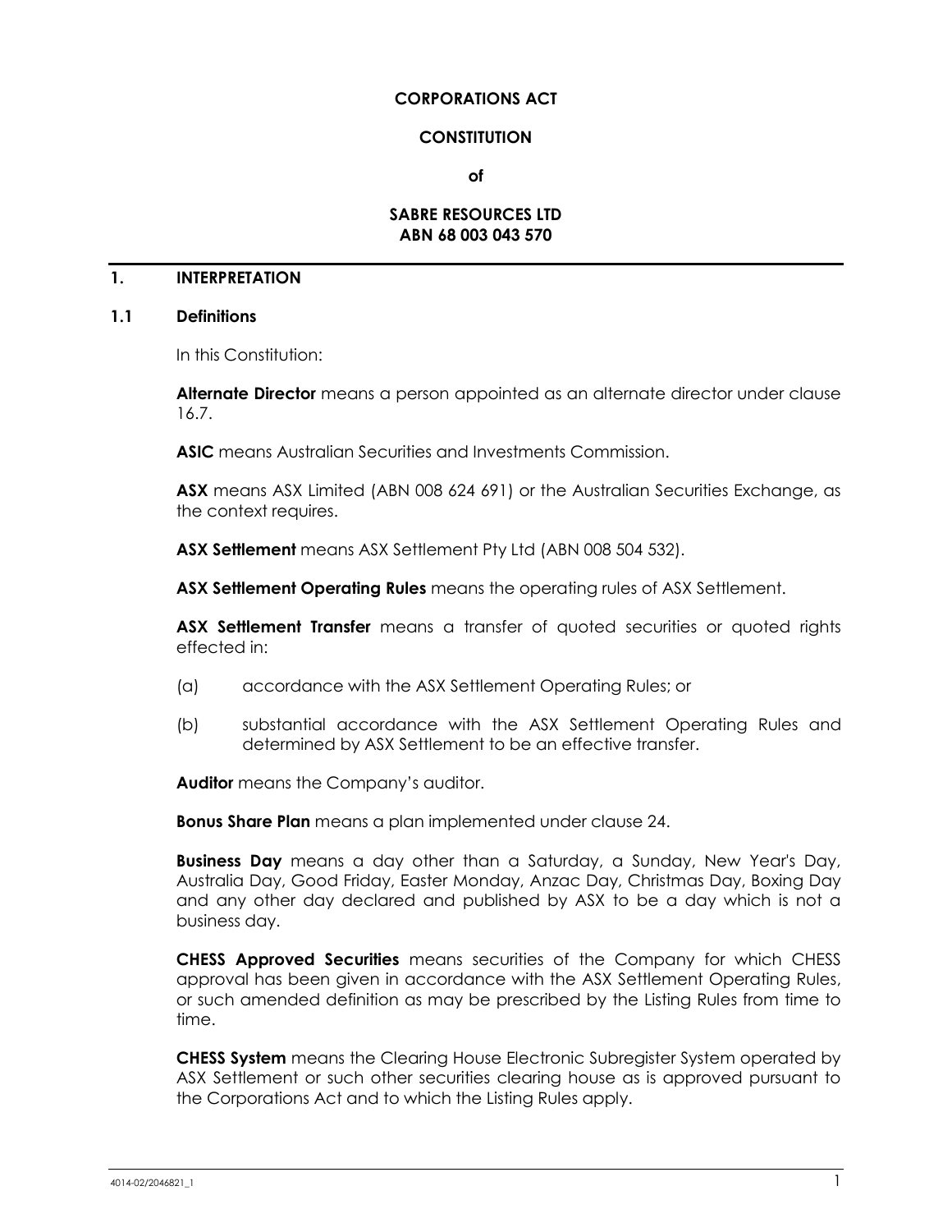**CORPORATIONS ACT**

**CONSTITUTION**

**of**

**SABRE RESOURCES LTD**
**ABN 68 003 043 570**

## 1. INTERPRETATION

### 1.1 Definitions

In this Constitution:

**Alternate Director** means a person appointed as an alternate director under clause 16.7.

**ASIC** means Australian Securities and Investments Commission.

**ASX** means ASX Limited (ABN 008 624 691) or the Australian Securities Exchange, as the context requires.

**ASX Settlement** means ASX Settlement Pty Ltd (ABN 008 504 532).

**ASX Settlement Operating Rules** means the operating rules of ASX Settlement.

**ASX Settlement Transfer** means a transfer of quoted securities or quoted rights effected in:

(a) accordance with the ASX Settlement Operating Rules; or

(b) substantial accordance with the ASX Settlement Operating Rules and determined by ASX Settlement to be an effective transfer.

**Auditor** means the Company's auditor.

**Bonus Share Plan** means a plan implemented under clause 24.

**Business Day** means a day other than a Saturday, a Sunday, New Year's Day, Australia Day, Good Friday, Easter Monday, Anzac Day, Christmas Day, Boxing Day and any other day declared and published by ASX to be a day which is not a business day.

**CHESS Approved Securities** means securities of the Company for which CHESS approval has been given in accordance with the ASX Settlement Operating Rules, or such amended definition as may be prescribed by the Listing Rules from time to time.

**CHESS System** means the Clearing House Electronic Subregister System operated by ASX Settlement or such other securities clearing house as is approved pursuant to the Corporations Act and to which the Listing Rules apply.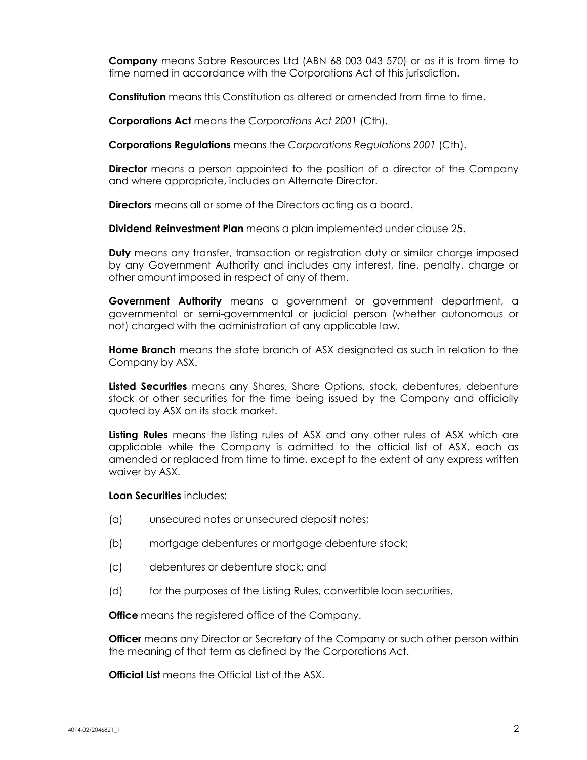**Company** means Sabre Resources Ltd (ABN 68 003 043 570) or as it is from time to time named in accordance with the Corporations Act of this jurisdiction.

**Constitution** means this Constitution as altered or amended from time to time.

**Corporations Act** means the *Corporations Act 2001* (Cth).

**Corporations Regulations** means the *Corporations Regulations 2001* (Cth).

**Director** means a person appointed to the position of a director of the Company and where appropriate, includes an Alternate Director.

**Directors** means all or some of the Directors acting as a board.

**Dividend Reinvestment Plan** means a plan implemented under clause 25.

**Duty** means any transfer, transaction or registration duty or similar charge imposed by any Government Authority and includes any interest, fine, penalty, charge or other amount imposed in respect of any of them.

**Government Authority** means a government or government department, a governmental or semi-governmental or judicial person (whether autonomous or not) charged with the administration of any applicable law.

**Home Branch** means the state branch of ASX designated as such in relation to the Company by ASX.

**Listed Securities** means any Shares, Share Options, stock, debentures, debenture stock or other securities for the time being issued by the Company and officially quoted by ASX on its stock market.

**Listing Rules** means the listing rules of ASX and any other rules of ASX which are applicable while the Company is admitted to the official list of ASX, each as amended or replaced from time to time, except to the extent of any express written waiver by ASX.

**Loan Securities** includes:

(a) unsecured notes or unsecured deposit notes;

(b) mortgage debentures or mortgage debenture stock;

(c) debentures or debenture stock; and

(d) for the purposes of the Listing Rules, convertible loan securities.

**Office** means the registered office of the Company.

**Officer** means any Director or Secretary of the Company or such other person within the meaning of that term as defined by the Corporations Act.

**Official List** means the Official List of the ASX.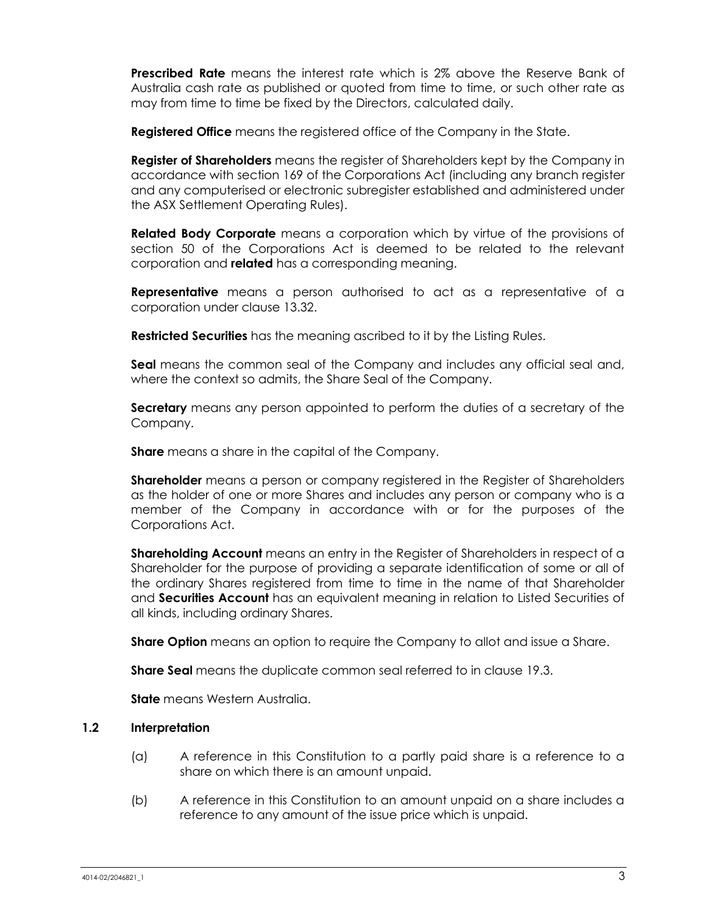**Prescribed Rate** means the interest rate which is 2% above the Reserve Bank of Australia cash rate as published or quoted from time to time, or such other rate as may from time to time be fixed by the Directors, calculated daily.

**Registered Office** means the registered office of the Company in the State.

**Register of Shareholders** means the register of Shareholders kept by the Company in accordance with section 169 of the Corporations Act (including any branch register and any computerised or electronic subregister established and administered under the ASX Settlement Operating Rules).

**Related Body Corporate** means a corporation which by virtue of the provisions of section 50 of the Corporations Act is deemed to be related to the relevant corporation and **related** has a corresponding meaning.

**Representative** means a person authorised to act as a representative of a corporation under clause 13.32.

**Restricted Securities** has the meaning ascribed to it by the Listing Rules.

**Seal** means the common seal of the Company and includes any official seal and, where the context so admits, the Share Seal of the Company.

**Secretary** means any person appointed to perform the duties of a secretary of the Company.

**Share** means a share in the capital of the Company.

**Shareholder** means a person or company registered in the Register of Shareholders as the holder of one or more Shares and includes any person or company who is a member of the Company in accordance with or for the purposes of the Corporations Act.

**Shareholding Account** means an entry in the Register of Shareholders in respect of a Shareholder for the purpose of providing a separate identification of some or all of the ordinary Shares registered from time to time in the name of that Shareholder and **Securities Account** has an equivalent meaning in relation to Listed Securities of all kinds, including ordinary Shares.

**Share Option** means an option to require the Company to allot and issue a Share.

**Share Seal** means the duplicate common seal referred to in clause 19.3.

**State** means Western Australia.

### 1.2 Interpretation

(a) A reference in this Constitution to a partly paid share is a reference to a share on which there is an amount unpaid.

(b) A reference in this Constitution to an amount unpaid on a share includes a reference to any amount of the issue price which is unpaid.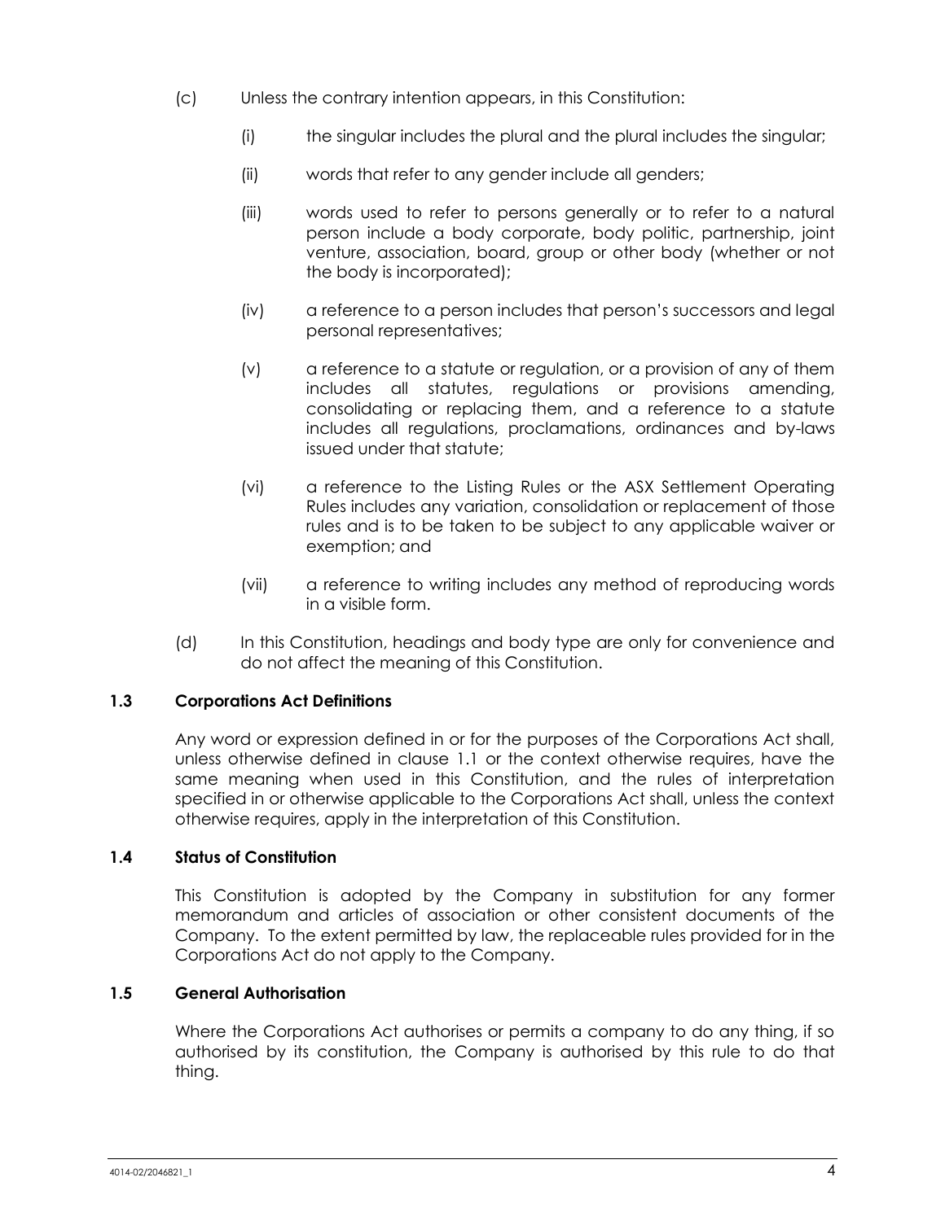(c) Unless the contrary intention appears, in this Constitution:

(i) the singular includes the plural and the plural includes the singular;

(ii) words that refer to any gender include all genders;

(iii) words used to refer to persons generally or to refer to a natural person include a body corporate, body politic, partnership, joint venture, association, board, group or other body (whether or not the body is incorporated);

(iv) a reference to a person includes that person's successors and legal personal representatives;

(v) a reference to a statute or regulation, or a provision of any of them includes all statutes, regulations or provisions amending, consolidating or replacing them, and a reference to a statute includes all regulations, proclamations, ordinances and by-laws issued under that statute;

(vi) a reference to the Listing Rules or the ASX Settlement Operating Rules includes any variation, consolidation or replacement of those rules and is to be taken to be subject to any applicable waiver or exemption; and

(vii) a reference to writing includes any method of reproducing words in a visible form.

(d) In this Constitution, headings and body type are only for convenience and do not affect the meaning of this Constitution.

### 1.3 Corporations Act Definitions

Any word or expression defined in or for the purposes of the Corporations Act shall, unless otherwise defined in clause 1.1 or the context otherwise requires, have the same meaning when used in this Constitution, and the rules of interpretation specified in or otherwise applicable to the Corporations Act shall, unless the context otherwise requires, apply in the interpretation of this Constitution.

### 1.4 Status of Constitution

This Constitution is adopted by the Company in substitution for any former memorandum and articles of association or other consistent documents of the Company. To the extent permitted by law, the replaceable rules provided for in the Corporations Act do not apply to the Company.

### 1.5 General Authorisation

Where the Corporations Act authorises or permits a company to do any thing, if so authorised by its constitution, the Company is authorised by this rule to do that thing.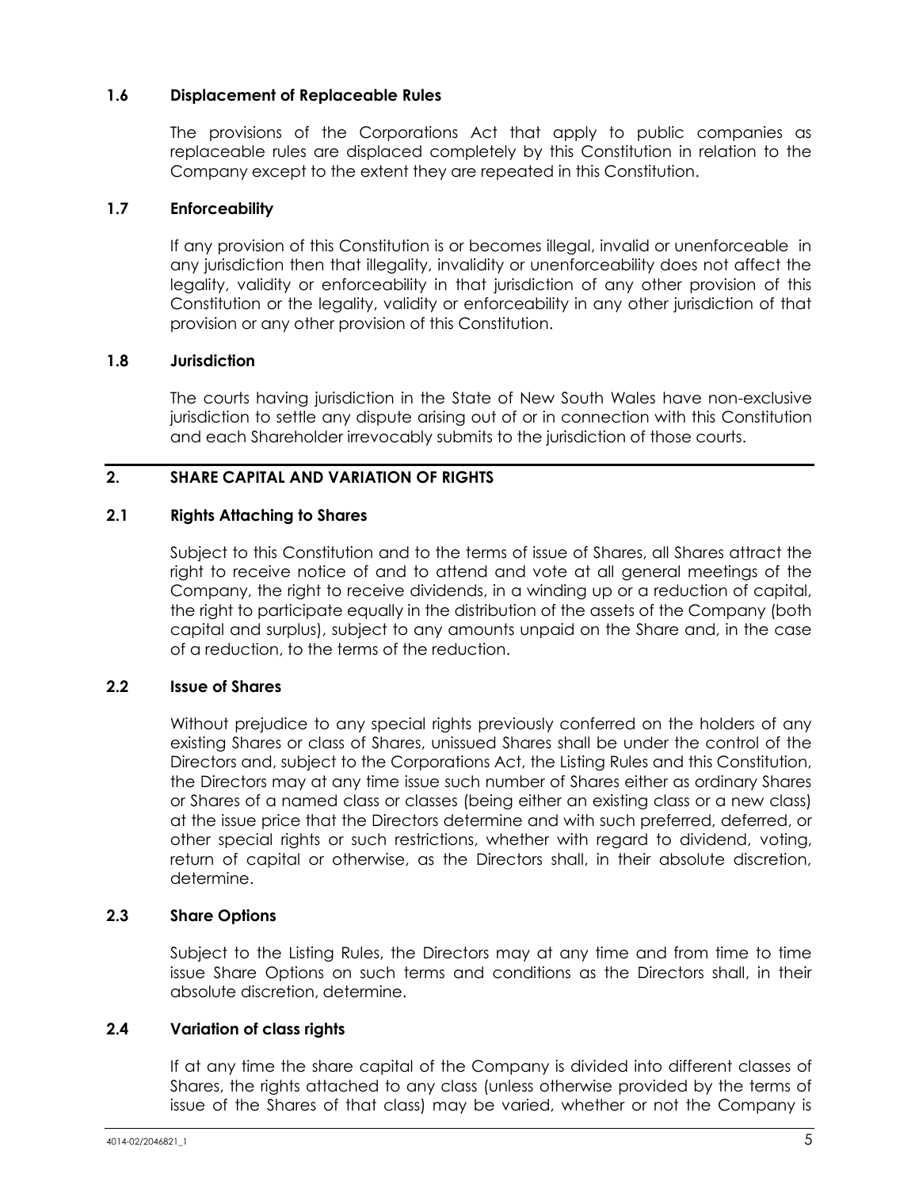### 1.6 Displacement of Replaceable Rules

The provisions of the Corporations Act that apply to public companies as replaceable rules are displaced completely by this Constitution in relation to the Company except to the extent they are repeated in this Constitution.

### 1.7 Enforceability

If any provision of this Constitution is or becomes illegal, invalid or unenforceable in any jurisdiction then that illegality, invalidity or unenforceability does not affect the legality, validity or enforceability in that jurisdiction of any other provision of this Constitution or the legality, validity or enforceability in any other jurisdiction of that provision or any other provision of this Constitution.

### 1.8 Jurisdiction

The courts having jurisdiction in the State of New South Wales have non-exclusive jurisdiction to settle any dispute arising out of or in connection with this Constitution and each Shareholder irrevocably submits to the jurisdiction of those courts.

## 2. SHARE CAPITAL AND VARIATION OF RIGHTS

### 2.1 Rights Attaching to Shares

Subject to this Constitution and to the terms of issue of Shares, all Shares attract the right to receive notice of and to attend and vote at all general meetings of the Company, the right to receive dividends, in a winding up or a reduction of capital, the right to participate equally in the distribution of the assets of the Company (both capital and surplus), subject to any amounts unpaid on the Share and, in the case of a reduction, to the terms of the reduction.

### 2.2 Issue of Shares

Without prejudice to any special rights previously conferred on the holders of any existing Shares or class of Shares, unissued Shares shall be under the control of the Directors and, subject to the Corporations Act, the Listing Rules and this Constitution, the Directors may at any time issue such number of Shares either as ordinary Shares or Shares of a named class or classes (being either an existing class or a new class) at the issue price that the Directors determine and with such preferred, deferred, or other special rights or such restrictions, whether with regard to dividend, voting, return of capital or otherwise, as the Directors shall, in their absolute discretion, determine.

### 2.3 Share Options

Subject to the Listing Rules, the Directors may at any time and from time to time issue Share Options on such terms and conditions as the Directors shall, in their absolute discretion, determine.

### 2.4 Variation of class rights

If at any time the share capital of the Company is divided into different classes of Shares, the rights attached to any class (unless otherwise provided by the terms of issue of the Shares of that class) may be varied, whether or not the Company is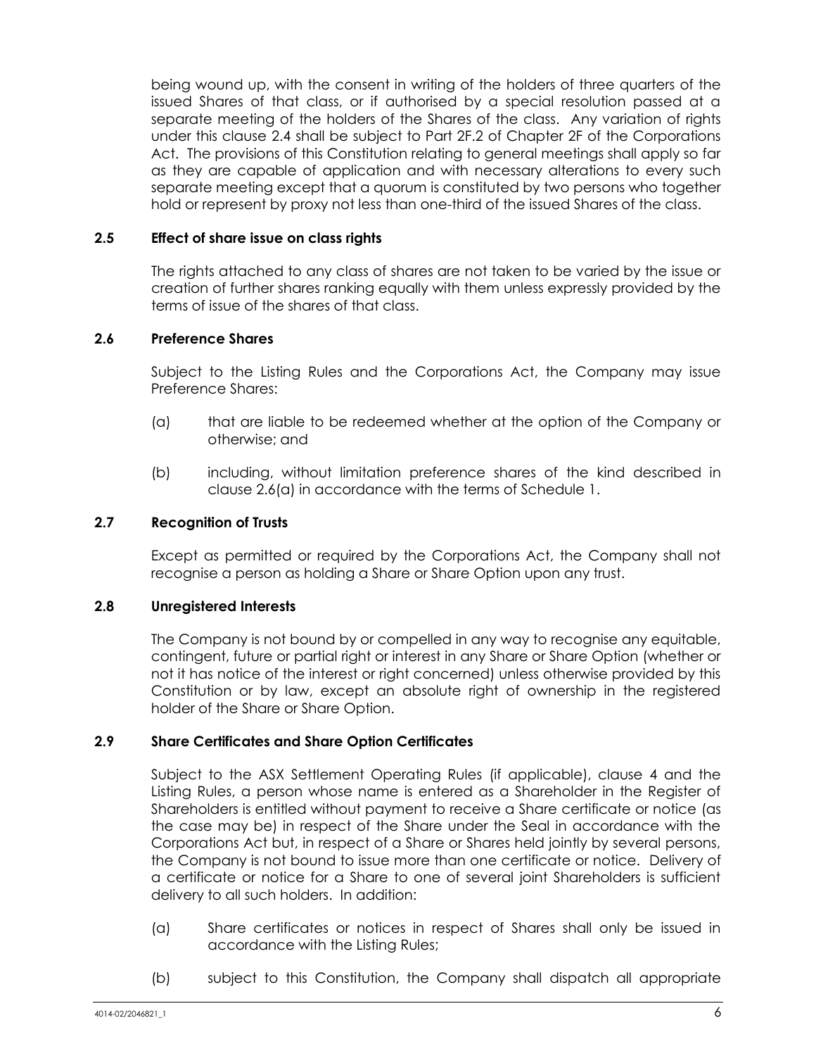being wound up, with the consent in writing of the holders of three quarters of the issued Shares of that class, or if authorised by a special resolution passed at a separate meeting of the holders of the Shares of the class. Any variation of rights under this clause 2.4 shall be subject to Part 2F.2 of Chapter 2F of the Corporations Act. The provisions of this Constitution relating to general meetings shall apply so far as they are capable of application and with necessary alterations to every such separate meeting except that a quorum is constituted by two persons who together hold or represent by proxy not less than one-third of the issued Shares of the class.

### 2.5 Effect of share issue on class rights

The rights attached to any class of shares are not taken to be varied by the issue or creation of further shares ranking equally with them unless expressly provided by the terms of issue of the shares of that class.

### 2.6 Preference Shares

Subject to the Listing Rules and the Corporations Act, the Company may issue Preference Shares:

(a) that are liable to be redeemed whether at the option of the Company or otherwise; and

(b) including, without limitation preference shares of the kind described in clause 2.6(a) in accordance with the terms of Schedule 1.

### 2.7 Recognition of Trusts

Except as permitted or required by the Corporations Act, the Company shall not recognise a person as holding a Share or Share Option upon any trust.

### 2.8 Unregistered Interests

The Company is not bound by or compelled in any way to recognise any equitable, contingent, future or partial right or interest in any Share or Share Option (whether or not it has notice of the interest or right concerned) unless otherwise provided by this Constitution or by law, except an absolute right of ownership in the registered holder of the Share or Share Option.

### 2.9 Share Certificates and Share Option Certificates

Subject to the ASX Settlement Operating Rules (if applicable), clause 4 and the Listing Rules, a person whose name is entered as a Shareholder in the Register of Shareholders is entitled without payment to receive a Share certificate or notice (as the case may be) in respect of the Share under the Seal in accordance with the Corporations Act but, in respect of a Share or Shares held jointly by several persons, the Company is not bound to issue more than one certificate or notice. Delivery of a certificate or notice for a Share to one of several joint Shareholders is sufficient delivery to all such holders. In addition:

(a) Share certificates or notices in respect of Shares shall only be issued in accordance with the Listing Rules;

(b) subject to this Constitution, the Company shall dispatch all appropriate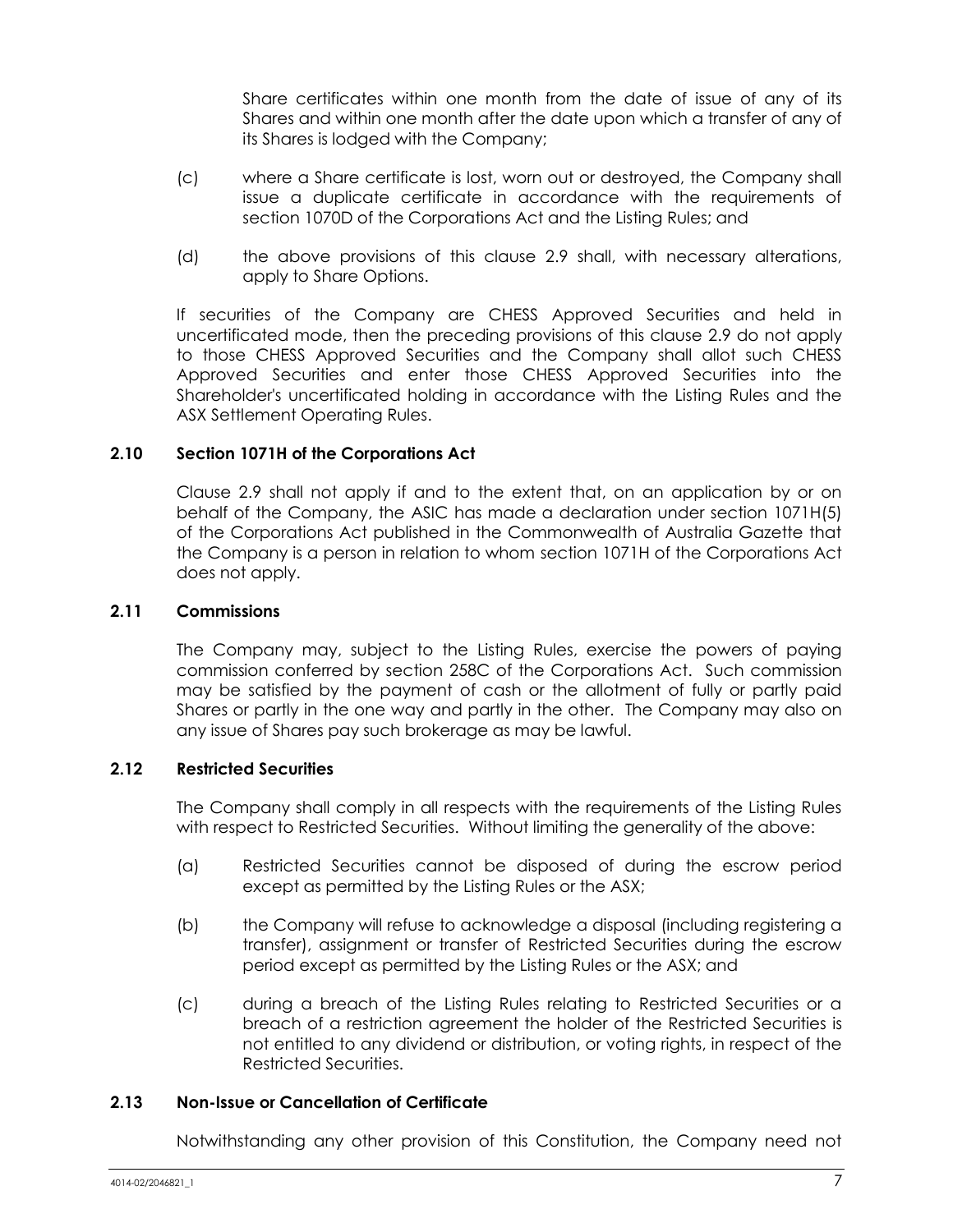Share certificates within one month from the date of issue of any of its Shares and within one month after the date upon which a transfer of any of its Shares is lodged with the Company;

(c) where a Share certificate is lost, worn out or destroyed, the Company shall issue a duplicate certificate in accordance with the requirements of section 1070D of the Corporations Act and the Listing Rules; and

(d) the above provisions of this clause 2.9 shall, with necessary alterations, apply to Share Options.

If securities of the Company are CHESS Approved Securities and held in uncertificated mode, then the preceding provisions of this clause 2.9 do not apply to those CHESS Approved Securities and the Company shall allot such CHESS Approved Securities and enter those CHESS Approved Securities into the Shareholder's uncertificated holding in accordance with the Listing Rules and the ASX Settlement Operating Rules.

### 2.10 Section 1071H of the Corporations Act

Clause 2.9 shall not apply if and to the extent that, on an application by or on behalf of the Company, the ASIC has made a declaration under section 1071H(5) of the Corporations Act published in the Commonwealth of Australia Gazette that the Company is a person in relation to whom section 1071H of the Corporations Act does not apply.

### 2.11 Commissions

The Company may, subject to the Listing Rules, exercise the powers of paying commission conferred by section 258C of the Corporations Act. Such commission may be satisfied by the payment of cash or the allotment of fully or partly paid Shares or partly in the one way and partly in the other. The Company may also on any issue of Shares pay such brokerage as may be lawful.

### 2.12 Restricted Securities

The Company shall comply in all respects with the requirements of the Listing Rules with respect to Restricted Securities. Without limiting the generality of the above:

(a) Restricted Securities cannot be disposed of during the escrow period except as permitted by the Listing Rules or the ASX;

(b) the Company will refuse to acknowledge a disposal (including registering a transfer), assignment or transfer of Restricted Securities during the escrow period except as permitted by the Listing Rules or the ASX; and

(c) during a breach of the Listing Rules relating to Restricted Securities or a breach of a restriction agreement the holder of the Restricted Securities is not entitled to any dividend or distribution, or voting rights, in respect of the Restricted Securities.

### 2.13 Non-Issue or Cancellation of Certificate

Notwithstanding any other provision of this Constitution, the Company need not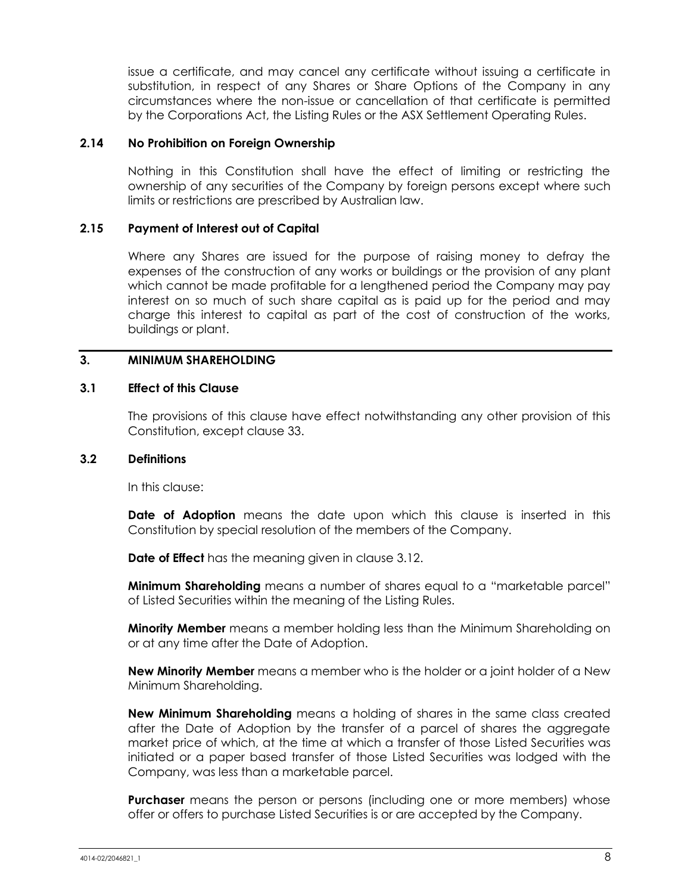issue a certificate, and may cancel any certificate without issuing a certificate in substitution, in respect of any Shares or Share Options of the Company in any circumstances where the non-issue or cancellation of that certificate is permitted by the Corporations Act, the Listing Rules or the ASX Settlement Operating Rules.

### 2.14 No Prohibition on Foreign Ownership

Nothing in this Constitution shall have the effect of limiting or restricting the ownership of any securities of the Company by foreign persons except where such limits or restrictions are prescribed by Australian law.

### 2.15 Payment of Interest out of Capital

Where any Shares are issued for the purpose of raising money to defray the expenses of the construction of any works or buildings or the provision of any plant which cannot be made profitable for a lengthened period the Company may pay interest on so much of such share capital as is paid up for the period and may charge this interest to capital as part of the cost of construction of the works, buildings or plant.

## 3. MINIMUM SHAREHOLDING

### 3.1 Effect of this Clause

The provisions of this clause have effect notwithstanding any other provision of this Constitution, except clause 33.

### 3.2 Definitions

In this clause:

**Date of Adoption** means the date upon which this clause is inserted in this Constitution by special resolution of the members of the Company.

**Date of Effect** has the meaning given in clause 3.12.

**Minimum Shareholding** means a number of shares equal to a "marketable parcel" of Listed Securities within the meaning of the Listing Rules.

**Minority Member** means a member holding less than the Minimum Shareholding on or at any time after the Date of Adoption.

**New Minority Member** means a member who is the holder or a joint holder of a New Minimum Shareholding.

**New Minimum Shareholding** means a holding of shares in the same class created after the Date of Adoption by the transfer of a parcel of shares the aggregate market price of which, at the time at which a transfer of those Listed Securities was initiated or a paper based transfer of those Listed Securities was lodged with the Company, was less than a marketable parcel.

**Purchaser** means the person or persons (including one or more members) whose offer or offers to purchase Listed Securities is or are accepted by the Company.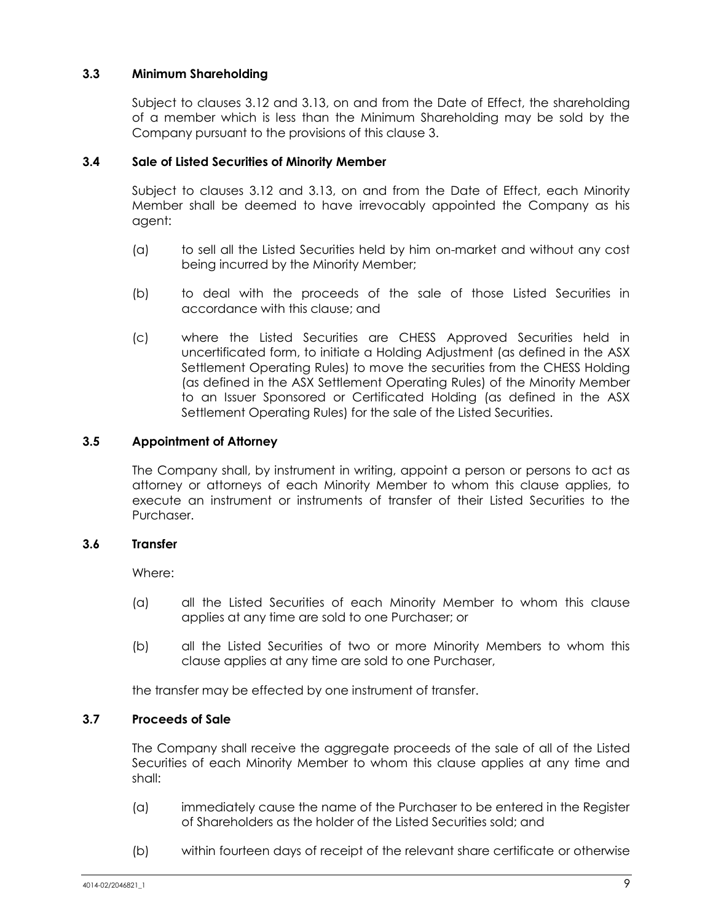### 3.3 Minimum Shareholding

Subject to clauses 3.12 and 3.13, on and from the Date of Effect, the shareholding of a member which is less than the Minimum Shareholding may be sold by the Company pursuant to the provisions of this clause 3.

### 3.4 Sale of Listed Securities of Minority Member

Subject to clauses 3.12 and 3.13, on and from the Date of Effect, each Minority Member shall be deemed to have irrevocably appointed the Company as his agent:

(a) to sell all the Listed Securities held by him on-market and without any cost being incurred by the Minority Member;

(b) to deal with the proceeds of the sale of those Listed Securities in accordance with this clause; and

(c) where the Listed Securities are CHESS Approved Securities held in uncertificated form, to initiate a Holding Adjustment (as defined in the ASX Settlement Operating Rules) to move the securities from the CHESS Holding (as defined in the ASX Settlement Operating Rules) of the Minority Member to an Issuer Sponsored or Certificated Holding (as defined in the ASX Settlement Operating Rules) for the sale of the Listed Securities.

### 3.5 Appointment of Attorney

The Company shall, by instrument in writing, appoint a person or persons to act as attorney or attorneys of each Minority Member to whom this clause applies, to execute an instrument or instruments of transfer of their Listed Securities to the Purchaser.

### 3.6 Transfer

Where:

(a) all the Listed Securities of each Minority Member to whom this clause applies at any time are sold to one Purchaser; or

(b) all the Listed Securities of two or more Minority Members to whom this clause applies at any time are sold to one Purchaser,

the transfer may be effected by one instrument of transfer.

### 3.7 Proceeds of Sale

The Company shall receive the aggregate proceeds of the sale of all of the Listed Securities of each Minority Member to whom this clause applies at any time and shall:

(a) immediately cause the name of the Purchaser to be entered in the Register of Shareholders as the holder of the Listed Securities sold; and

(b) within fourteen days of receipt of the relevant share certificate or otherwise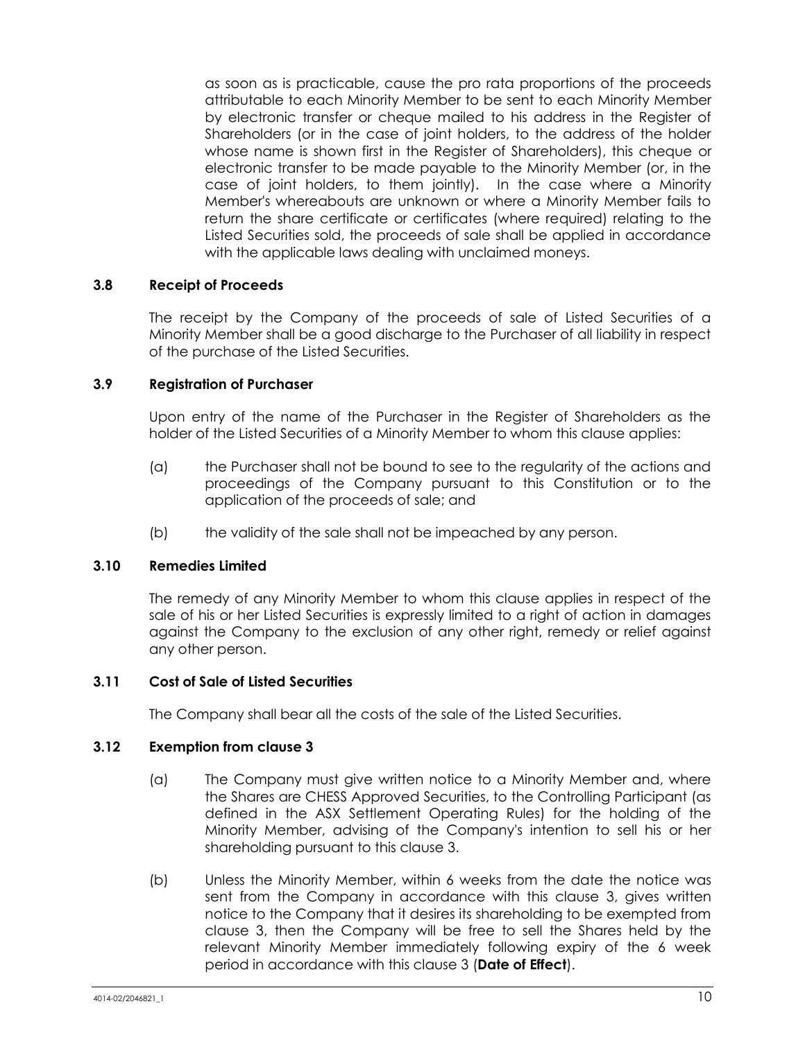as soon as is practicable, cause the pro rata proportions of the proceeds attributable to each Minority Member to be sent to each Minority Member by electronic transfer or cheque mailed to his address in the Register of Shareholders (or in the case of joint holders, to the address of the holder whose name is shown first in the Register of Shareholders), this cheque or electronic transfer to be made payable to the Minority Member (or, in the case of joint holders, to them jointly). In the case where a Minority Member's whereabouts are unknown or where a Minority Member fails to return the share certificate or certificates (where required) relating to the Listed Securities sold, the proceeds of sale shall be applied in accordance with the applicable laws dealing with unclaimed moneys.

### 3.8 Receipt of Proceeds

The receipt by the Company of the proceeds of sale of Listed Securities of a Minority Member shall be a good discharge to the Purchaser of all liability in respect of the purchase of the Listed Securities.

### 3.9 Registration of Purchaser

Upon entry of the name of the Purchaser in the Register of Shareholders as the holder of the Listed Securities of a Minority Member to whom this clause applies:

(a) the Purchaser shall not be bound to see to the regularity of the actions and proceedings of the Company pursuant to this Constitution or to the application of the proceeds of sale; and

(b) the validity of the sale shall not be impeached by any person.

### 3.10 Remedies Limited

The remedy of any Minority Member to whom this clause applies in respect of the sale of his or her Listed Securities is expressly limited to a right of action in damages against the Company to the exclusion of any other right, remedy or relief against any other person.

### 3.11 Cost of Sale of Listed Securities

The Company shall bear all the costs of the sale of the Listed Securities.

### 3.12 Exemption from clause 3

(a) The Company must give written notice to a Minority Member and, where the Shares are CHESS Approved Securities, to the Controlling Participant (as defined in the ASX Settlement Operating Rules) for the holding of the Minority Member, advising of the Company's intention to sell his or her shareholding pursuant to this clause 3.

(b) Unless the Minority Member, within 6 weeks from the date the notice was sent from the Company in accordance with this clause 3, gives written notice to the Company that it desires its shareholding to be exempted from clause 3, then the Company will be free to sell the Shares held by the relevant Minority Member immediately following expiry of the 6 week period in accordance with this clause 3 (**Date of Effect**).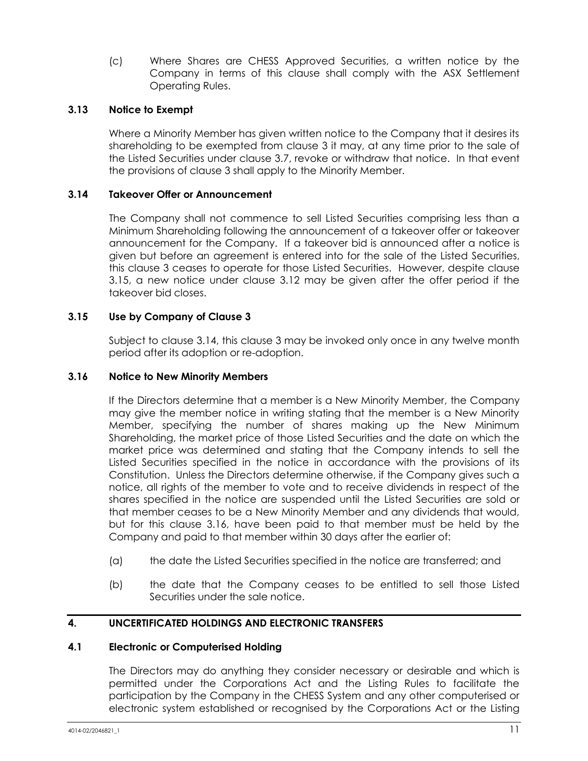(c) Where Shares are CHESS Approved Securities, a written notice by the Company in terms of this clause shall comply with the ASX Settlement Operating Rules.

### 3.13 Notice to Exempt

Where a Minority Member has given written notice to the Company that it desires its shareholding to be exempted from clause 3 it may, at any time prior to the sale of the Listed Securities under clause 3.7, revoke or withdraw that notice. In that event the provisions of clause 3 shall apply to the Minority Member.

### 3.14 Takeover Offer or Announcement

The Company shall not commence to sell Listed Securities comprising less than a Minimum Shareholding following the announcement of a takeover offer or takeover announcement for the Company. If a takeover bid is announced after a notice is given but before an agreement is entered into for the sale of the Listed Securities, this clause 3 ceases to operate for those Listed Securities. However, despite clause 3.15, a new notice under clause 3.12 may be given after the offer period if the takeover bid closes.

### 3.15 Use by Company of Clause 3

Subject to clause 3.14, this clause 3 may be invoked only once in any twelve month period after its adoption or re-adoption.

### 3.16 Notice to New Minority Members

If the Directors determine that a member is a New Minority Member, the Company may give the member notice in writing stating that the member is a New Minority Member, specifying the number of shares making up the New Minimum Shareholding, the market price of those Listed Securities and the date on which the market price was determined and stating that the Company intends to sell the Listed Securities specified in the notice in accordance with the provisions of its Constitution. Unless the Directors determine otherwise, if the Company gives such a notice, all rights of the member to vote and to receive dividends in respect of the shares specified in the notice are suspended until the Listed Securities are sold or that member ceases to be a New Minority Member and any dividends that would, but for this clause 3.16, have been paid to that member must be held by the Company and paid to that member within 30 days after the earlier of:

(a) the date the Listed Securities specified in the notice are transferred; and

(b) the date that the Company ceases to be entitled to sell those Listed Securities under the sale notice.

## 4. UNCERTIFICATED HOLDINGS AND ELECTRONIC TRANSFERS

### 4.1 Electronic or Computerised Holding

The Directors may do anything they consider necessary or desirable and which is permitted under the Corporations Act and the Listing Rules to facilitate the participation by the Company in the CHESS System and any other computerised or electronic system established or recognised by the Corporations Act or the Listing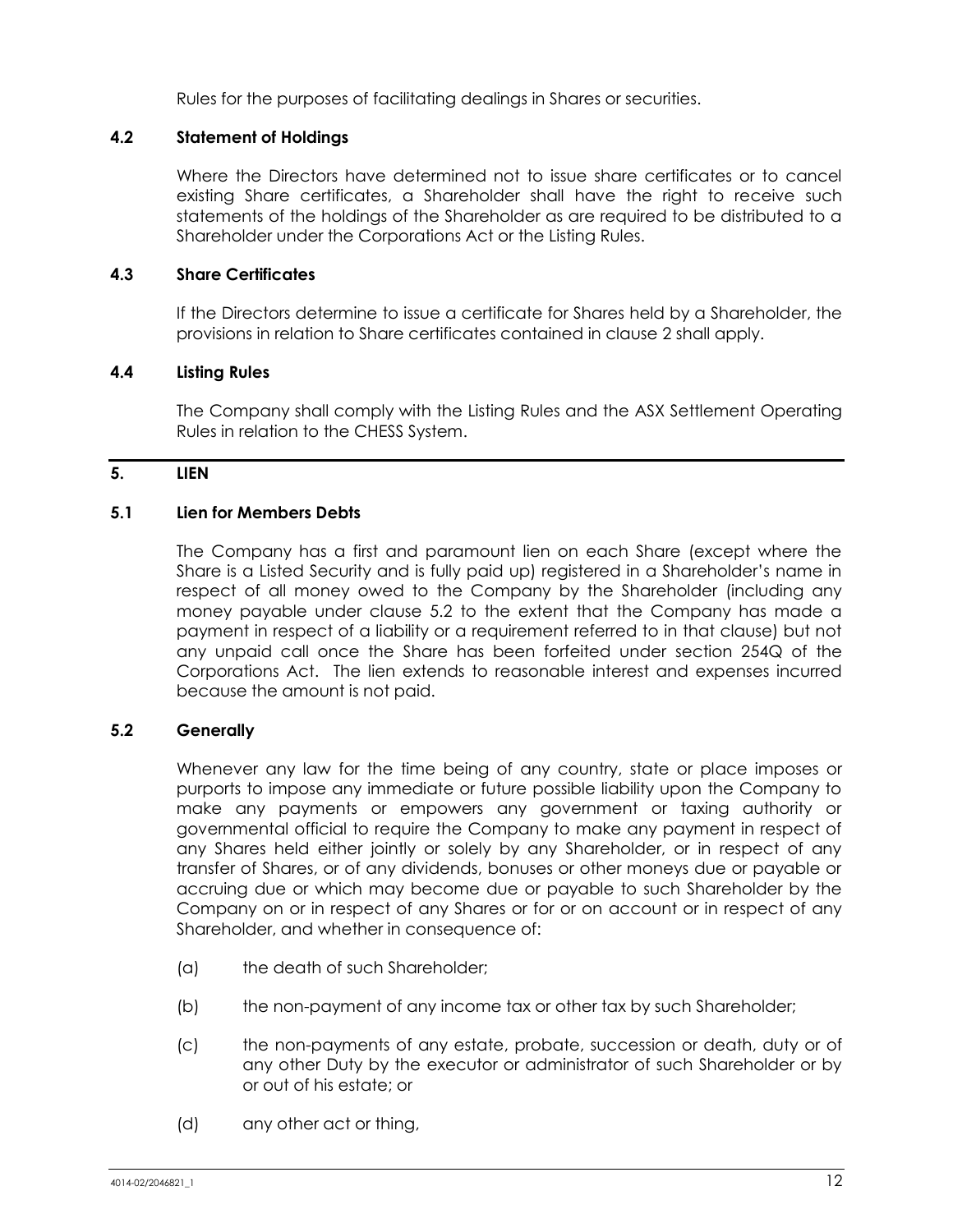Rules for the purposes of facilitating dealings in Shares or securities.

### 4.2 Statement of Holdings

Where the Directors have determined not to issue share certificates or to cancel existing Share certificates, a Shareholder shall have the right to receive such statements of the holdings of the Shareholder as are required to be distributed to a Shareholder under the Corporations Act or the Listing Rules.

### 4.3 Share Certificates

If the Directors determine to issue a certificate for Shares held by a Shareholder, the provisions in relation to Share certificates contained in clause 2 shall apply.

### 4.4 Listing Rules

The Company shall comply with the Listing Rules and the ASX Settlement Operating Rules in relation to the CHESS System.

## 5. LIEN

### 5.1 Lien for Members Debts

The Company has a first and paramount lien on each Share (except where the Share is a Listed Security and is fully paid up) registered in a Shareholder's name in respect of all money owed to the Company by the Shareholder (including any money payable under clause 5.2 to the extent that the Company has made a payment in respect of a liability or a requirement referred to in that clause) but not any unpaid call once the Share has been forfeited under section 254Q of the Corporations Act. The lien extends to reasonable interest and expenses incurred because the amount is not paid.

### 5.2 Generally

Whenever any law for the time being of any country, state or place imposes or purports to impose any immediate or future possible liability upon the Company to make any payments or empowers any government or taxing authority or governmental official to require the Company to make any payment in respect of any Shares held either jointly or solely by any Shareholder, or in respect of any transfer of Shares, or of any dividends, bonuses or other moneys due or payable or accruing due or which may become due or payable to such Shareholder by the Company on or in respect of any Shares or for or on account or in respect of any Shareholder, and whether in consequence of:

(a) the death of such Shareholder;

(b) the non-payment of any income tax or other tax by such Shareholder;

(c) the non-payments of any estate, probate, succession or death, duty or of any other Duty by the executor or administrator of such Shareholder or by or out of his estate; or

(d) any other act or thing,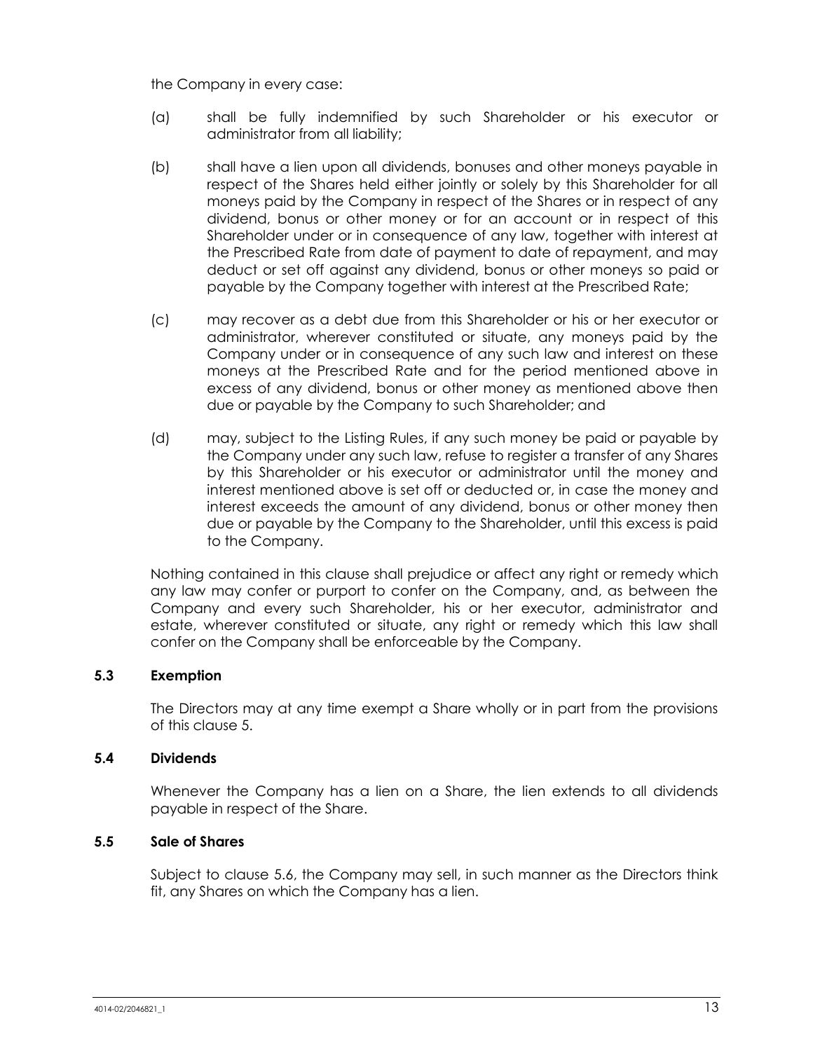the Company in every case:

(a) shall be fully indemnified by such Shareholder or his executor or administrator from all liability;

(b) shall have a lien upon all dividends, bonuses and other moneys payable in respect of the Shares held either jointly or solely by this Shareholder for all moneys paid by the Company in respect of the Shares or in respect of any dividend, bonus or other money or for an account or in respect of this Shareholder under or in consequence of any law, together with interest at the Prescribed Rate from date of payment to date of repayment, and may deduct or set off against any dividend, bonus or other moneys so paid or payable by the Company together with interest at the Prescribed Rate;

(c) may recover as a debt due from this Shareholder or his or her executor or administrator, wherever constituted or situate, any moneys paid by the Company under or in consequence of any such law and interest on these moneys at the Prescribed Rate and for the period mentioned above in excess of any dividend, bonus or other money as mentioned above then due or payable by the Company to such Shareholder; and

(d) may, subject to the Listing Rules, if any such money be paid or payable by the Company under any such law, refuse to register a transfer of any Shares by this Shareholder or his executor or administrator until the money and interest mentioned above is set off or deducted or, in case the money and interest exceeds the amount of any dividend, bonus or other money then due or payable by the Company to the Shareholder, until this excess is paid to the Company.

Nothing contained in this clause shall prejudice or affect any right or remedy which any law may confer or purport to confer on the Company, and, as between the Company and every such Shareholder, his or her executor, administrator and estate, wherever constituted or situate, any right or remedy which this law shall confer on the Company shall be enforceable by the Company.

### 5.3 Exemption

The Directors may at any time exempt a Share wholly or in part from the provisions of this clause 5.

### 5.4 Dividends

Whenever the Company has a lien on a Share, the lien extends to all dividends payable in respect of the Share.

### 5.5 Sale of Shares

Subject to clause 5.6, the Company may sell, in such manner as the Directors think fit, any Shares on which the Company has a lien.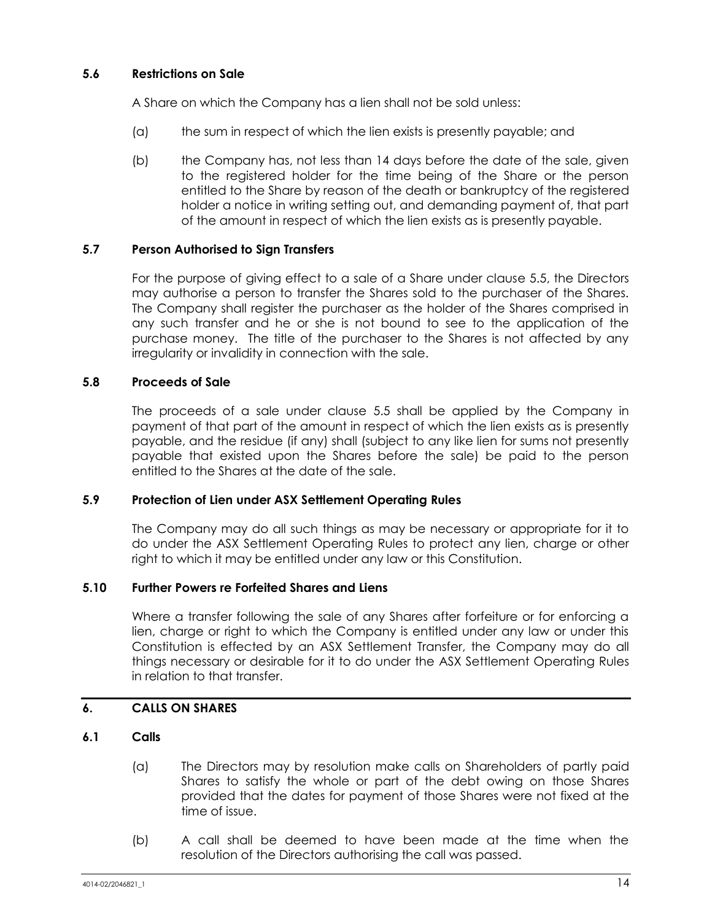### 5.6 Restrictions on Sale

A Share on which the Company has a lien shall not be sold unless:

(a) the sum in respect of which the lien exists is presently payable; and

(b) the Company has, not less than 14 days before the date of the sale, given to the registered holder for the time being of the Share or the person entitled to the Share by reason of the death or bankruptcy of the registered holder a notice in writing setting out, and demanding payment of, that part of the amount in respect of which the lien exists as is presently payable.

### 5.7 Person Authorised to Sign Transfers

For the purpose of giving effect to a sale of a Share under clause 5.5, the Directors may authorise a person to transfer the Shares sold to the purchaser of the Shares. The Company shall register the purchaser as the holder of the Shares comprised in any such transfer and he or she is not bound to see to the application of the purchase money. The title of the purchaser to the Shares is not affected by any irregularity or invalidity in connection with the sale.

### 5.8 Proceeds of Sale

The proceeds of a sale under clause 5.5 shall be applied by the Company in payment of that part of the amount in respect of which the lien exists as is presently payable, and the residue (if any) shall (subject to any like lien for sums not presently payable that existed upon the Shares before the sale) be paid to the person entitled to the Shares at the date of the sale.

### 5.9 Protection of Lien under ASX Settlement Operating Rules

The Company may do all such things as may be necessary or appropriate for it to do under the ASX Settlement Operating Rules to protect any lien, charge or other right to which it may be entitled under any law or this Constitution.

### 5.10 Further Powers re Forfeited Shares and Liens

Where a transfer following the sale of any Shares after forfeiture or for enforcing a lien, charge or right to which the Company is entitled under any law or under this Constitution is effected by an ASX Settlement Transfer, the Company may do all things necessary or desirable for it to do under the ASX Settlement Operating Rules in relation to that transfer.

## 6. CALLS ON SHARES

### 6.1 Calls

(a) The Directors may by resolution make calls on Shareholders of partly paid Shares to satisfy the whole or part of the debt owing on those Shares provided that the dates for payment of those Shares were not fixed at the time of issue.

(b) A call shall be deemed to have been made at the time when the resolution of the Directors authorising the call was passed.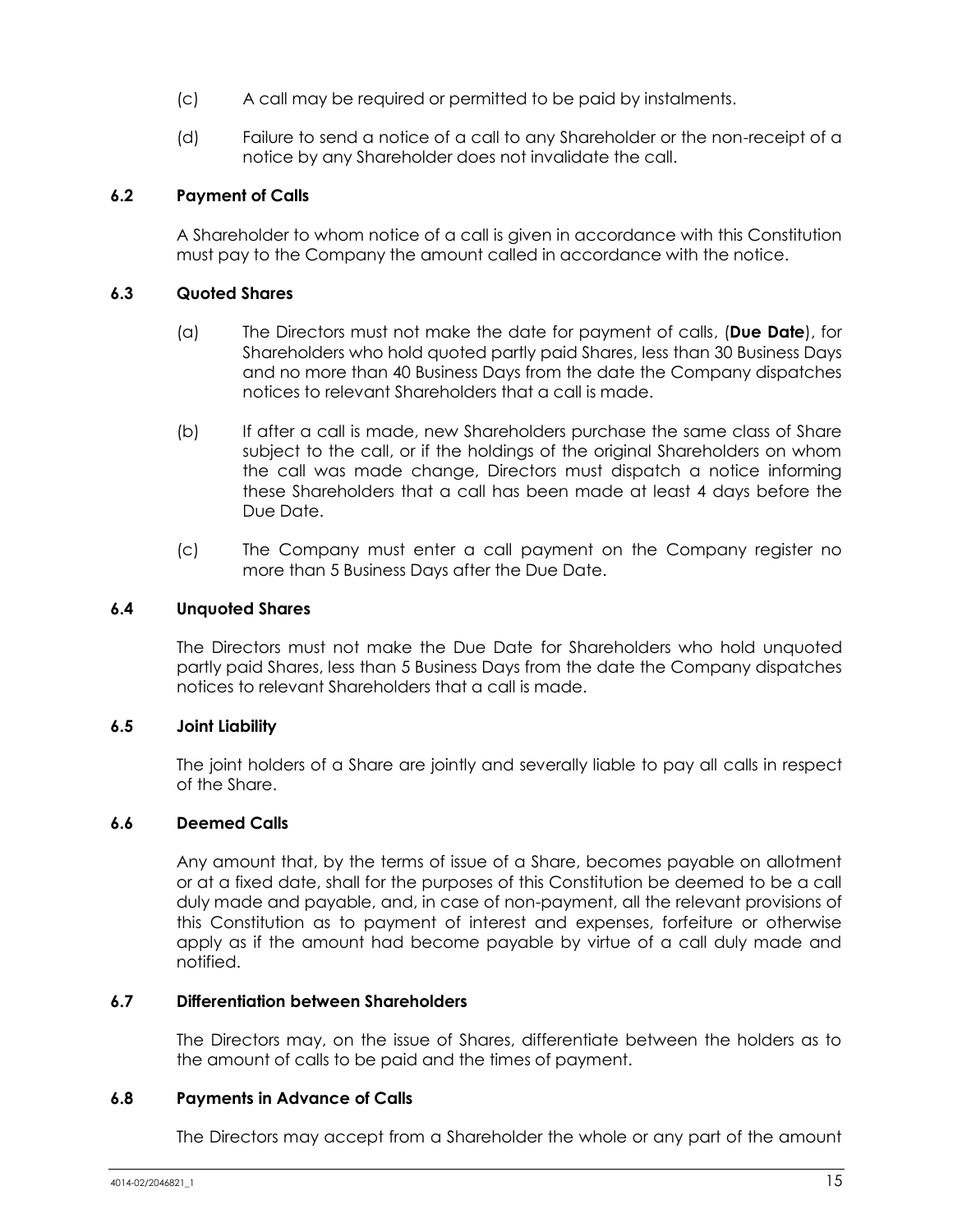(c) A call may be required or permitted to be paid by instalments.

(d) Failure to send a notice of a call to any Shareholder or the non-receipt of a notice by any Shareholder does not invalidate the call.

### 6.2 Payment of Calls

A Shareholder to whom notice of a call is given in accordance with this Constitution must pay to the Company the amount called in accordance with the notice.

### 6.3 Quoted Shares

(a) The Directors must not make the date for payment of calls, (**Due Date**), for Shareholders who hold quoted partly paid Shares, less than 30 Business Days and no more than 40 Business Days from the date the Company dispatches notices to relevant Shareholders that a call is made.

(b) If after a call is made, new Shareholders purchase the same class of Share subject to the call, or if the holdings of the original Shareholders on whom the call was made change, Directors must dispatch a notice informing these Shareholders that a call has been made at least 4 days before the Due Date.

(c) The Company must enter a call payment on the Company register no more than 5 Business Days after the Due Date.

### 6.4 Unquoted Shares

The Directors must not make the Due Date for Shareholders who hold unquoted partly paid Shares, less than 5 Business Days from the date the Company dispatches notices to relevant Shareholders that a call is made.

### 6.5 Joint Liability

The joint holders of a Share are jointly and severally liable to pay all calls in respect of the Share.

### 6.6 Deemed Calls

Any amount that, by the terms of issue of a Share, becomes payable on allotment or at a fixed date, shall for the purposes of this Constitution be deemed to be a call duly made and payable, and, in case of non-payment, all the relevant provisions of this Constitution as to payment of interest and expenses, forfeiture or otherwise apply as if the amount had become payable by virtue of a call duly made and notified.

### 6.7 Differentiation between Shareholders

The Directors may, on the issue of Shares, differentiate between the holders as to the amount of calls to be paid and the times of payment.

### 6.8 Payments in Advance of Calls

The Directors may accept from a Shareholder the whole or any part of the amount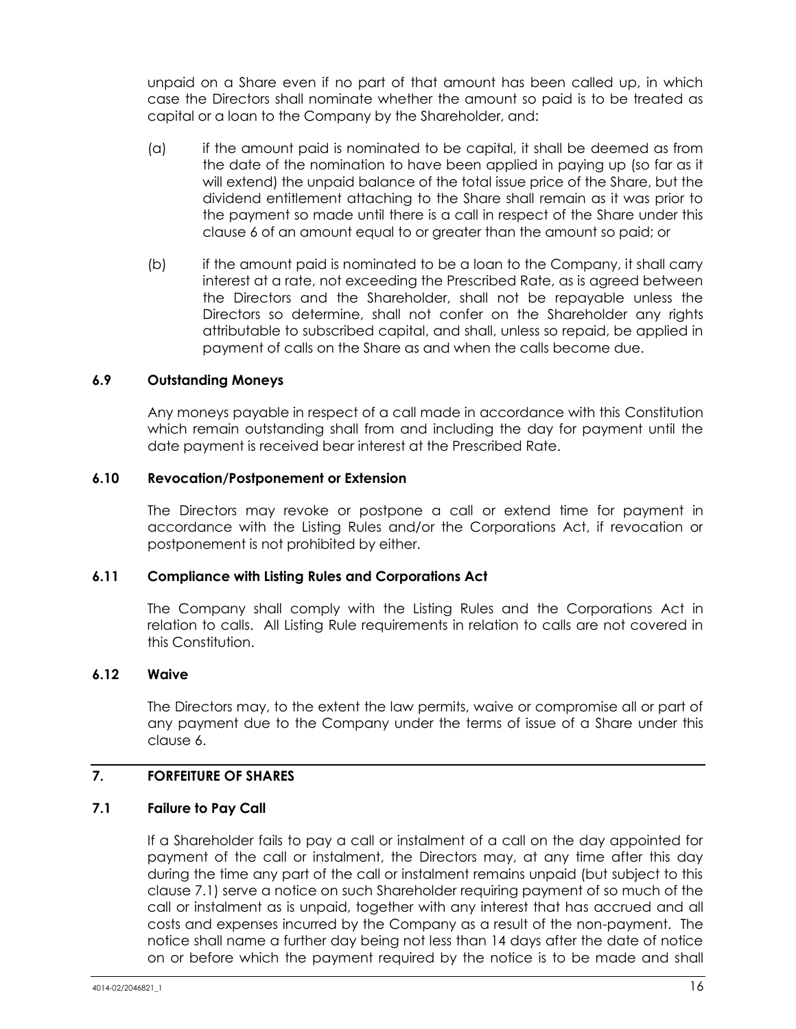unpaid on a Share even if no part of that amount has been called up, in which case the Directors shall nominate whether the amount so paid is to be treated as capital or a loan to the Company by the Shareholder, and:

(a) if the amount paid is nominated to be capital, it shall be deemed as from the date of the nomination to have been applied in paying up (so far as it will extend) the unpaid balance of the total issue price of the Share, but the dividend entitlement attaching to the Share shall remain as it was prior to the payment so made until there is a call in respect of the Share under this clause 6 of an amount equal to or greater than the amount so paid; or

(b) if the amount paid is nominated to be a loan to the Company, it shall carry interest at a rate, not exceeding the Prescribed Rate, as is agreed between the Directors and the Shareholder, shall not be repayable unless the Directors so determine, shall not confer on the Shareholder any rights attributable to subscribed capital, and shall, unless so repaid, be applied in payment of calls on the Share as and when the calls become due.

### 6.9 Outstanding Moneys

Any moneys payable in respect of a call made in accordance with this Constitution which remain outstanding shall from and including the day for payment until the date payment is received bear interest at the Prescribed Rate.

### 6.10 Revocation/Postponement or Extension

The Directors may revoke or postpone a call or extend time for payment in accordance with the Listing Rules and/or the Corporations Act, if revocation or postponement is not prohibited by either.

### 6.11 Compliance with Listing Rules and Corporations Act

The Company shall comply with the Listing Rules and the Corporations Act in relation to calls. All Listing Rule requirements in relation to calls are not covered in this Constitution.

### 6.12 Waive

The Directors may, to the extent the law permits, waive or compromise all or part of any payment due to the Company under the terms of issue of a Share under this clause 6.

## 7. FORFEITURE OF SHARES

### 7.1 Failure to Pay Call

If a Shareholder fails to pay a call or instalment of a call on the day appointed for payment of the call or instalment, the Directors may, at any time after this day during the time any part of the call or instalment remains unpaid (but subject to this clause 7.1) serve a notice on such Shareholder requiring payment of so much of the call or instalment as is unpaid, together with any interest that has accrued and all costs and expenses incurred by the Company as a result of the non-payment. The notice shall name a further day being not less than 14 days after the date of notice on or before which the payment required by the notice is to be made and shall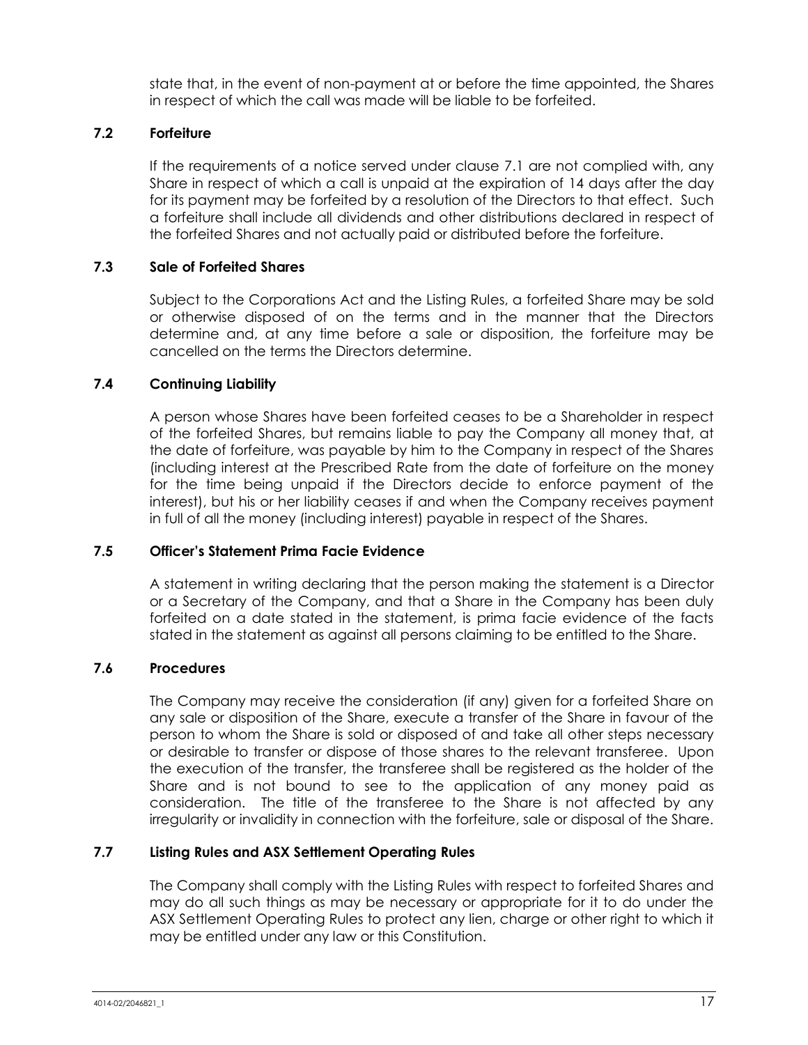state that, in the event of non-payment at or before the time appointed, the Shares in respect of which the call was made will be liable to be forfeited.

### 7.2 Forfeiture

If the requirements of a notice served under clause 7.1 are not complied with, any Share in respect of which a call is unpaid at the expiration of 14 days after the day for its payment may be forfeited by a resolution of the Directors to that effect. Such a forfeiture shall include all dividends and other distributions declared in respect of the forfeited Shares and not actually paid or distributed before the forfeiture.

### 7.3 Sale of Forfeited Shares

Subject to the Corporations Act and the Listing Rules, a forfeited Share may be sold or otherwise disposed of on the terms and in the manner that the Directors determine and, at any time before a sale or disposition, the forfeiture may be cancelled on the terms the Directors determine.

### 7.4 Continuing Liability

A person whose Shares have been forfeited ceases to be a Shareholder in respect of the forfeited Shares, but remains liable to pay the Company all money that, at the date of forfeiture, was payable by him to the Company in respect of the Shares (including interest at the Prescribed Rate from the date of forfeiture on the money for the time being unpaid if the Directors decide to enforce payment of the interest), but his or her liability ceases if and when the Company receives payment in full of all the money (including interest) payable in respect of the Shares.

### 7.5 Officer's Statement Prima Facie Evidence

A statement in writing declaring that the person making the statement is a Director or a Secretary of the Company, and that a Share in the Company has been duly forfeited on a date stated in the statement, is prima facie evidence of the facts stated in the statement as against all persons claiming to be entitled to the Share.

### 7.6 Procedures

The Company may receive the consideration (if any) given for a forfeited Share on any sale or disposition of the Share, execute a transfer of the Share in favour of the person to whom the Share is sold or disposed of and take all other steps necessary or desirable to transfer or dispose of those shares to the relevant transferee. Upon the execution of the transfer, the transferee shall be registered as the holder of the Share and is not bound to see to the application of any money paid as consideration. The title of the transferee to the Share is not affected by any irregularity or invalidity in connection with the forfeiture, sale or disposal of the Share.

### 7.7 Listing Rules and ASX Settlement Operating Rules

The Company shall comply with the Listing Rules with respect to forfeited Shares and may do all such things as may be necessary or appropriate for it to do under the ASX Settlement Operating Rules to protect any lien, charge or other right to which it may be entitled under any law or this Constitution.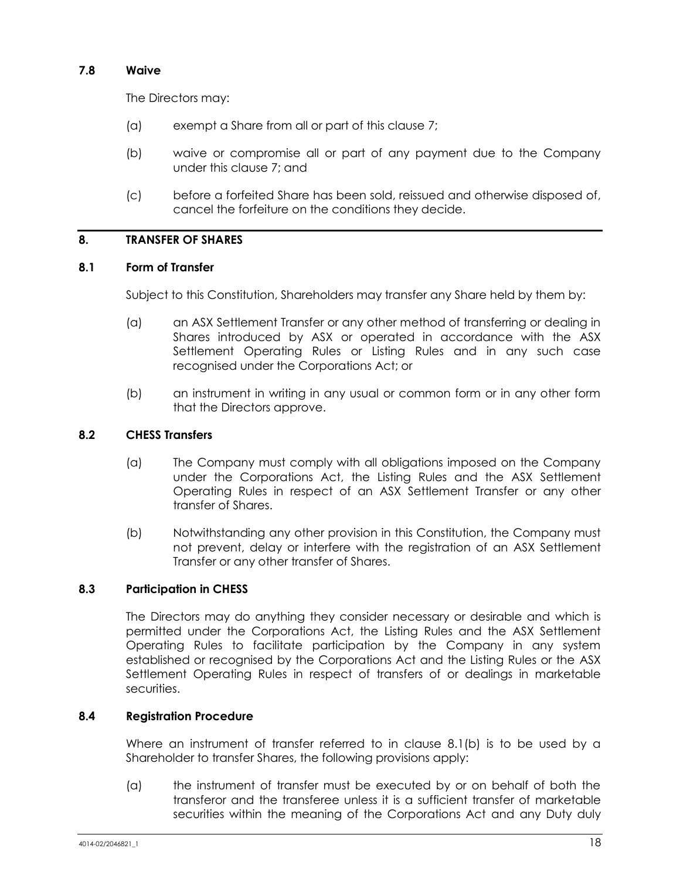### 7.8 Waive

The Directors may:

(a) exempt a Share from all or part of this clause 7;

(b) waive or compromise all or part of any payment due to the Company under this clause 7; and

(c) before a forfeited Share has been sold, reissued and otherwise disposed of, cancel the forfeiture on the conditions they decide.

## 8. TRANSFER OF SHARES

### 8.1 Form of Transfer

Subject to this Constitution, Shareholders may transfer any Share held by them by:

(a) an ASX Settlement Transfer or any other method of transferring or dealing in Shares introduced by ASX or operated in accordance with the ASX Settlement Operating Rules or Listing Rules and in any such case recognised under the Corporations Act; or

(b) an instrument in writing in any usual or common form or in any other form that the Directors approve.

### 8.2 CHESS Transfers

(a) The Company must comply with all obligations imposed on the Company under the Corporations Act, the Listing Rules and the ASX Settlement Operating Rules in respect of an ASX Settlement Transfer or any other transfer of Shares.

(b) Notwithstanding any other provision in this Constitution, the Company must not prevent, delay or interfere with the registration of an ASX Settlement Transfer or any other transfer of Shares.

### 8.3 Participation in CHESS

The Directors may do anything they consider necessary or desirable and which is permitted under the Corporations Act, the Listing Rules and the ASX Settlement Operating Rules to facilitate participation by the Company in any system established or recognised by the Corporations Act and the Listing Rules or the ASX Settlement Operating Rules in respect of transfers of or dealings in marketable securities.

### 8.4 Registration Procedure

Where an instrument of transfer referred to in clause 8.1(b) is to be used by a Shareholder to transfer Shares, the following provisions apply:

(a) the instrument of transfer must be executed by or on behalf of both the transferor and the transferee unless it is a sufficient transfer of marketable securities within the meaning of the Corporations Act and any Duty duly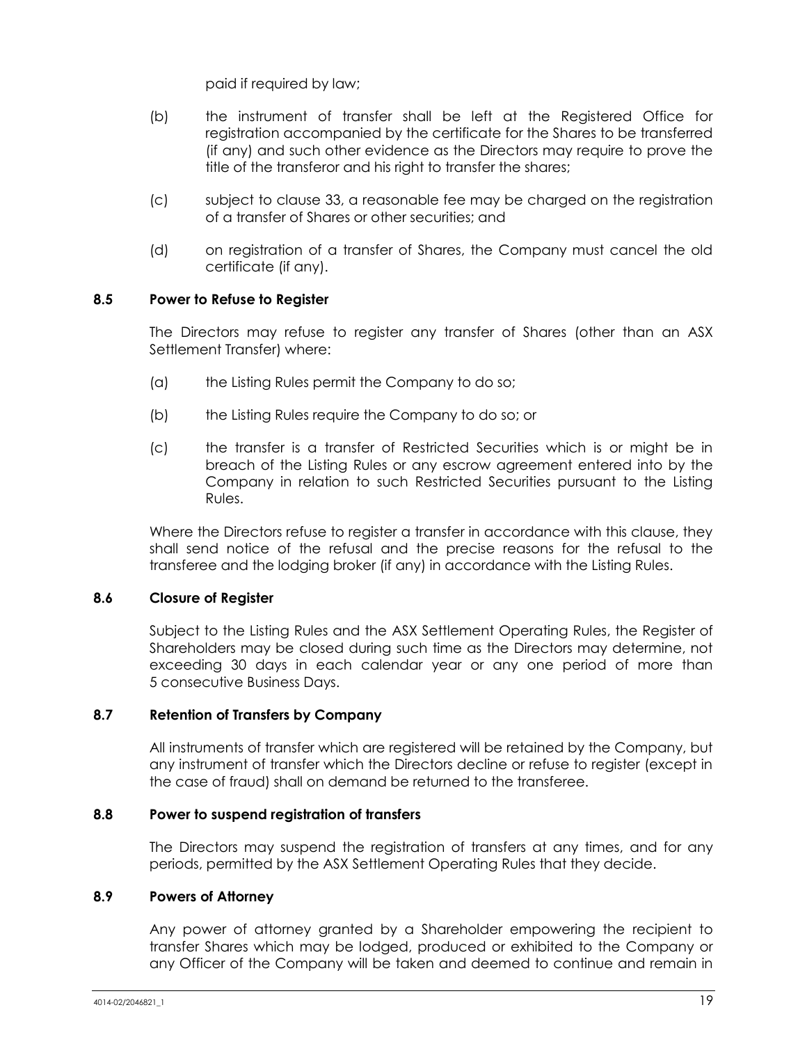paid if required by law;

(b) the instrument of transfer shall be left at the Registered Office for registration accompanied by the certificate for the Shares to be transferred (if any) and such other evidence as the Directors may require to prove the title of the transferor and his right to transfer the shares;

(c) subject to clause 33, a reasonable fee may be charged on the registration of a transfer of Shares or other securities; and

(d) on registration of a transfer of Shares, the Company must cancel the old certificate (if any).

### 8.5 Power to Refuse to Register

The Directors may refuse to register any transfer of Shares (other than an ASX Settlement Transfer) where:

(a) the Listing Rules permit the Company to do so;

(b) the Listing Rules require the Company to do so; or

(c) the transfer is a transfer of Restricted Securities which is or might be in breach of the Listing Rules or any escrow agreement entered into by the Company in relation to such Restricted Securities pursuant to the Listing Rules.

Where the Directors refuse to register a transfer in accordance with this clause, they shall send notice of the refusal and the precise reasons for the refusal to the transferee and the lodging broker (if any) in accordance with the Listing Rules.

### 8.6 Closure of Register

Subject to the Listing Rules and the ASX Settlement Operating Rules, the Register of Shareholders may be closed during such time as the Directors may determine, not exceeding 30 days in each calendar year or any one period of more than 5 consecutive Business Days.

### 8.7 Retention of Transfers by Company

All instruments of transfer which are registered will be retained by the Company, but any instrument of transfer which the Directors decline or refuse to register (except in the case of fraud) shall on demand be returned to the transferee.

### 8.8 Power to suspend registration of transfers

The Directors may suspend the registration of transfers at any times, and for any periods, permitted by the ASX Settlement Operating Rules that they decide.

### 8.9 Powers of Attorney

Any power of attorney granted by a Shareholder empowering the recipient to transfer Shares which may be lodged, produced or exhibited to the Company or any Officer of the Company will be taken and deemed to continue and remain in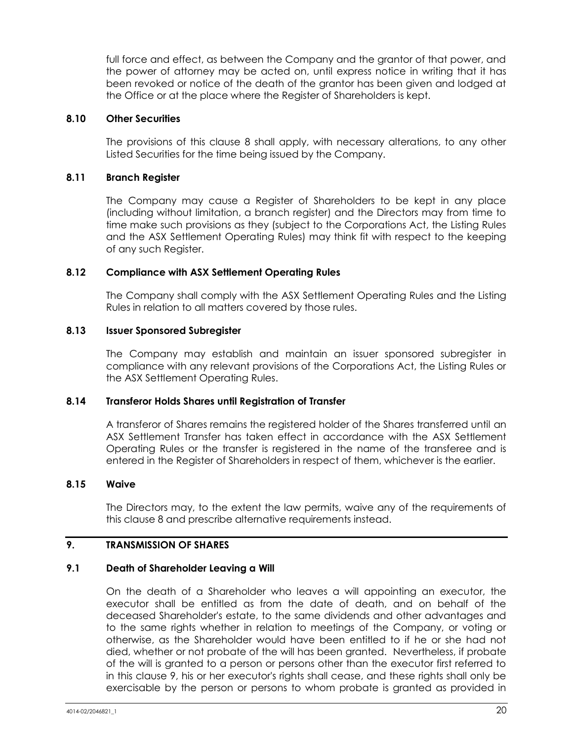full force and effect, as between the Company and the grantor of that power, and the power of attorney may be acted on, until express notice in writing that it has been revoked or notice of the death of the grantor has been given and lodged at the Office or at the place where the Register of Shareholders is kept.

### 8.10 Other Securities

The provisions of this clause 8 shall apply, with necessary alterations, to any other Listed Securities for the time being issued by the Company.

### 8.11 Branch Register

The Company may cause a Register of Shareholders to be kept in any place (including without limitation, a branch register) and the Directors may from time to time make such provisions as they (subject to the Corporations Act, the Listing Rules and the ASX Settlement Operating Rules) may think fit with respect to the keeping of any such Register.

### 8.12 Compliance with ASX Settlement Operating Rules

The Company shall comply with the ASX Settlement Operating Rules and the Listing Rules in relation to all matters covered by those rules.

### 8.13 Issuer Sponsored Subregister

The Company may establish and maintain an issuer sponsored subregister in compliance with any relevant provisions of the Corporations Act, the Listing Rules or the ASX Settlement Operating Rules.

### 8.14 Transferor Holds Shares until Registration of Transfer

A transferor of Shares remains the registered holder of the Shares transferred until an ASX Settlement Transfer has taken effect in accordance with the ASX Settlement Operating Rules or the transfer is registered in the name of the transferee and is entered in the Register of Shareholders in respect of them, whichever is the earlier.

### 8.15 Waive

The Directors may, to the extent the law permits, waive any of the requirements of this clause 8 and prescribe alternative requirements instead.

## 9. TRANSMISSION OF SHARES

### 9.1 Death of Shareholder Leaving a Will

On the death of a Shareholder who leaves a will appointing an executor, the executor shall be entitled as from the date of death, and on behalf of the deceased Shareholder's estate, to the same dividends and other advantages and to the same rights whether in relation to meetings of the Company, or voting or otherwise, as the Shareholder would have been entitled to if he or she had not died, whether or not probate of the will has been granted. Nevertheless, if probate of the will is granted to a person or persons other than the executor first referred to in this clause 9, his or her executor's rights shall cease, and these rights shall only be exercisable by the person or persons to whom probate is granted as provided in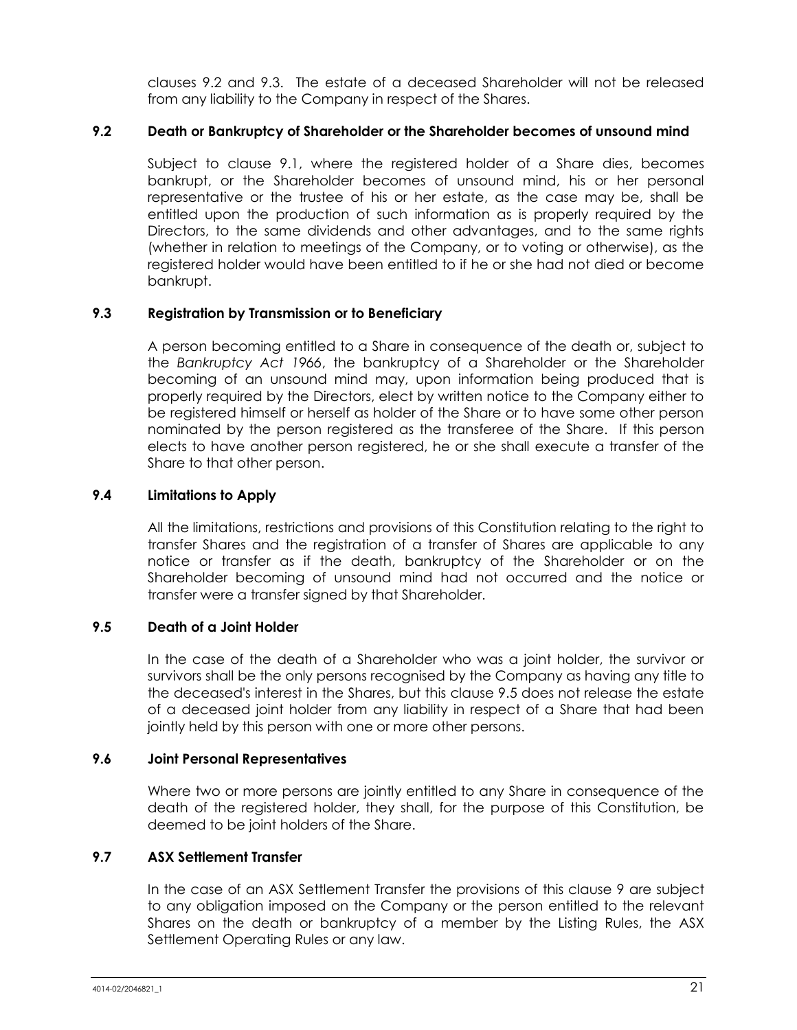clauses 9.2 and 9.3. The estate of a deceased Shareholder will not be released from any liability to the Company in respect of the Shares.

### 9.2 Death or Bankruptcy of Shareholder or the Shareholder becomes of unsound mind

Subject to clause 9.1, where the registered holder of a Share dies, becomes bankrupt, or the Shareholder becomes of unsound mind, his or her personal representative or the trustee of his or her estate, as the case may be, shall be entitled upon the production of such information as is properly required by the Directors, to the same dividends and other advantages, and to the same rights (whether in relation to meetings of the Company, or to voting or otherwise), as the registered holder would have been entitled to if he or she had not died or become bankrupt.

### 9.3 Registration by Transmission or to Beneficiary

A person becoming entitled to a Share in consequence of the death or, subject to the *Bankruptcy Act 1966*, the bankruptcy of a Shareholder or the Shareholder becoming of an unsound mind may, upon information being produced that is properly required by the Directors, elect by written notice to the Company either to be registered himself or herself as holder of the Share or to have some other person nominated by the person registered as the transferee of the Share. If this person elects to have another person registered, he or she shall execute a transfer of the Share to that other person.

### 9.4 Limitations to Apply

All the limitations, restrictions and provisions of this Constitution relating to the right to transfer Shares and the registration of a transfer of Shares are applicable to any notice or transfer as if the death, bankruptcy of the Shareholder or on the Shareholder becoming of unsound mind had not occurred and the notice or transfer were a transfer signed by that Shareholder.

### 9.5 Death of a Joint Holder

In the case of the death of a Shareholder who was a joint holder, the survivor or survivors shall be the only persons recognised by the Company as having any title to the deceased's interest in the Shares, but this clause 9.5 does not release the estate of a deceased joint holder from any liability in respect of a Share that had been jointly held by this person with one or more other persons.

### 9.6 Joint Personal Representatives

Where two or more persons are jointly entitled to any Share in consequence of the death of the registered holder, they shall, for the purpose of this Constitution, be deemed to be joint holders of the Share.

### 9.7 ASX Settlement Transfer

In the case of an ASX Settlement Transfer the provisions of this clause 9 are subject to any obligation imposed on the Company or the person entitled to the relevant Shares on the death or bankruptcy of a member by the Listing Rules, the ASX Settlement Operating Rules or any law.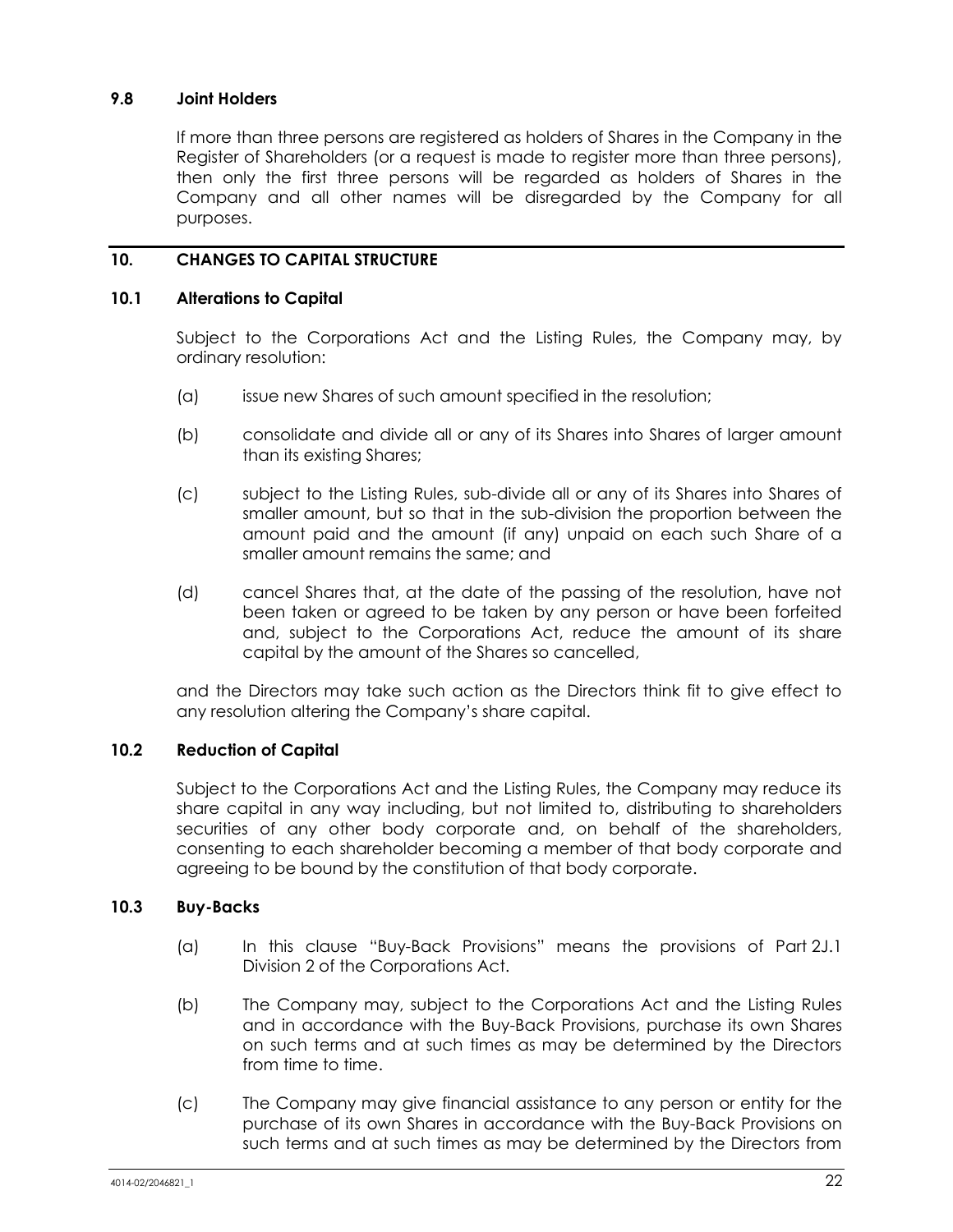### 9.8 Joint Holders

If more than three persons are registered as holders of Shares in the Company in the Register of Shareholders (or a request is made to register more than three persons), then only the first three persons will be regarded as holders of Shares in the Company and all other names will be disregarded by the Company for all purposes.

## 10. CHANGES TO CAPITAL STRUCTURE

### 10.1 Alterations to Capital

Subject to the Corporations Act and the Listing Rules, the Company may, by ordinary resolution:

(a) issue new Shares of such amount specified in the resolution;

(b) consolidate and divide all or any of its Shares into Shares of larger amount than its existing Shares;

(c) subject to the Listing Rules, sub-divide all or any of its Shares into Shares of smaller amount, but so that in the sub-division the proportion between the amount paid and the amount (if any) unpaid on each such Share of a smaller amount remains the same; and

(d) cancel Shares that, at the date of the passing of the resolution, have not been taken or agreed to be taken by any person or have been forfeited and, subject to the Corporations Act, reduce the amount of its share capital by the amount of the Shares so cancelled,

and the Directors may take such action as the Directors think fit to give effect to any resolution altering the Company's share capital.

### 10.2 Reduction of Capital

Subject to the Corporations Act and the Listing Rules, the Company may reduce its share capital in any way including, but not limited to, distributing to shareholders securities of any other body corporate and, on behalf of the shareholders, consenting to each shareholder becoming a member of that body corporate and agreeing to be bound by the constitution of that body corporate.

### 10.3 Buy-Backs

(a) In this clause "Buy-Back Provisions" means the provisions of Part 2J.1 Division 2 of the Corporations Act.

(b) The Company may, subject to the Corporations Act and the Listing Rules and in accordance with the Buy-Back Provisions, purchase its own Shares on such terms and at such times as may be determined by the Directors from time to time.

(c) The Company may give financial assistance to any person or entity for the purchase of its own Shares in accordance with the Buy-Back Provisions on such terms and at such times as may be determined by the Directors from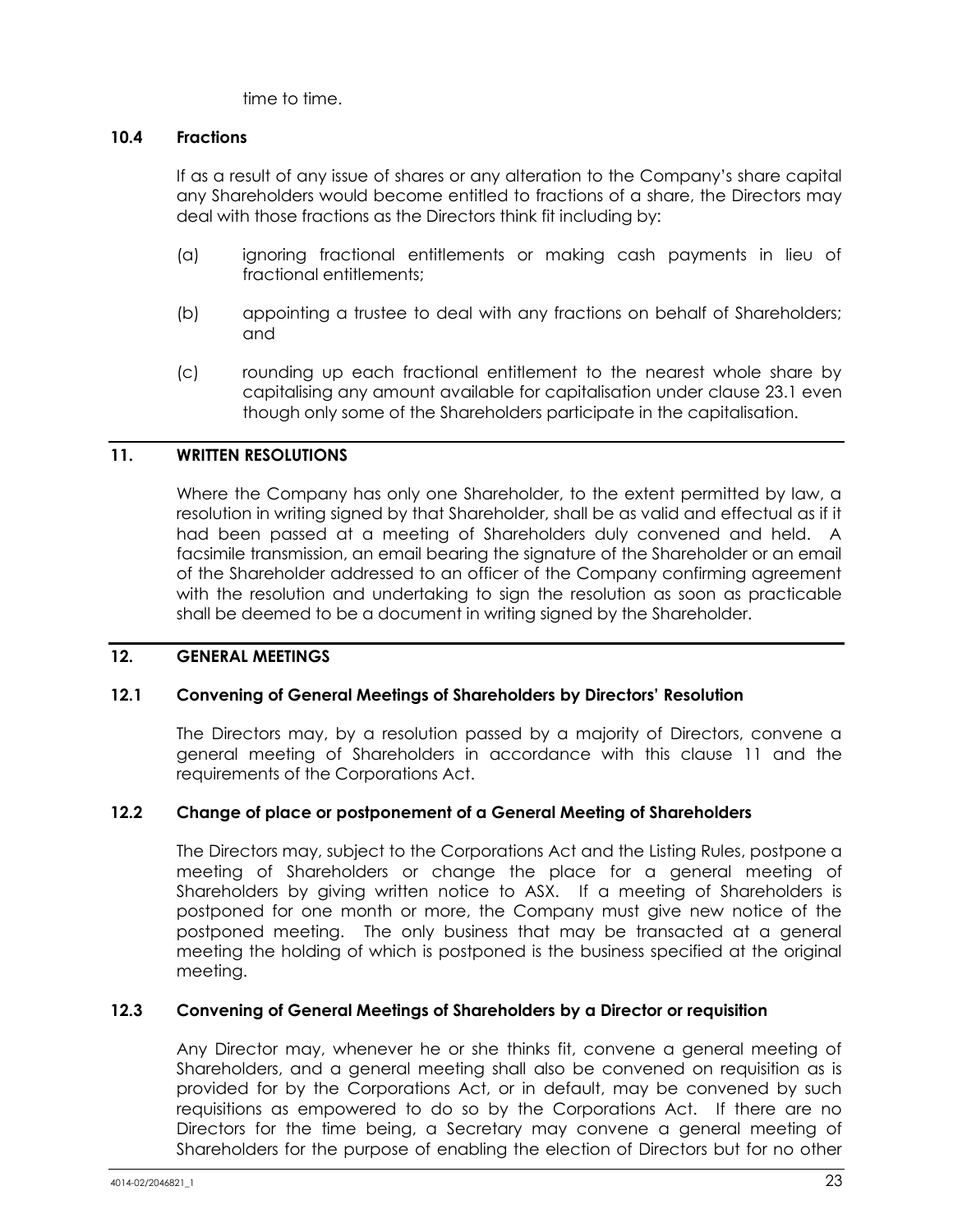time to time.

### 10.4 Fractions

If as a result of any issue of shares or any alteration to the Company's share capital any Shareholders would become entitled to fractions of a share, the Directors may deal with those fractions as the Directors think fit including by:

(a) ignoring fractional entitlements or making cash payments in lieu of fractional entitlements;

(b) appointing a trustee to deal with any fractions on behalf of Shareholders; and

(c) rounding up each fractional entitlement to the nearest whole share by capitalising any amount available for capitalisation under clause 23.1 even though only some of the Shareholders participate in the capitalisation.

## 11. WRITTEN RESOLUTIONS

Where the Company has only one Shareholder, to the extent permitted by law, a resolution in writing signed by that Shareholder, shall be as valid and effectual as if it had been passed at a meeting of Shareholders duly convened and held. A facsimile transmission, an email bearing the signature of the Shareholder or an email of the Shareholder addressed to an officer of the Company confirming agreement with the resolution and undertaking to sign the resolution as soon as practicable shall be deemed to be a document in writing signed by the Shareholder.

## 12. GENERAL MEETINGS

### 12.1 Convening of General Meetings of Shareholders by Directors' Resolution

The Directors may, by a resolution passed by a majority of Directors, convene a general meeting of Shareholders in accordance with this clause 11 and the requirements of the Corporations Act.

### 12.2 Change of place or postponement of a General Meeting of Shareholders

The Directors may, subject to the Corporations Act and the Listing Rules, postpone a meeting of Shareholders or change the place for a general meeting of Shareholders by giving written notice to ASX. If a meeting of Shareholders is postponed for one month or more, the Company must give new notice of the postponed meeting. The only business that may be transacted at a general meeting the holding of which is postponed is the business specified at the original meeting.

### 12.3 Convening of General Meetings of Shareholders by a Director or requisition

Any Director may, whenever he or she thinks fit, convene a general meeting of Shareholders, and a general meeting shall also be convened on requisition as is provided for by the Corporations Act, or in default, may be convened by such requisitions as empowered to do so by the Corporations Act. If there are no Directors for the time being, a Secretary may convene a general meeting of Shareholders for the purpose of enabling the election of Directors but for no other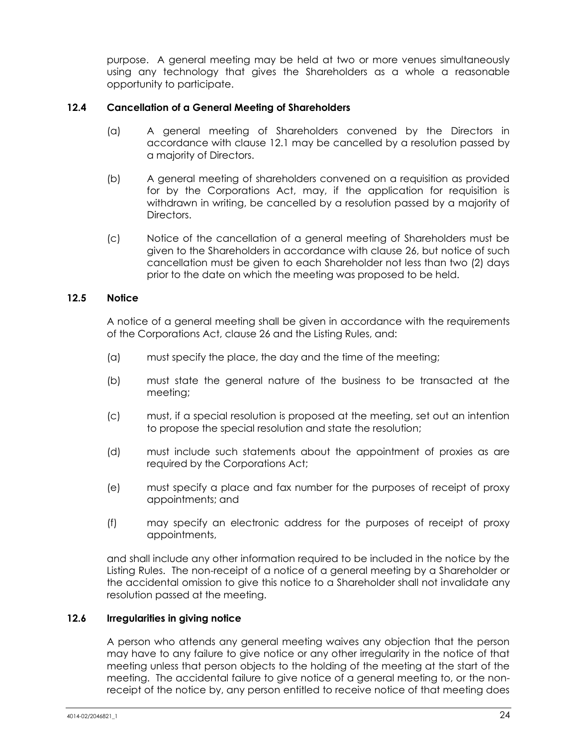purpose. A general meeting may be held at two or more venues simultaneously using any technology that gives the Shareholders as a whole a reasonable opportunity to participate.

### 12.4 Cancellation of a General Meeting of Shareholders

(a) A general meeting of Shareholders convened by the Directors in accordance with clause 12.1 may be cancelled by a resolution passed by a majority of Directors.

(b) A general meeting of shareholders convened on a requisition as provided for by the Corporations Act, may, if the application for requisition is withdrawn in writing, be cancelled by a resolution passed by a majority of Directors.

(c) Notice of the cancellation of a general meeting of Shareholders must be given to the Shareholders in accordance with clause 26, but notice of such cancellation must be given to each Shareholder not less than two (2) days prior to the date on which the meeting was proposed to be held.

### 12.5 Notice

A notice of a general meeting shall be given in accordance with the requirements of the Corporations Act, clause 26 and the Listing Rules, and:

(a) must specify the place, the day and the time of the meeting;

(b) must state the general nature of the business to be transacted at the meeting;

(c) must, if a special resolution is proposed at the meeting, set out an intention to propose the special resolution and state the resolution;

(d) must include such statements about the appointment of proxies as are required by the Corporations Act;

(e) must specify a place and fax number for the purposes of receipt of proxy appointments; and

(f) may specify an electronic address for the purposes of receipt of proxy appointments,

and shall include any other information required to be included in the notice by the Listing Rules. The non-receipt of a notice of a general meeting by a Shareholder or the accidental omission to give this notice to a Shareholder shall not invalidate any resolution passed at the meeting.

### 12.6 Irregularities in giving notice

A person who attends any general meeting waives any objection that the person may have to any failure to give notice or any other irregularity in the notice of that meeting unless that person objects to the holding of the meeting at the start of the meeting. The accidental failure to give notice of a general meeting to, or the non-receipt of the notice by, any person entitled to receive notice of that meeting does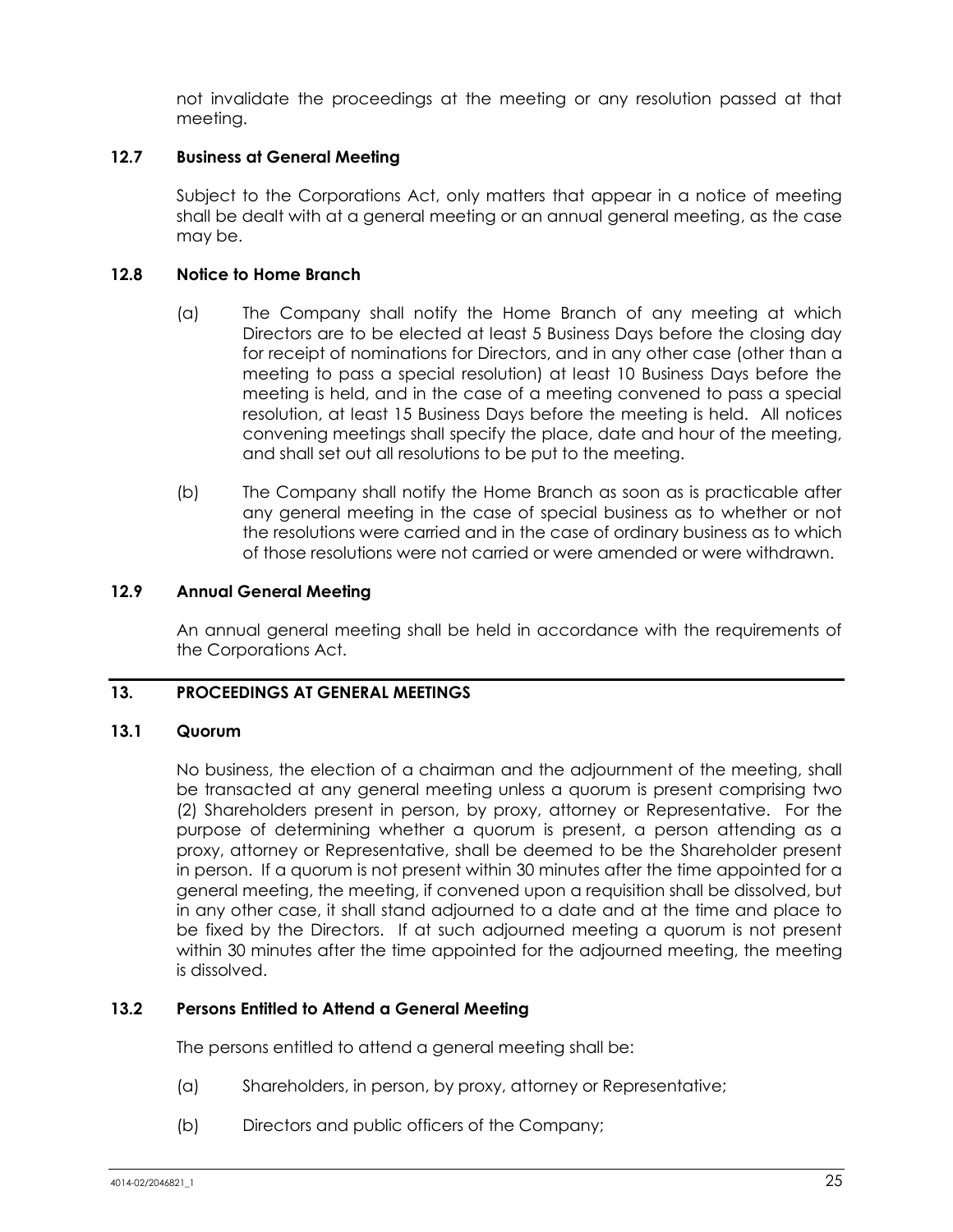not invalidate the proceedings at the meeting or any resolution passed at that meeting.

### 12.7 Business at General Meeting

Subject to the Corporations Act, only matters that appear in a notice of meeting shall be dealt with at a general meeting or an annual general meeting, as the case may be.

### 12.8 Notice to Home Branch

(a) The Company shall notify the Home Branch of any meeting at which Directors are to be elected at least 5 Business Days before the closing day for receipt of nominations for Directors, and in any other case (other than a meeting to pass a special resolution) at least 10 Business Days before the meeting is held, and in the case of a meeting convened to pass a special resolution, at least 15 Business Days before the meeting is held. All notices convening meetings shall specify the place, date and hour of the meeting, and shall set out all resolutions to be put to the meeting.

(b) The Company shall notify the Home Branch as soon as is practicable after any general meeting in the case of special business as to whether or not the resolutions were carried and in the case of ordinary business as to which of those resolutions were not carried or were amended or were withdrawn.

### 12.9 Annual General Meeting

An annual general meeting shall be held in accordance with the requirements of the Corporations Act.

## 13. PROCEEDINGS AT GENERAL MEETINGS

### 13.1 Quorum

No business, the election of a chairman and the adjournment of the meeting, shall be transacted at any general meeting unless a quorum is present comprising two (2) Shareholders present in person, by proxy, attorney or Representative. For the purpose of determining whether a quorum is present, a person attending as a proxy, attorney or Representative, shall be deemed to be the Shareholder present in person. If a quorum is not present within 30 minutes after the time appointed for a general meeting, the meeting, if convened upon a requisition shall be dissolved, but in any other case, it shall stand adjourned to a date and at the time and place to be fixed by the Directors. If at such adjourned meeting a quorum is not present within 30 minutes after the time appointed for the adjourned meeting, the meeting is dissolved.

### 13.2 Persons Entitled to Attend a General Meeting

The persons entitled to attend a general meeting shall be:

(a) Shareholders, in person, by proxy, attorney or Representative;

(b) Directors and public officers of the Company;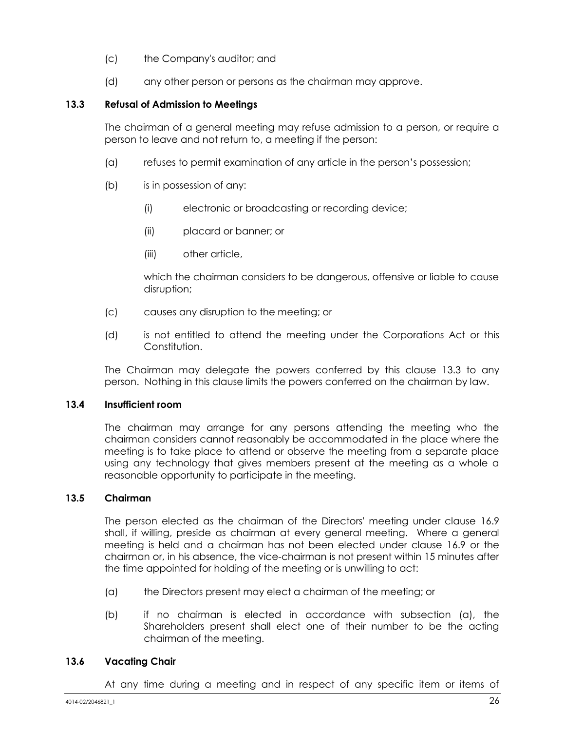(c) the Company's auditor; and

(d) any other person or persons as the chairman may approve.

### 13.3 Refusal of Admission to Meetings

The chairman of a general meeting may refuse admission to a person, or require a person to leave and not return to, a meeting if the person:

(a) refuses to permit examination of any article in the person's possession;

(b) is in possession of any:

  (i) electronic or broadcasting or recording device;

  (ii) placard or banner; or

  (iii) other article,

  which the chairman considers to be dangerous, offensive or liable to cause disruption;

(c) causes any disruption to the meeting; or

(d) is not entitled to attend the meeting under the Corporations Act or this Constitution.

The Chairman may delegate the powers conferred by this clause 13.3 to any person. Nothing in this clause limits the powers conferred on the chairman by law.

### 13.4 Insufficient room

The chairman may arrange for any persons attending the meeting who the chairman considers cannot reasonably be accommodated in the place where the meeting is to take place to attend or observe the meeting from a separate place using any technology that gives members present at the meeting as a whole a reasonable opportunity to participate in the meeting.

### 13.5 Chairman

The person elected as the chairman of the Directors' meeting under clause 16.9 shall, if willing, preside as chairman at every general meeting. Where a general meeting is held and a chairman has not been elected under clause 16.9 or the chairman or, in his absence, the vice-chairman is not present within 15 minutes after the time appointed for holding of the meeting or is unwilling to act:

(a) the Directors present may elect a chairman of the meeting; or

(b) if no chairman is elected in accordance with subsection (a), the Shareholders present shall elect one of their number to be the acting chairman of the meeting.

### 13.6 Vacating Chair

At any time during a meeting and in respect of any specific item or items of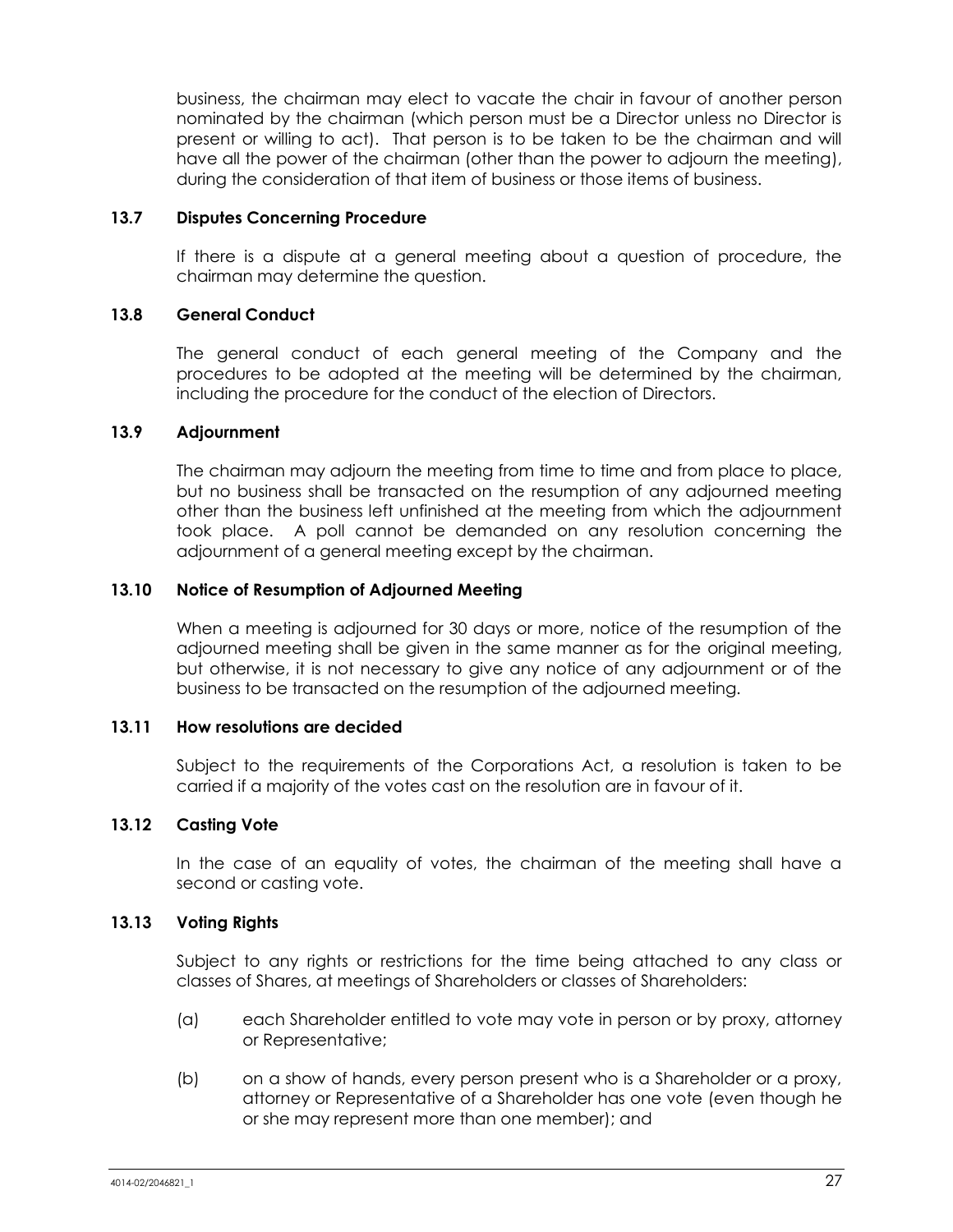business, the chairman may elect to vacate the chair in favour of another person nominated by the chairman (which person must be a Director unless no Director is present or willing to act). That person is to be taken to be the chairman and will have all the power of the chairman (other than the power to adjourn the meeting), during the consideration of that item of business or those items of business.

### 13.7 Disputes Concerning Procedure

If there is a dispute at a general meeting about a question of procedure, the chairman may determine the question.

### 13.8 General Conduct

The general conduct of each general meeting of the Company and the procedures to be adopted at the meeting will be determined by the chairman, including the procedure for the conduct of the election of Directors.

### 13.9 Adjournment

The chairman may adjourn the meeting from time to time and from place to place, but no business shall be transacted on the resumption of any adjourned meeting other than the business left unfinished at the meeting from which the adjournment took place. A poll cannot be demanded on any resolution concerning the adjournment of a general meeting except by the chairman.

### 13.10 Notice of Resumption of Adjourned Meeting

When a meeting is adjourned for 30 days or more, notice of the resumption of the adjourned meeting shall be given in the same manner as for the original meeting, but otherwise, it is not necessary to give any notice of any adjournment or of the business to be transacted on the resumption of the adjourned meeting.

### 13.11 How resolutions are decided

Subject to the requirements of the Corporations Act, a resolution is taken to be carried if a majority of the votes cast on the resolution are in favour of it.

### 13.12 Casting Vote

In the case of an equality of votes, the chairman of the meeting shall have a second or casting vote.

### 13.13 Voting Rights

Subject to any rights or restrictions for the time being attached to any class or classes of Shares, at meetings of Shareholders or classes of Shareholders:

(a) each Shareholder entitled to vote may vote in person or by proxy, attorney or Representative;

(b) on a show of hands, every person present who is a Shareholder or a proxy, attorney or Representative of a Shareholder has one vote (even though he or she may represent more than one member); and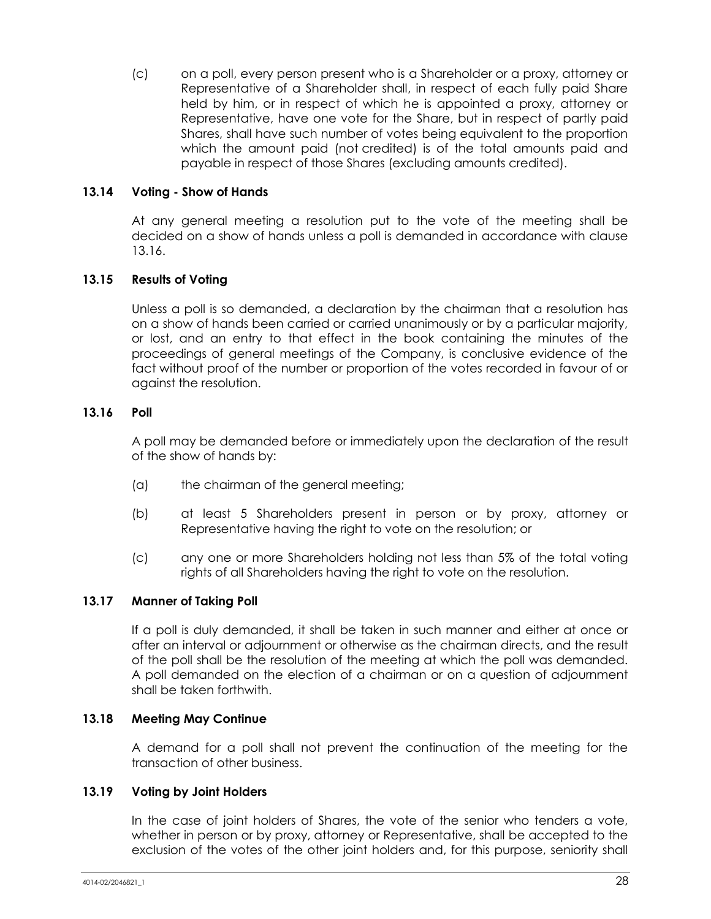(c) on a poll, every person present who is a Shareholder or a proxy, attorney or Representative of a Shareholder shall, in respect of each fully paid Share held by him, or in respect of which he is appointed a proxy, attorney or Representative, have one vote for the Share, but in respect of partly paid Shares, shall have such number of votes being equivalent to the proportion which the amount paid (not credited) is of the total amounts paid and payable in respect of those Shares (excluding amounts credited).

### 13.14 Voting - Show of Hands

At any general meeting a resolution put to the vote of the meeting shall be decided on a show of hands unless a poll is demanded in accordance with clause 13.16.

### 13.15 Results of Voting

Unless a poll is so demanded, a declaration by the chairman that a resolution has on a show of hands been carried or carried unanimously or by a particular majority, or lost, and an entry to that effect in the book containing the minutes of the proceedings of general meetings of the Company, is conclusive evidence of the fact without proof of the number or proportion of the votes recorded in favour of or against the resolution.

### 13.16 Poll

A poll may be demanded before or immediately upon the declaration of the result of the show of hands by:

(a) the chairman of the general meeting;

(b) at least 5 Shareholders present in person or by proxy, attorney or Representative having the right to vote on the resolution; or

(c) any one or more Shareholders holding not less than 5% of the total voting rights of all Shareholders having the right to vote on the resolution.

### 13.17 Manner of Taking Poll

If a poll is duly demanded, it shall be taken in such manner and either at once or after an interval or adjournment or otherwise as the chairman directs, and the result of the poll shall be the resolution of the meeting at which the poll was demanded. A poll demanded on the election of a chairman or on a question of adjournment shall be taken forthwith.

### 13.18 Meeting May Continue

A demand for a poll shall not prevent the continuation of the meeting for the transaction of other business.

### 13.19 Voting by Joint Holders

In the case of joint holders of Shares, the vote of the senior who tenders a vote, whether in person or by proxy, attorney or Representative, shall be accepted to the exclusion of the votes of the other joint holders and, for this purpose, seniority shall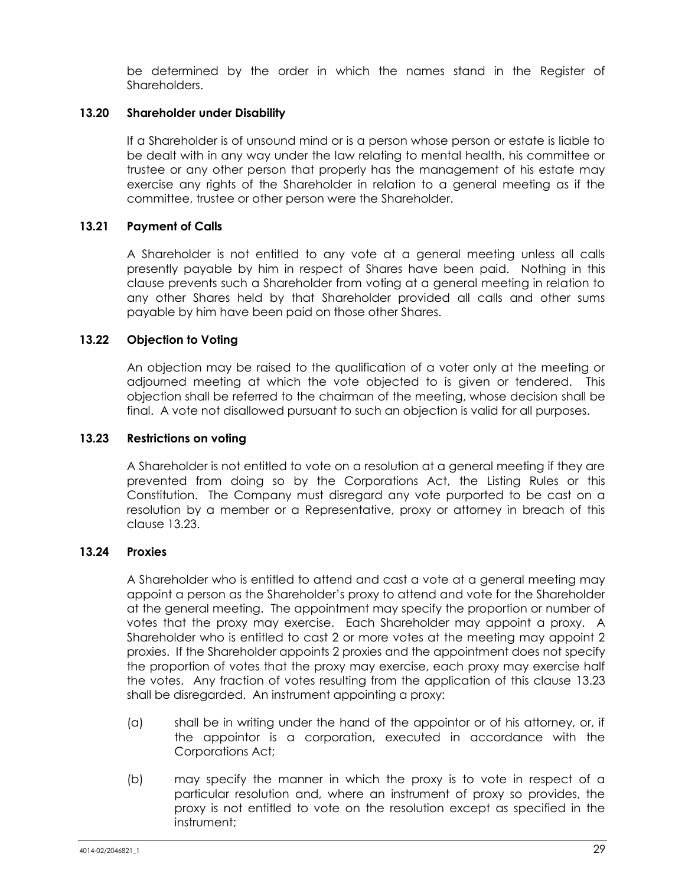be determined by the order in which the names stand in the Register of Shareholders.

### 13.20 Shareholder under Disability

If a Shareholder is of unsound mind or is a person whose person or estate is liable to be dealt with in any way under the law relating to mental health, his committee or trustee or any other person that properly has the management of his estate may exercise any rights of the Shareholder in relation to a general meeting as if the committee, trustee or other person were the Shareholder.

### 13.21 Payment of Calls

A Shareholder is not entitled to any vote at a general meeting unless all calls presently payable by him in respect of Shares have been paid. Nothing in this clause prevents such a Shareholder from voting at a general meeting in relation to any other Shares held by that Shareholder provided all calls and other sums payable by him have been paid on those other Shares.

### 13.22 Objection to Voting

An objection may be raised to the qualification of a voter only at the meeting or adjourned meeting at which the vote objected to is given or tendered. This objection shall be referred to the chairman of the meeting, whose decision shall be final. A vote not disallowed pursuant to such an objection is valid for all purposes.

### 13.23 Restrictions on voting

A Shareholder is not entitled to vote on a resolution at a general meeting if they are prevented from doing so by the Corporations Act, the Listing Rules or this Constitution. The Company must disregard any vote purported to be cast on a resolution by a member or a Representative, proxy or attorney in breach of this clause 13.23.

### 13.24 Proxies

A Shareholder who is entitled to attend and cast a vote at a general meeting may appoint a person as the Shareholder's proxy to attend and vote for the Shareholder at the general meeting. The appointment may specify the proportion or number of votes that the proxy may exercise. Each Shareholder may appoint a proxy. A Shareholder who is entitled to cast 2 or more votes at the meeting may appoint 2 proxies. If the Shareholder appoints 2 proxies and the appointment does not specify the proportion of votes that the proxy may exercise, each proxy may exercise half the votes. Any fraction of votes resulting from the application of this clause 13.23 shall be disregarded. An instrument appointing a proxy:

(a) shall be in writing under the hand of the appointor or of his attorney, or, if the appointor is a corporation, executed in accordance with the Corporations Act;

(b) may specify the manner in which the proxy is to vote in respect of a particular resolution and, where an instrument of proxy so provides, the proxy is not entitled to vote on the resolution except as specified in the instrument;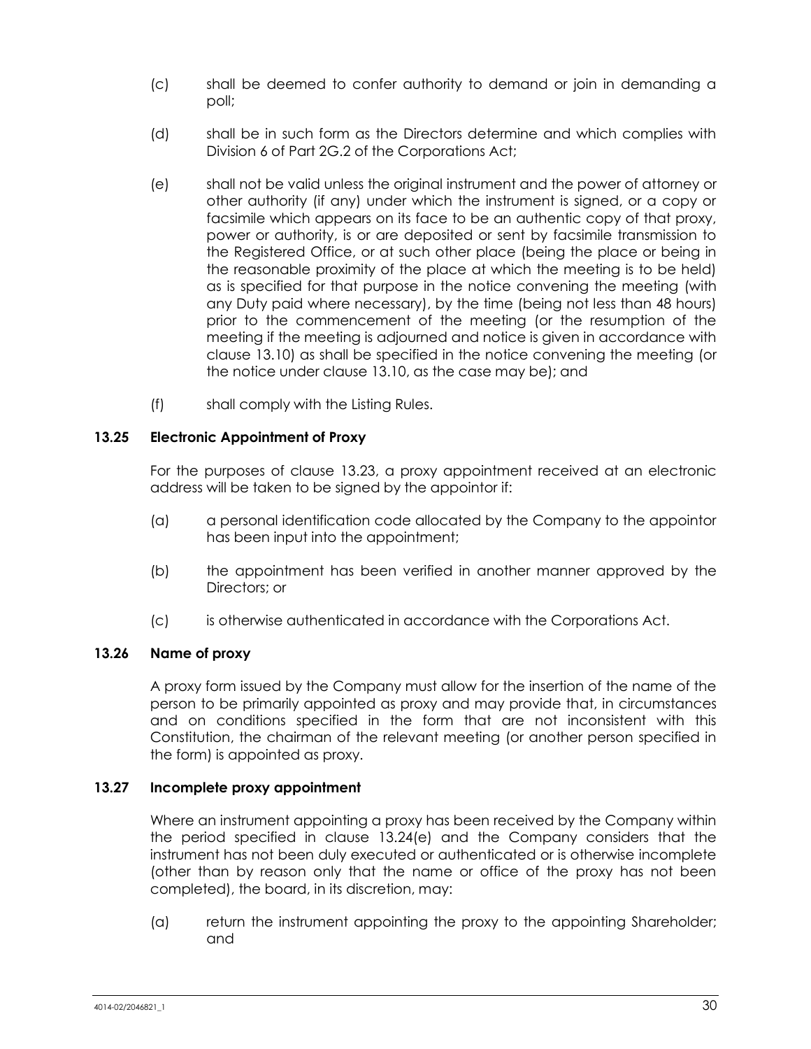(c) shall be deemed to confer authority to demand or join in demanding a poll;

(d) shall be in such form as the Directors determine and which complies with Division 6 of Part 2G.2 of the Corporations Act;

(e) shall not be valid unless the original instrument and the power of attorney or other authority (if any) under which the instrument is signed, or a copy or facsimile which appears on its face to be an authentic copy of that proxy, power or authority, is or are deposited or sent by facsimile transmission to the Registered Office, or at such other place (being the place or being in the reasonable proximity of the place at which the meeting is to be held) as is specified for that purpose in the notice convening the meeting (with any Duty paid where necessary), by the time (being not less than 48 hours) prior to the commencement of the meeting (or the resumption of the meeting if the meeting is adjourned and notice is given in accordance with clause 13.10) as shall be specified in the notice convening the meeting (or the notice under clause 13.10, as the case may be); and

(f) shall comply with the Listing Rules.

### 13.25 Electronic Appointment of Proxy

For the purposes of clause 13.23, a proxy appointment received at an electronic address will be taken to be signed by the appointor if:

(a) a personal identification code allocated by the Company to the appointor has been input into the appointment;

(b) the appointment has been verified in another manner approved by the Directors; or

(c) is otherwise authenticated in accordance with the Corporations Act.

### 13.26 Name of proxy

A proxy form issued by the Company must allow for the insertion of the name of the person to be primarily appointed as proxy and may provide that, in circumstances and on conditions specified in the form that are not inconsistent with this Constitution, the chairman of the relevant meeting (or another person specified in the form) is appointed as proxy.

### 13.27 Incomplete proxy appointment

Where an instrument appointing a proxy has been received by the Company within the period specified in clause 13.24(e) and the Company considers that the instrument has not been duly executed or authenticated or is otherwise incomplete (other than by reason only that the name or office of the proxy has not been completed), the board, in its discretion, may:

(a) return the instrument appointing the proxy to the appointing Shareholder; and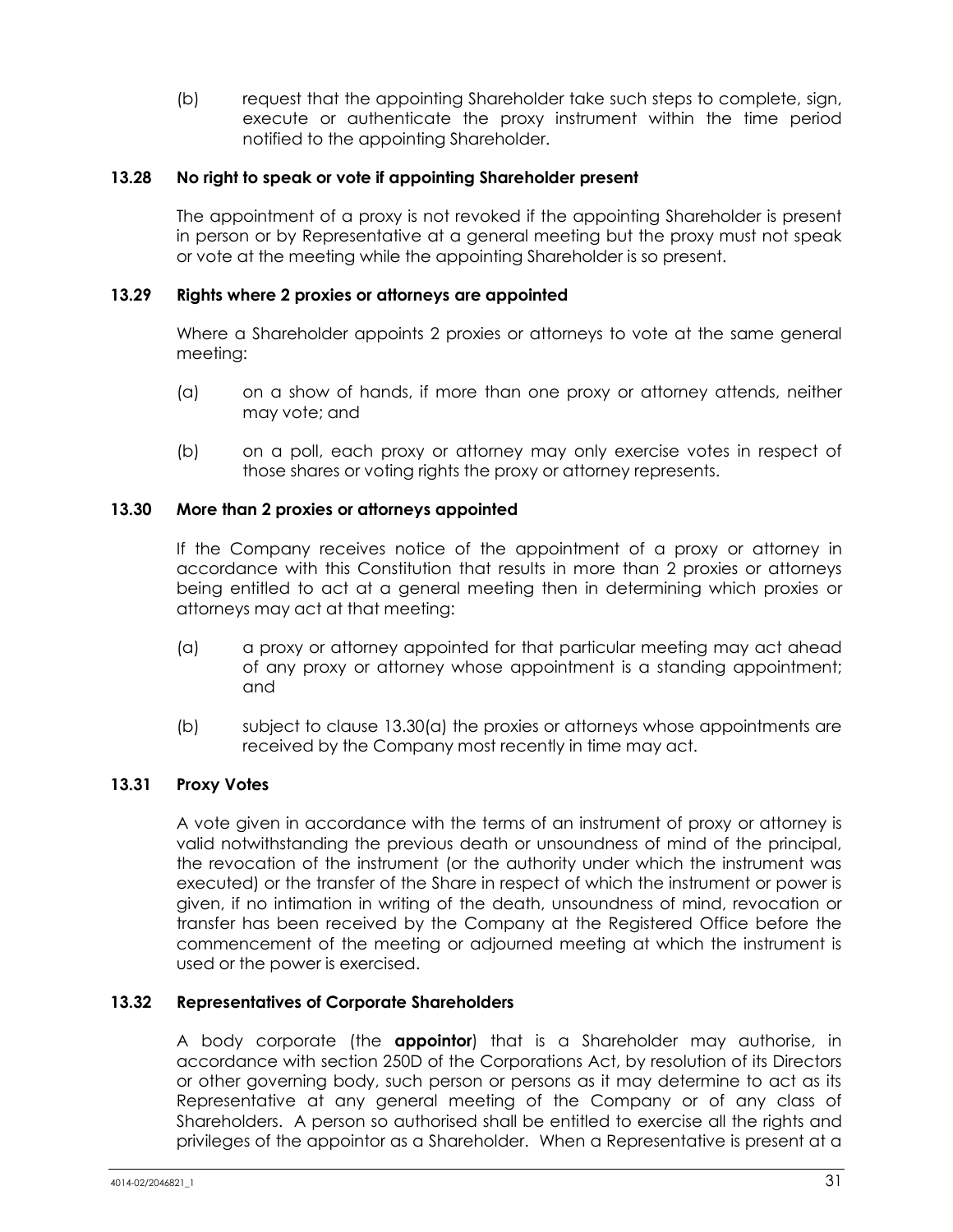(b) request that the appointing Shareholder take such steps to complete, sign, execute or authenticate the proxy instrument within the time period notified to the appointing Shareholder.

### 13.28 No right to speak or vote if appointing Shareholder present

The appointment of a proxy is not revoked if the appointing Shareholder is present in person or by Representative at a general meeting but the proxy must not speak or vote at the meeting while the appointing Shareholder is so present.

### 13.29 Rights where 2 proxies or attorneys are appointed

Where a Shareholder appoints 2 proxies or attorneys to vote at the same general meeting:

(a) on a show of hands, if more than one proxy or attorney attends, neither may vote; and

(b) on a poll, each proxy or attorney may only exercise votes in respect of those shares or voting rights the proxy or attorney represents.

### 13.30 More than 2 proxies or attorneys appointed

If the Company receives notice of the appointment of a proxy or attorney in accordance with this Constitution that results in more than 2 proxies or attorneys being entitled to act at a general meeting then in determining which proxies or attorneys may act at that meeting:

(a) a proxy or attorney appointed for that particular meeting may act ahead of any proxy or attorney whose appointment is a standing appointment; and

(b) subject to clause 13.30(a) the proxies or attorneys whose appointments are received by the Company most recently in time may act.

### 13.31 Proxy Votes

A vote given in accordance with the terms of an instrument of proxy or attorney is valid notwithstanding the previous death or unsoundness of mind of the principal, the revocation of the instrument (or the authority under which the instrument was executed) or the transfer of the Share in respect of which the instrument or power is given, if no intimation in writing of the death, unsoundness of mind, revocation or transfer has been received by the Company at the Registered Office before the commencement of the meeting or adjourned meeting at which the instrument is used or the power is exercised.

### 13.32 Representatives of Corporate Shareholders

A body corporate (the **appointor**) that is a Shareholder may authorise, in accordance with section 250D of the Corporations Act, by resolution of its Directors or other governing body, such person or persons as it may determine to act as its Representative at any general meeting of the Company or of any class of Shareholders. A person so authorised shall be entitled to exercise all the rights and privileges of the appointor as a Shareholder. When a Representative is present at a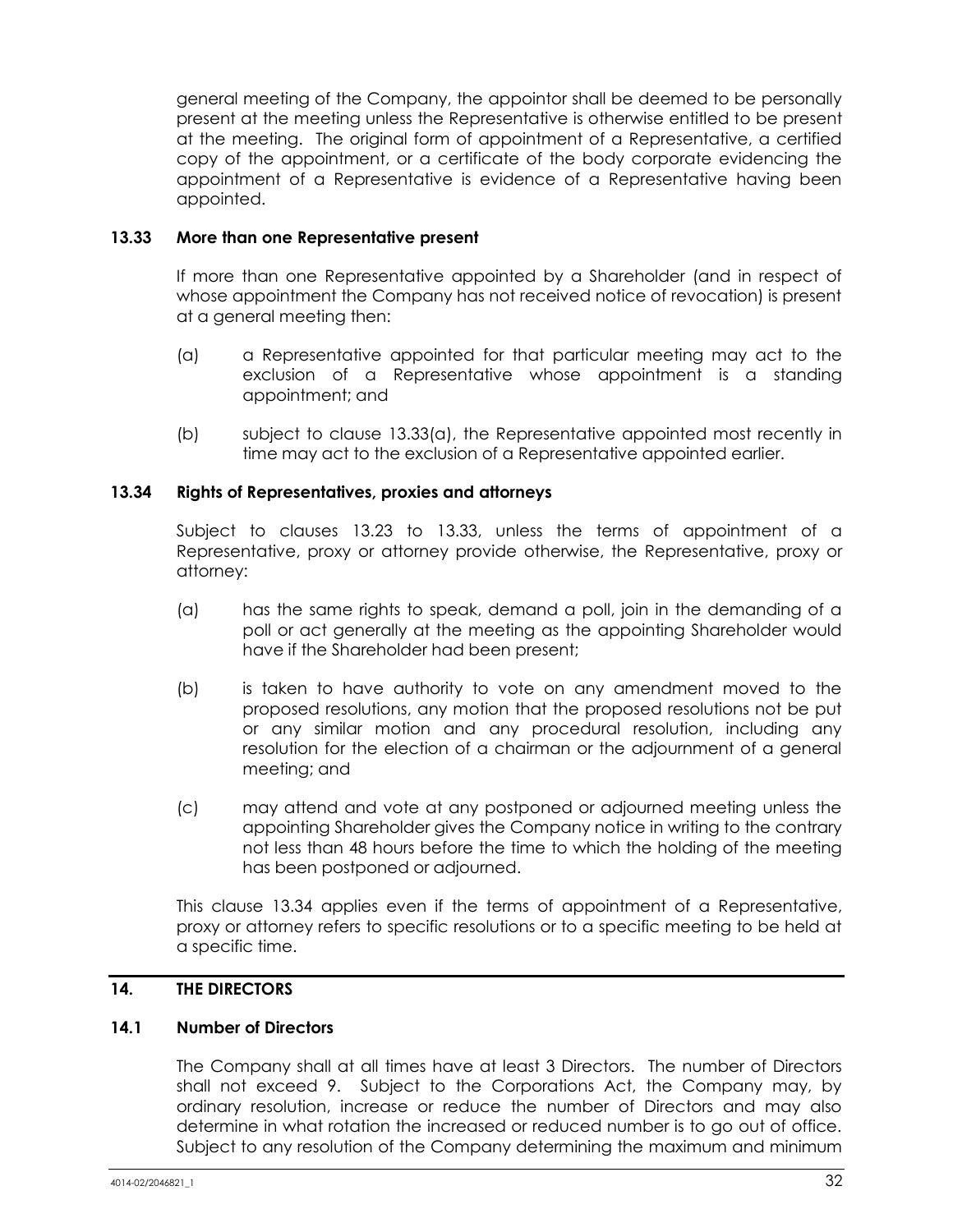general meeting of the Company, the appointor shall be deemed to be personally present at the meeting unless the Representative is otherwise entitled to be present at the meeting. The original form of appointment of a Representative, a certified copy of the appointment, or a certificate of the body corporate evidencing the appointment of a Representative is evidence of a Representative having been appointed.

### 13.33 More than one Representative present

If more than one Representative appointed by a Shareholder (and in respect of whose appointment the Company has not received notice of revocation) is present at a general meeting then:

(a) a Representative appointed for that particular meeting may act to the exclusion of a Representative whose appointment is a standing appointment; and

(b) subject to clause 13.33(a), the Representative appointed most recently in time may act to the exclusion of a Representative appointed earlier.

### 13.34 Rights of Representatives, proxies and attorneys

Subject to clauses 13.23 to 13.33, unless the terms of appointment of a Representative, proxy or attorney provide otherwise, the Representative, proxy or attorney:

(a) has the same rights to speak, demand a poll, join in the demanding of a poll or act generally at the meeting as the appointing Shareholder would have if the Shareholder had been present;

(b) is taken to have authority to vote on any amendment moved to the proposed resolutions, any motion that the proposed resolutions not be put or any similar motion and any procedural resolution, including any resolution for the election of a chairman or the adjournment of a general meeting; and

(c) may attend and vote at any postponed or adjourned meeting unless the appointing Shareholder gives the Company notice in writing to the contrary not less than 48 hours before the time to which the holding of the meeting has been postponed or adjourned.

This clause 13.34 applies even if the terms of appointment of a Representative, proxy or attorney refers to specific resolutions or to a specific meeting to be held at a specific time.

## 14. THE DIRECTORS

### 14.1 Number of Directors

The Company shall at all times have at least 3 Directors. The number of Directors shall not exceed 9. Subject to the Corporations Act, the Company may, by ordinary resolution, increase or reduce the number of Directors and may also determine in what rotation the increased or reduced number is to go out of office. Subject to any resolution of the Company determining the maximum and minimum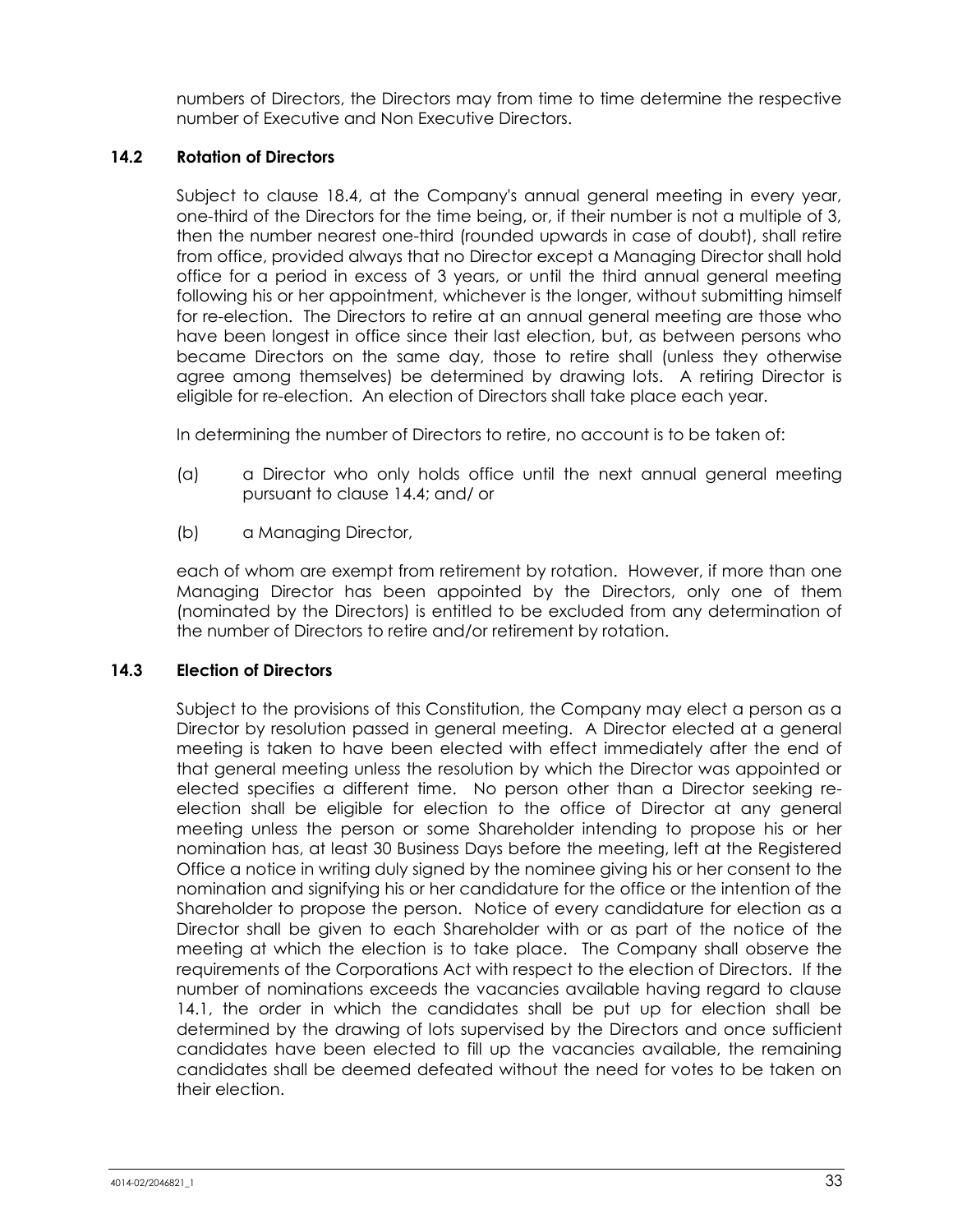numbers of Directors, the Directors may from time to time determine the respective number of Executive and Non Executive Directors.

### 14.2 Rotation of Directors

Subject to clause 18.4, at the Company's annual general meeting in every year, one-third of the Directors for the time being, or, if their number is not a multiple of 3, then the number nearest one-third (rounded upwards in case of doubt), shall retire from office, provided always that no Director except a Managing Director shall hold office for a period in excess of 3 years, or until the third annual general meeting following his or her appointment, whichever is the longer, without submitting himself for re-election. The Directors to retire at an annual general meeting are those who have been longest in office since their last election, but, as between persons who became Directors on the same day, those to retire shall (unless they otherwise agree among themselves) be determined by drawing lots. A retiring Director is eligible for re-election. An election of Directors shall take place each year.

In determining the number of Directors to retire, no account is to be taken of:

(a) a Director who only holds office until the next annual general meeting pursuant to clause 14.4; and/ or

(b) a Managing Director,

each of whom are exempt from retirement by rotation. However, if more than one Managing Director has been appointed by the Directors, only one of them (nominated by the Directors) is entitled to be excluded from any determination of the number of Directors to retire and/or retirement by rotation.

### 14.3 Election of Directors

Subject to the provisions of this Constitution, the Company may elect a person as a Director by resolution passed in general meeting. A Director elected at a general meeting is taken to have been elected with effect immediately after the end of that general meeting unless the resolution by which the Director was appointed or elected specifies a different time. No person other than a Director seeking re-election shall be eligible for election to the office of Director at any general meeting unless the person or some Shareholder intending to propose his or her nomination has, at least 30 Business Days before the meeting, left at the Registered Office a notice in writing duly signed by the nominee giving his or her consent to the nomination and signifying his or her candidature for the office or the intention of the Shareholder to propose the person. Notice of every candidature for election as a Director shall be given to each Shareholder with or as part of the notice of the meeting at which the election is to take place. The Company shall observe the requirements of the Corporations Act with respect to the election of Directors. If the number of nominations exceeds the vacancies available having regard to clause 14.1, the order in which the candidates shall be put up for election shall be determined by the drawing of lots supervised by the Directors and once sufficient candidates have been elected to fill up the vacancies available, the remaining candidates shall be deemed defeated without the need for votes to be taken on their election.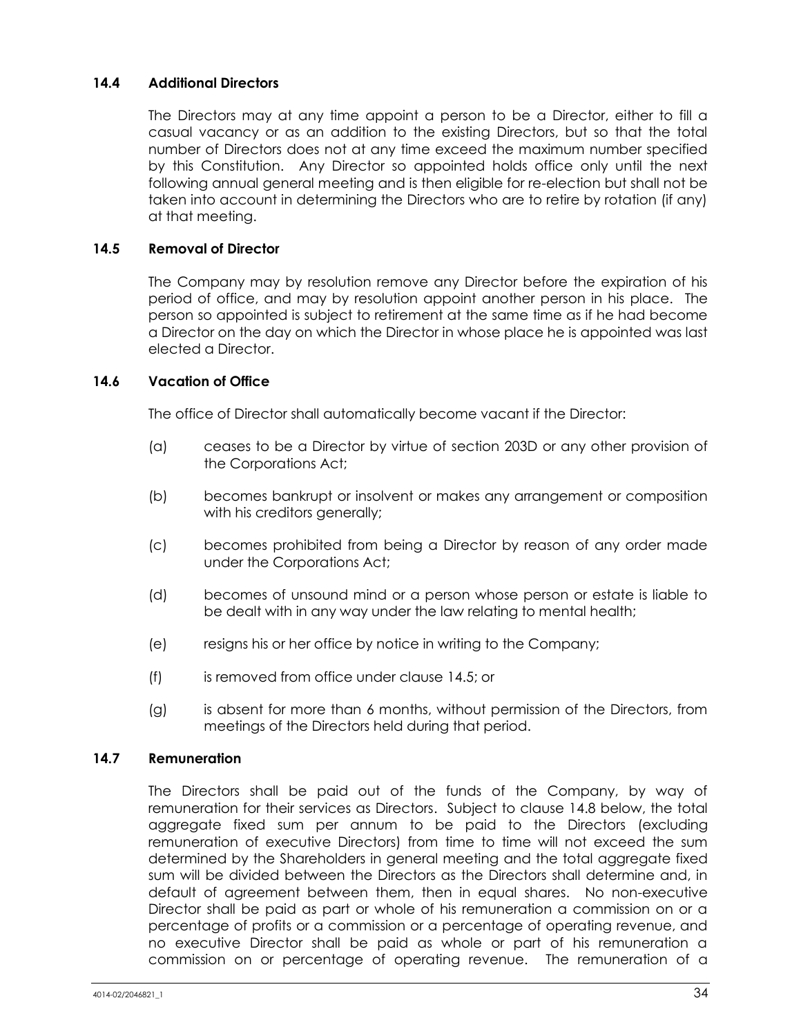### 14.4 Additional Directors

The Directors may at any time appoint a person to be a Director, either to fill a casual vacancy or as an addition to the existing Directors, but so that the total number of Directors does not at any time exceed the maximum number specified by this Constitution. Any Director so appointed holds office only until the next following annual general meeting and is then eligible for re-election but shall not be taken into account in determining the Directors who are to retire by rotation (if any) at that meeting.

### 14.5 Removal of Director

The Company may by resolution remove any Director before the expiration of his period of office, and may by resolution appoint another person in his place. The person so appointed is subject to retirement at the same time as if he had become a Director on the day on which the Director in whose place he is appointed was last elected a Director.

### 14.6 Vacation of Office

The office of Director shall automatically become vacant if the Director:

(a) ceases to be a Director by virtue of section 203D or any other provision of the Corporations Act;

(b) becomes bankrupt or insolvent or makes any arrangement or composition with his creditors generally;

(c) becomes prohibited from being a Director by reason of any order made under the Corporations Act;

(d) becomes of unsound mind or a person whose person or estate is liable to be dealt with in any way under the law relating to mental health;

(e) resigns his or her office by notice in writing to the Company;

(f) is removed from office under clause 14.5; or

(g) is absent for more than 6 months, without permission of the Directors, from meetings of the Directors held during that period.

### 14.7 Remuneration

The Directors shall be paid out of the funds of the Company, by way of remuneration for their services as Directors. Subject to clause 14.8 below, the total aggregate fixed sum per annum to be paid to the Directors (excluding remuneration of executive Directors) from time to time will not exceed the sum determined by the Shareholders in general meeting and the total aggregate fixed sum will be divided between the Directors as the Directors shall determine and, in default of agreement between them, then in equal shares. No non-executive Director shall be paid as part or whole of his remuneration a commission on or a percentage of profits or a commission or a percentage of operating revenue, and no executive Director shall be paid as whole or part of his remuneration a commission on or percentage of operating revenue. The remuneration of a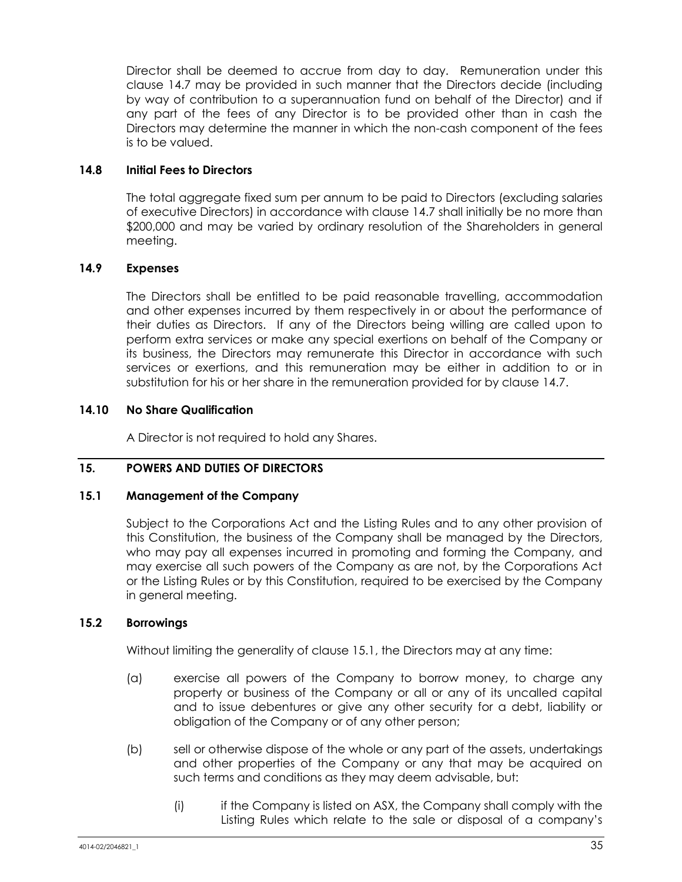Director shall be deemed to accrue from day to day. Remuneration under this clause 14.7 may be provided in such manner that the Directors decide (including by way of contribution to a superannuation fund on behalf of the Director) and if any part of the fees of any Director is to be provided other than in cash the Directors may determine the manner in which the non-cash component of the fees is to be valued.

### 14.8 Initial Fees to Directors

The total aggregate fixed sum per annum to be paid to Directors (excluding salaries of executive Directors) in accordance with clause 14.7 shall initially be no more than $200,000 and may be varied by ordinary resolution of the Shareholders in general meeting.

### 14.9 Expenses

The Directors shall be entitled to be paid reasonable travelling, accommodation and other expenses incurred by them respectively in or about the performance of their duties as Directors. If any of the Directors being willing are called upon to perform extra services or make any special exertions on behalf of the Company or its business, the Directors may remunerate this Director in accordance with such services or exertions, and this remuneration may be either in addition to or in substitution for his or her share in the remuneration provided for by clause 14.7.

### 14.10 No Share Qualification

A Director is not required to hold any Shares.

## 15. POWERS AND DUTIES OF DIRECTORS

### 15.1 Management of the Company

Subject to the Corporations Act and the Listing Rules and to any other provision of this Constitution, the business of the Company shall be managed by the Directors, who may pay all expenses incurred in promoting and forming the Company, and may exercise all such powers of the Company as are not, by the Corporations Act or the Listing Rules or by this Constitution, required to be exercised by the Company in general meeting.

### 15.2 Borrowings

Without limiting the generality of clause 15.1, the Directors may at any time:

(a) exercise all powers of the Company to borrow money, to charge any property or business of the Company or all or any of its uncalled capital and to issue debentures or give any other security for a debt, liability or obligation of the Company or of any other person;

(b) sell or otherwise dispose of the whole or any part of the assets, undertakings and other properties of the Company or any that may be acquired on such terms and conditions as they may deem advisable, but:

(i) if the Company is listed on ASX, the Company shall comply with the Listing Rules which relate to the sale or disposal of a company's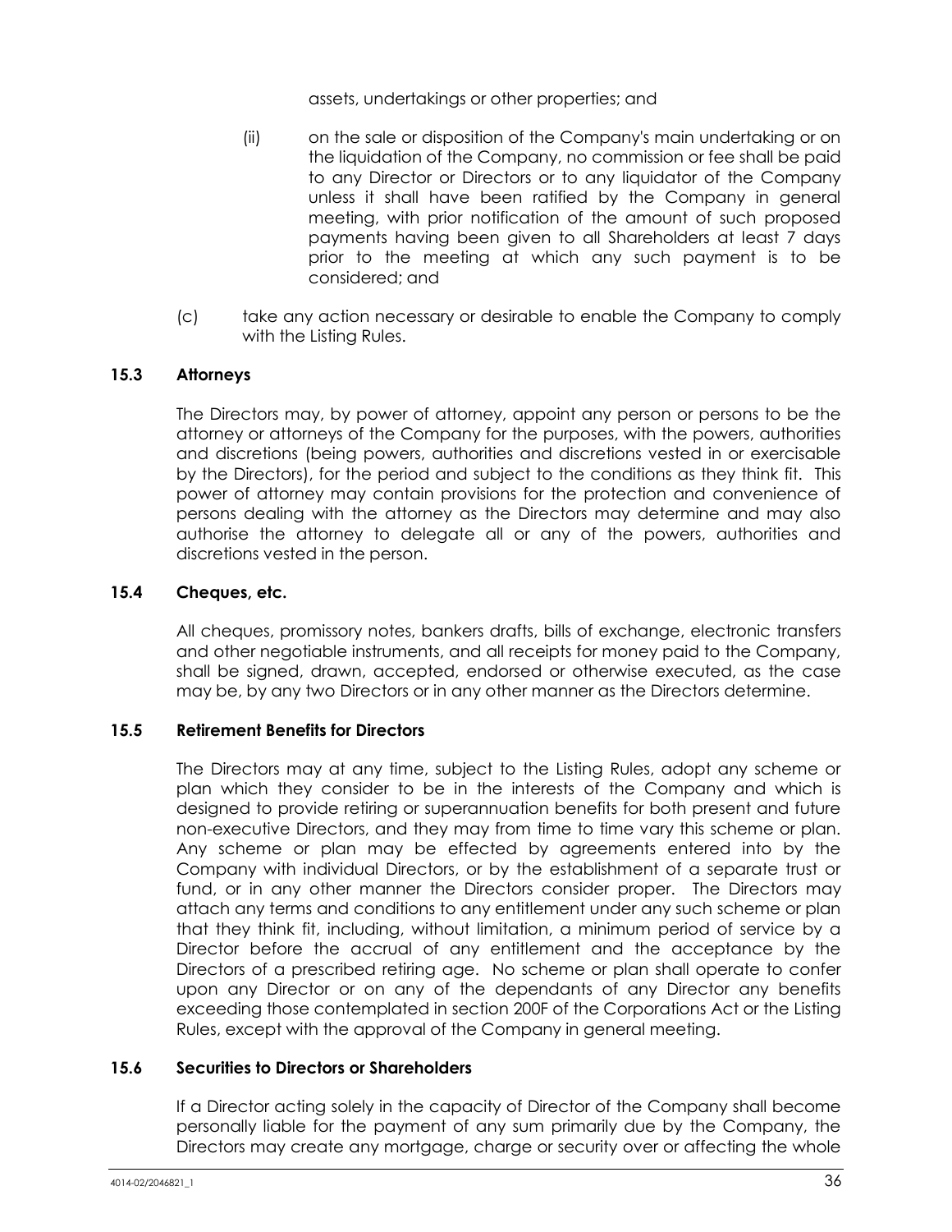assets, undertakings or other properties; and

(ii) on the sale or disposition of the Company's main undertaking or on the liquidation of the Company, no commission or fee shall be paid to any Director or Directors or to any liquidator of the Company unless it shall have been ratified by the Company in general meeting, with prior notification of the amount of such proposed payments having been given to all Shareholders at least 7 days prior to the meeting at which any such payment is to be considered; and

(c) take any action necessary or desirable to enable the Company to comply with the Listing Rules.

### 15.3 Attorneys

The Directors may, by power of attorney, appoint any person or persons to be the attorney or attorneys of the Company for the purposes, with the powers, authorities and discretions (being powers, authorities and discretions vested in or exercisable by the Directors), for the period and subject to the conditions as they think fit. This power of attorney may contain provisions for the protection and convenience of persons dealing with the attorney as the Directors may determine and may also authorise the attorney to delegate all or any of the powers, authorities and discretions vested in the person.

### 15.4 Cheques, etc.

All cheques, promissory notes, bankers drafts, bills of exchange, electronic transfers and other negotiable instruments, and all receipts for money paid to the Company, shall be signed, drawn, accepted, endorsed or otherwise executed, as the case may be, by any two Directors or in any other manner as the Directors determine.

### 15.5 Retirement Benefits for Directors

The Directors may at any time, subject to the Listing Rules, adopt any scheme or plan which they consider to be in the interests of the Company and which is designed to provide retiring or superannuation benefits for both present and future non-executive Directors, and they may from time to time vary this scheme or plan. Any scheme or plan may be effected by agreements entered into by the Company with individual Directors, or by the establishment of a separate trust or fund, or in any other manner the Directors consider proper. The Directors may attach any terms and conditions to any entitlement under any such scheme or plan that they think fit, including, without limitation, a minimum period of service by a Director before the accrual of any entitlement and the acceptance by the Directors of a prescribed retiring age. No scheme or plan shall operate to confer upon any Director or on any of the dependants of any Director any benefits exceeding those contemplated in section 200F of the Corporations Act or the Listing Rules, except with the approval of the Company in general meeting.

### 15.6 Securities to Directors or Shareholders

If a Director acting solely in the capacity of Director of the Company shall become personally liable for the payment of any sum primarily due by the Company, the Directors may create any mortgage, charge or security over or affecting the whole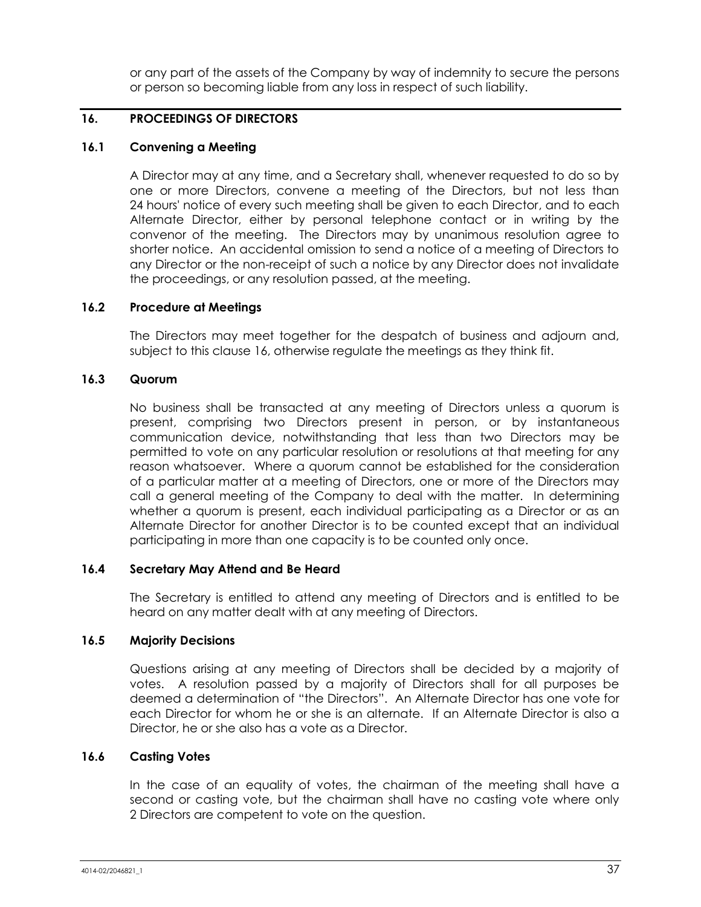or any part of the assets of the Company by way of indemnity to secure the persons or person so becoming liable from any loss in respect of such liability.

## 16. PROCEEDINGS OF DIRECTORS

### 16.1 Convening a Meeting

A Director may at any time, and a Secretary shall, whenever requested to do so by one or more Directors, convene a meeting of the Directors, but not less than 24 hours' notice of every such meeting shall be given to each Director, and to each Alternate Director, either by personal telephone contact or in writing by the convenor of the meeting. The Directors may by unanimous resolution agree to shorter notice. An accidental omission to send a notice of a meeting of Directors to any Director or the non-receipt of such a notice by any Director does not invalidate the proceedings, or any resolution passed, at the meeting.

### 16.2 Procedure at Meetings

The Directors may meet together for the despatch of business and adjourn and, subject to this clause 16, otherwise regulate the meetings as they think fit.

### 16.3 Quorum

No business shall be transacted at any meeting of Directors unless a quorum is present, comprising two Directors present in person, or by instantaneous communication device, notwithstanding that less than two Directors may be permitted to vote on any particular resolution or resolutions at that meeting for any reason whatsoever. Where a quorum cannot be established for the consideration of a particular matter at a meeting of Directors, one or more of the Directors may call a general meeting of the Company to deal with the matter. In determining whether a quorum is present, each individual participating as a Director or as an Alternate Director for another Director is to be counted except that an individual participating in more than one capacity is to be counted only once.

### 16.4 Secretary May Attend and Be Heard

The Secretary is entitled to attend any meeting of Directors and is entitled to be heard on any matter dealt with at any meeting of Directors.

### 16.5 Majority Decisions

Questions arising at any meeting of Directors shall be decided by a majority of votes. A resolution passed by a majority of Directors shall for all purposes be deemed a determination of "the Directors". An Alternate Director has one vote for each Director for whom he or she is an alternate. If an Alternate Director is also a Director, he or she also has a vote as a Director.

### 16.6 Casting Votes

In the case of an equality of votes, the chairman of the meeting shall have a second or casting vote, but the chairman shall have no casting vote where only 2 Directors are competent to vote on the question.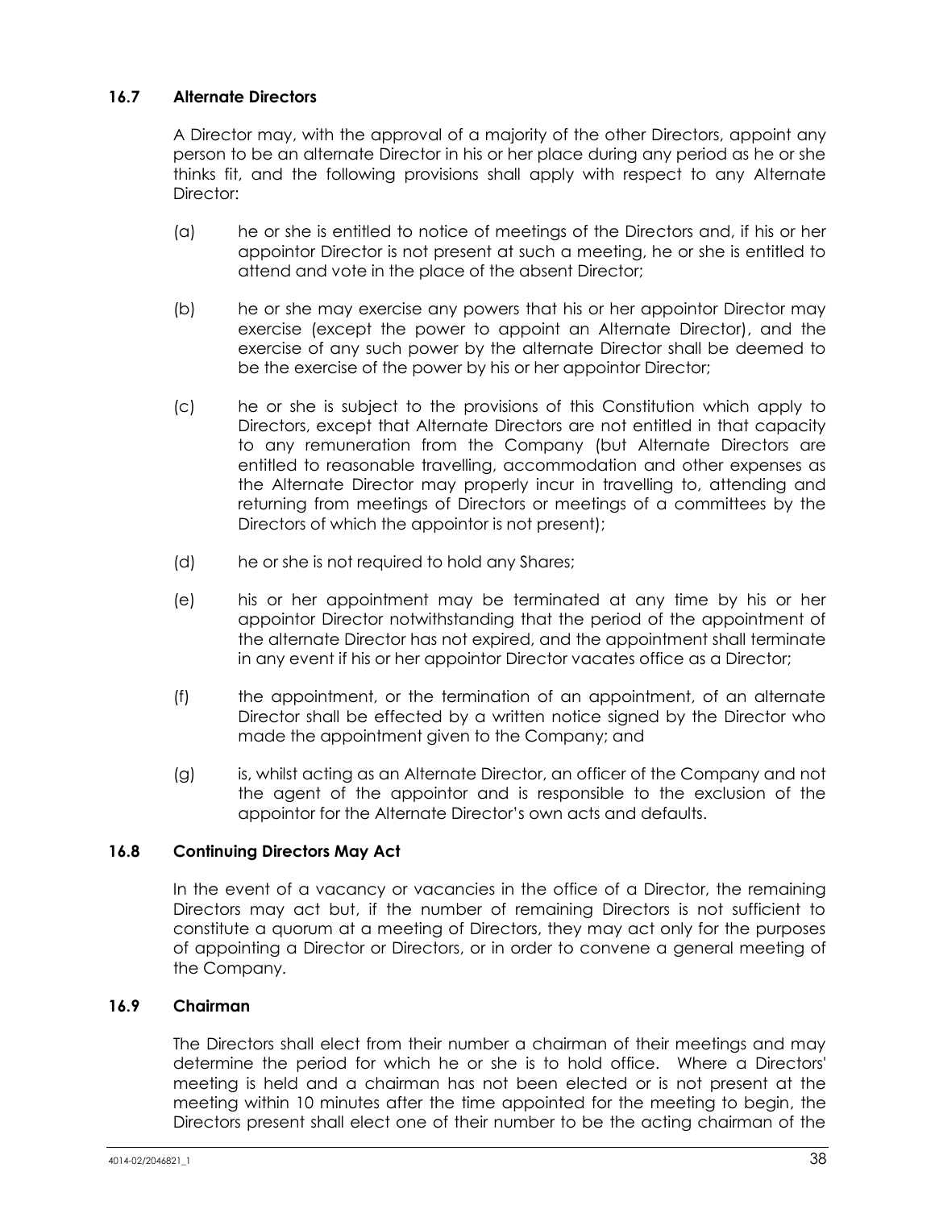### 16.7 Alternate Directors

A Director may, with the approval of a majority of the other Directors, appoint any person to be an alternate Director in his or her place during any period as he or she thinks fit, and the following provisions shall apply with respect to any Alternate Director:

(a) he or she is entitled to notice of meetings of the Directors and, if his or her appointor Director is not present at such a meeting, he or she is entitled to attend and vote in the place of the absent Director;

(b) he or she may exercise any powers that his or her appointor Director may exercise (except the power to appoint an Alternate Director), and the exercise of any such power by the alternate Director shall be deemed to be the exercise of the power by his or her appointor Director;

(c) he or she is subject to the provisions of this Constitution which apply to Directors, except that Alternate Directors are not entitled in that capacity to any remuneration from the Company (but Alternate Directors are entitled to reasonable travelling, accommodation and other expenses as the Alternate Director may properly incur in travelling to, attending and returning from meetings of Directors or meetings of a committees by the Directors of which the appointor is not present);

(d) he or she is not required to hold any Shares;

(e) his or her appointment may be terminated at any time by his or her appointor Director notwithstanding that the period of the appointment of the alternate Director has not expired, and the appointment shall terminate in any event if his or her appointor Director vacates office as a Director;

(f) the appointment, or the termination of an appointment, of an alternate Director shall be effected by a written notice signed by the Director who made the appointment given to the Company; and

(g) is, whilst acting as an Alternate Director, an officer of the Company and not the agent of the appointor and is responsible to the exclusion of the appointor for the Alternate Director's own acts and defaults.

### 16.8 Continuing Directors May Act

In the event of a vacancy or vacancies in the office of a Director, the remaining Directors may act but, if the number of remaining Directors is not sufficient to constitute a quorum at a meeting of Directors, they may act only for the purposes of appointing a Director or Directors, or in order to convene a general meeting of the Company.

### 16.9 Chairman

The Directors shall elect from their number a chairman of their meetings and may determine the period for which he or she is to hold office. Where a Directors' meeting is held and a chairman has not been elected or is not present at the meeting within 10 minutes after the time appointed for the meeting to begin, the Directors present shall elect one of their number to be the acting chairman of the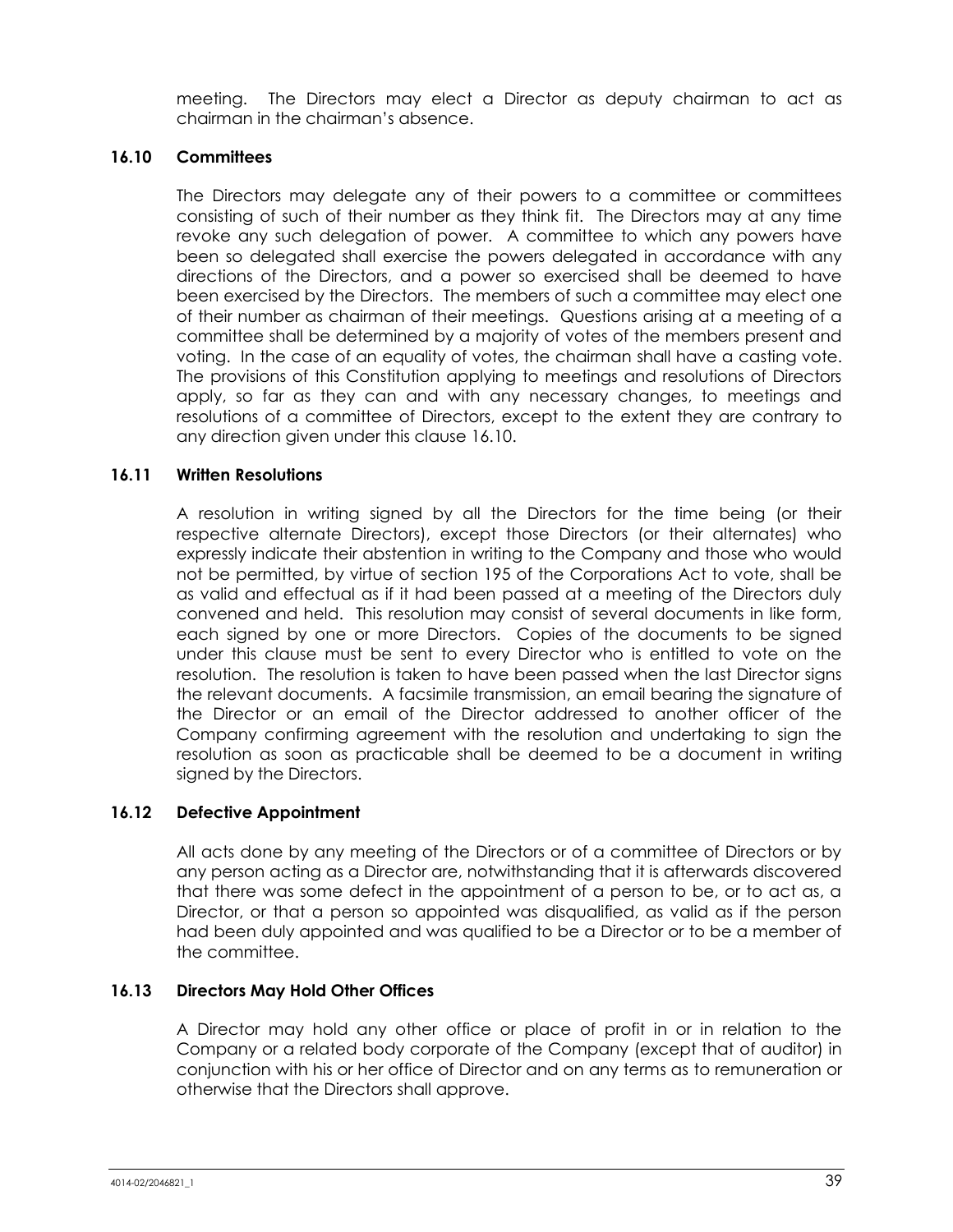meeting. The Directors may elect a Director as deputy chairman to act as chairman in the chairman's absence.

### 16.10 Committees

The Directors may delegate any of their powers to a committee or committees consisting of such of their number as they think fit. The Directors may at any time revoke any such delegation of power. A committee to which any powers have been so delegated shall exercise the powers delegated in accordance with any directions of the Directors, and a power so exercised shall be deemed to have been exercised by the Directors. The members of such a committee may elect one of their number as chairman of their meetings. Questions arising at a meeting of a committee shall be determined by a majority of votes of the members present and voting. In the case of an equality of votes, the chairman shall have a casting vote. The provisions of this Constitution applying to meetings and resolutions of Directors apply, so far as they can and with any necessary changes, to meetings and resolutions of a committee of Directors, except to the extent they are contrary to any direction given under this clause 16.10.

### 16.11 Written Resolutions

A resolution in writing signed by all the Directors for the time being (or their respective alternate Directors), except those Directors (or their alternates) who expressly indicate their abstention in writing to the Company and those who would not be permitted, by virtue of section 195 of the Corporations Act to vote, shall be as valid and effectual as if it had been passed at a meeting of the Directors duly convened and held. This resolution may consist of several documents in like form, each signed by one or more Directors. Copies of the documents to be signed under this clause must be sent to every Director who is entitled to vote on the resolution. The resolution is taken to have been passed when the last Director signs the relevant documents. A facsimile transmission, an email bearing the signature of the Director or an email of the Director addressed to another officer of the Company confirming agreement with the resolution and undertaking to sign the resolution as soon as practicable shall be deemed to be a document in writing signed by the Directors.

### 16.12 Defective Appointment

All acts done by any meeting of the Directors or of a committee of Directors or by any person acting as a Director are, notwithstanding that it is afterwards discovered that there was some defect in the appointment of a person to be, or to act as, a Director, or that a person so appointed was disqualified, as valid as if the person had been duly appointed and was qualified to be a Director or to be a member of the committee.

### 16.13 Directors May Hold Other Offices

A Director may hold any other office or place of profit in or in relation to the Company or a related body corporate of the Company (except that of auditor) in conjunction with his or her office of Director and on any terms as to remuneration or otherwise that the Directors shall approve.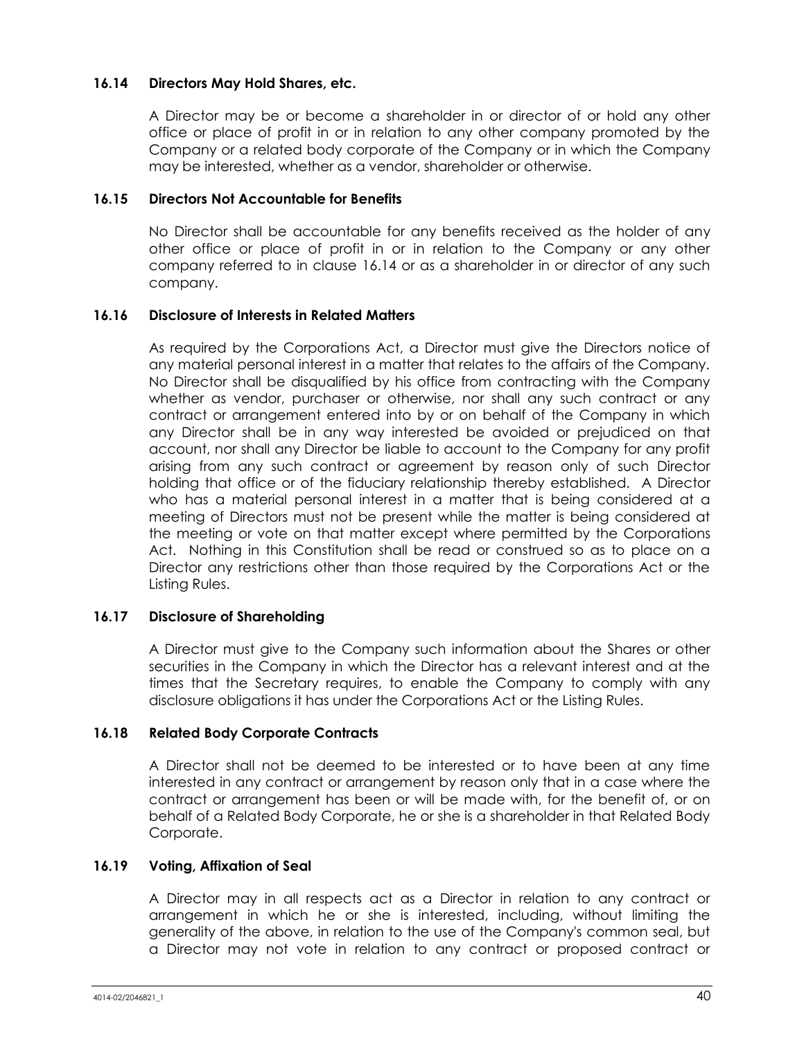### 16.14 Directors May Hold Shares, etc.

A Director may be or become a shareholder in or director of or hold any other office or place of profit in or in relation to any other company promoted by the Company or a related body corporate of the Company or in which the Company may be interested, whether as a vendor, shareholder or otherwise.

### 16.15 Directors Not Accountable for Benefits

No Director shall be accountable for any benefits received as the holder of any other office or place of profit in or in relation to the Company or any other company referred to in clause 16.14 or as a shareholder in or director of any such company.

### 16.16 Disclosure of Interests in Related Matters

As required by the Corporations Act, a Director must give the Directors notice of any material personal interest in a matter that relates to the affairs of the Company. No Director shall be disqualified by his office from contracting with the Company whether as vendor, purchaser or otherwise, nor shall any such contract or any contract or arrangement entered into by or on behalf of the Company in which any Director shall be in any way interested be avoided or prejudiced on that account, nor shall any Director be liable to account to the Company for any profit arising from any such contract or agreement by reason only of such Director holding that office or of the fiduciary relationship thereby established. A Director who has a material personal interest in a matter that is being considered at a meeting of Directors must not be present while the matter is being considered at the meeting or vote on that matter except where permitted by the Corporations Act. Nothing in this Constitution shall be read or construed so as to place on a Director any restrictions other than those required by the Corporations Act or the Listing Rules.

### 16.17 Disclosure of Shareholding

A Director must give to the Company such information about the Shares or other securities in the Company in which the Director has a relevant interest and at the times that the Secretary requires, to enable the Company to comply with any disclosure obligations it has under the Corporations Act or the Listing Rules.

### 16.18 Related Body Corporate Contracts

A Director shall not be deemed to be interested or to have been at any time interested in any contract or arrangement by reason only that in a case where the contract or arrangement has been or will be made with, for the benefit of, or on behalf of a Related Body Corporate, he or she is a shareholder in that Related Body Corporate.

### 16.19 Voting, Affixation of Seal

A Director may in all respects act as a Director in relation to any contract or arrangement in which he or she is interested, including, without limiting the generality of the above, in relation to the use of the Company's common seal, but a Director may not vote in relation to any contract or proposed contract or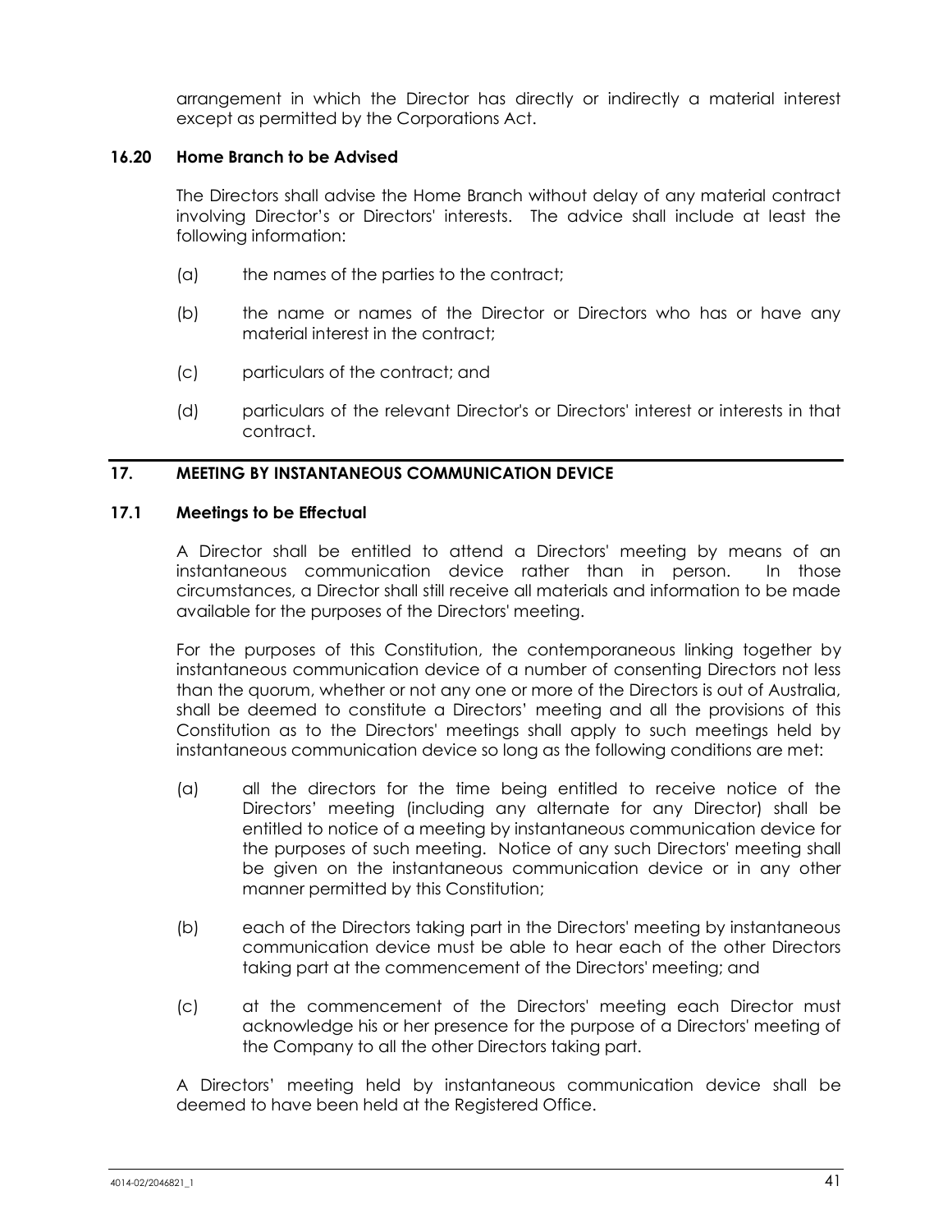arrangement in which the Director has directly or indirectly a material interest except as permitted by the Corporations Act.

### 16.20 Home Branch to be Advised

The Directors shall advise the Home Branch without delay of any material contract involving Director's or Directors' interests. The advice shall include at least the following information:

(a) the names of the parties to the contract;

(b) the name or names of the Director or Directors who has or have any material interest in the contract;

(c) particulars of the contract; and

(d) particulars of the relevant Director's or Directors' interest or interests in that contract.

## 17. MEETING BY INSTANTANEOUS COMMUNICATION DEVICE

### 17.1 Meetings to be Effectual

A Director shall be entitled to attend a Directors' meeting by means of an instantaneous communication device rather than in person. In those circumstances, a Director shall still receive all materials and information to be made available for the purposes of the Directors' meeting.

For the purposes of this Constitution, the contemporaneous linking together by instantaneous communication device of a number of consenting Directors not less than the quorum, whether or not any one or more of the Directors is out of Australia, shall be deemed to constitute a Directors' meeting and all the provisions of this Constitution as to the Directors' meetings shall apply to such meetings held by instantaneous communication device so long as the following conditions are met:

(a) all the directors for the time being entitled to receive notice of the Directors' meeting (including any alternate for any Director) shall be entitled to notice of a meeting by instantaneous communication device for the purposes of such meeting. Notice of any such Directors' meeting shall be given on the instantaneous communication device or in any other manner permitted by this Constitution;

(b) each of the Directors taking part in the Directors' meeting by instantaneous communication device must be able to hear each of the other Directors taking part at the commencement of the Directors' meeting; and

(c) at the commencement of the Directors' meeting each Director must acknowledge his or her presence for the purpose of a Directors' meeting of the Company to all the other Directors taking part.

A Directors' meeting held by instantaneous communication device shall be deemed to have been held at the Registered Office.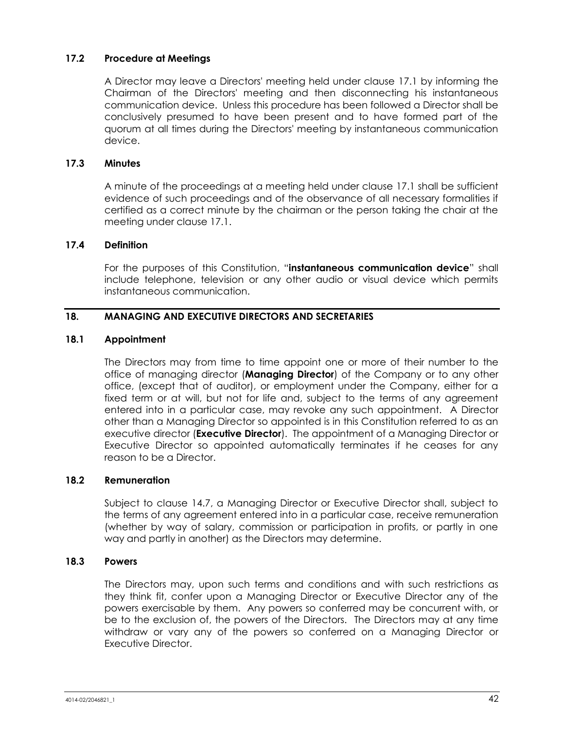### 17.2 Procedure at Meetings

A Director may leave a Directors' meeting held under clause 17.1 by informing the Chairman of the Directors' meeting and then disconnecting his instantaneous communication device. Unless this procedure has been followed a Director shall be conclusively presumed to have been present and to have formed part of the quorum at all times during the Directors' meeting by instantaneous communication device.

### 17.3 Minutes

A minute of the proceedings at a meeting held under clause 17.1 shall be sufficient evidence of such proceedings and of the observance of all necessary formalities if certified as a correct minute by the chairman or the person taking the chair at the meeting under clause 17.1.

### 17.4 Definition

For the purposes of this Constitution, "**instantaneous communication device**" shall include telephone, television or any other audio or visual device which permits instantaneous communication.

## 18. MANAGING AND EXECUTIVE DIRECTORS AND SECRETARIES

### 18.1 Appointment

The Directors may from time to time appoint one or more of their number to the office of managing director (**Managing Director**) of the Company or to any other office, (except that of auditor), or employment under the Company, either for a fixed term or at will, but not for life and, subject to the terms of any agreement entered into in a particular case, may revoke any such appointment. A Director other than a Managing Director so appointed is in this Constitution referred to as an executive director (**Executive Director**). The appointment of a Managing Director or Executive Director so appointed automatically terminates if he ceases for any reason to be a Director.

### 18.2 Remuneration

Subject to clause 14.7, a Managing Director or Executive Director shall, subject to the terms of any agreement entered into in a particular case, receive remuneration (whether by way of salary, commission or participation in profits, or partly in one way and partly in another) as the Directors may determine.

### 18.3 Powers

The Directors may, upon such terms and conditions and with such restrictions as they think fit, confer upon a Managing Director or Executive Director any of the powers exercisable by them. Any powers so conferred may be concurrent with, or be to the exclusion of, the powers of the Directors. The Directors may at any time withdraw or vary any of the powers so conferred on a Managing Director or Executive Director.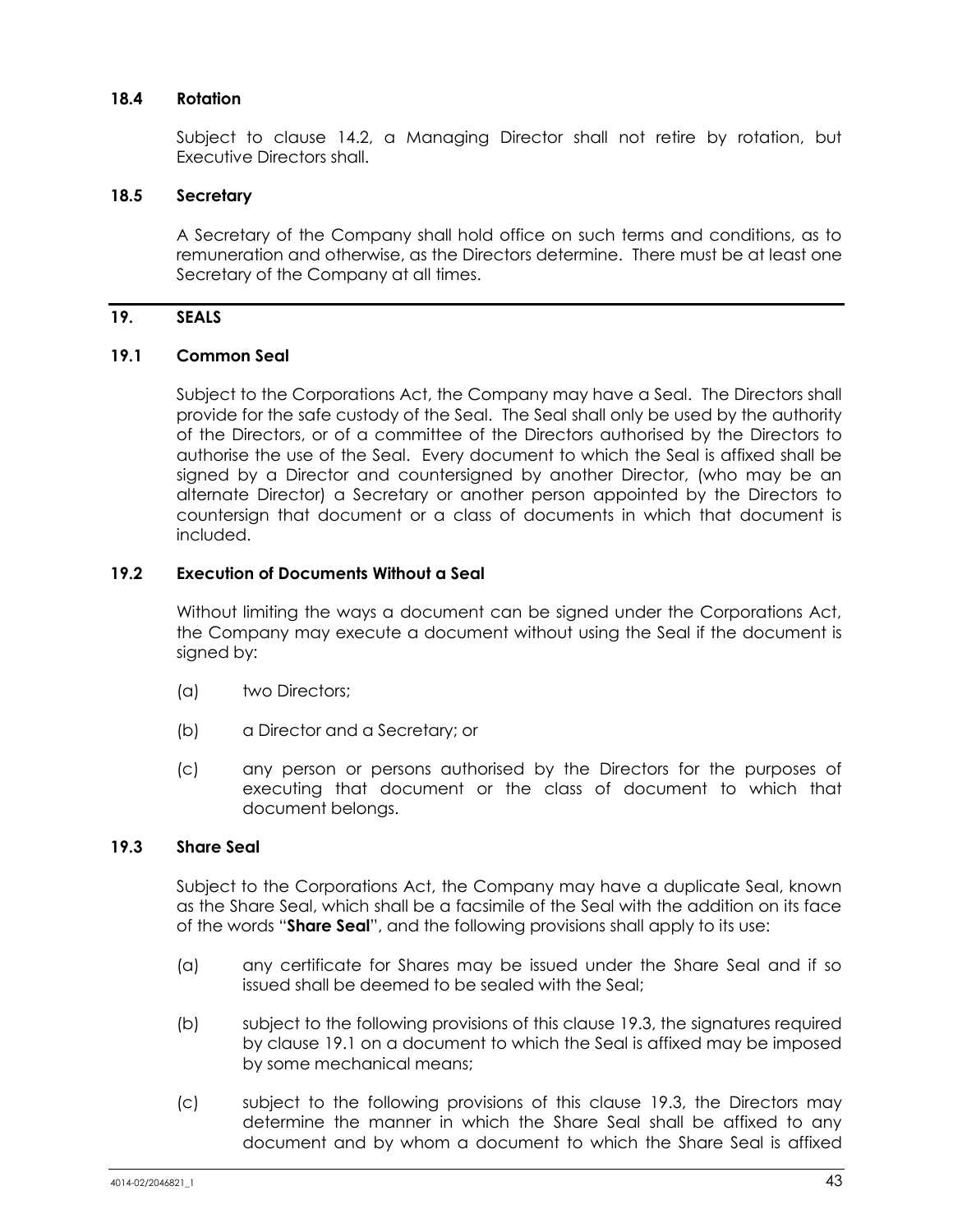### 18.4 Rotation

Subject to clause 14.2, a Managing Director shall not retire by rotation, but Executive Directors shall.

### 18.5 Secretary

A Secretary of the Company shall hold office on such terms and conditions, as to remuneration and otherwise, as the Directors determine. There must be at least one Secretary of the Company at all times.

## 19. SEALS

### 19.1 Common Seal

Subject to the Corporations Act, the Company may have a Seal. The Directors shall provide for the safe custody of the Seal. The Seal shall only be used by the authority of the Directors, or of a committee of the Directors authorised by the Directors to authorise the use of the Seal. Every document to which the Seal is affixed shall be signed by a Director and countersigned by another Director, (who may be an alternate Director) a Secretary or another person appointed by the Directors to countersign that document or a class of documents in which that document is included.

### 19.2 Execution of Documents Without a Seal

Without limiting the ways a document can be signed under the Corporations Act, the Company may execute a document without using the Seal if the document is signed by:

(a) two Directors;

(b) a Director and a Secretary; or

(c) any person or persons authorised by the Directors for the purposes of executing that document or the class of document to which that document belongs.

### 19.3 Share Seal

Subject to the Corporations Act, the Company may have a duplicate Seal, known as the Share Seal, which shall be a facsimile of the Seal with the addition on its face of the words "**Share Seal**", and the following provisions shall apply to its use:

(a) any certificate for Shares may be issued under the Share Seal and if so issued shall be deemed to be sealed with the Seal;

(b) subject to the following provisions of this clause 19.3, the signatures required by clause 19.1 on a document to which the Seal is affixed may be imposed by some mechanical means;

(c) subject to the following provisions of this clause 19.3, the Directors may determine the manner in which the Share Seal shall be affixed to any document and by whom a document to which the Share Seal is affixed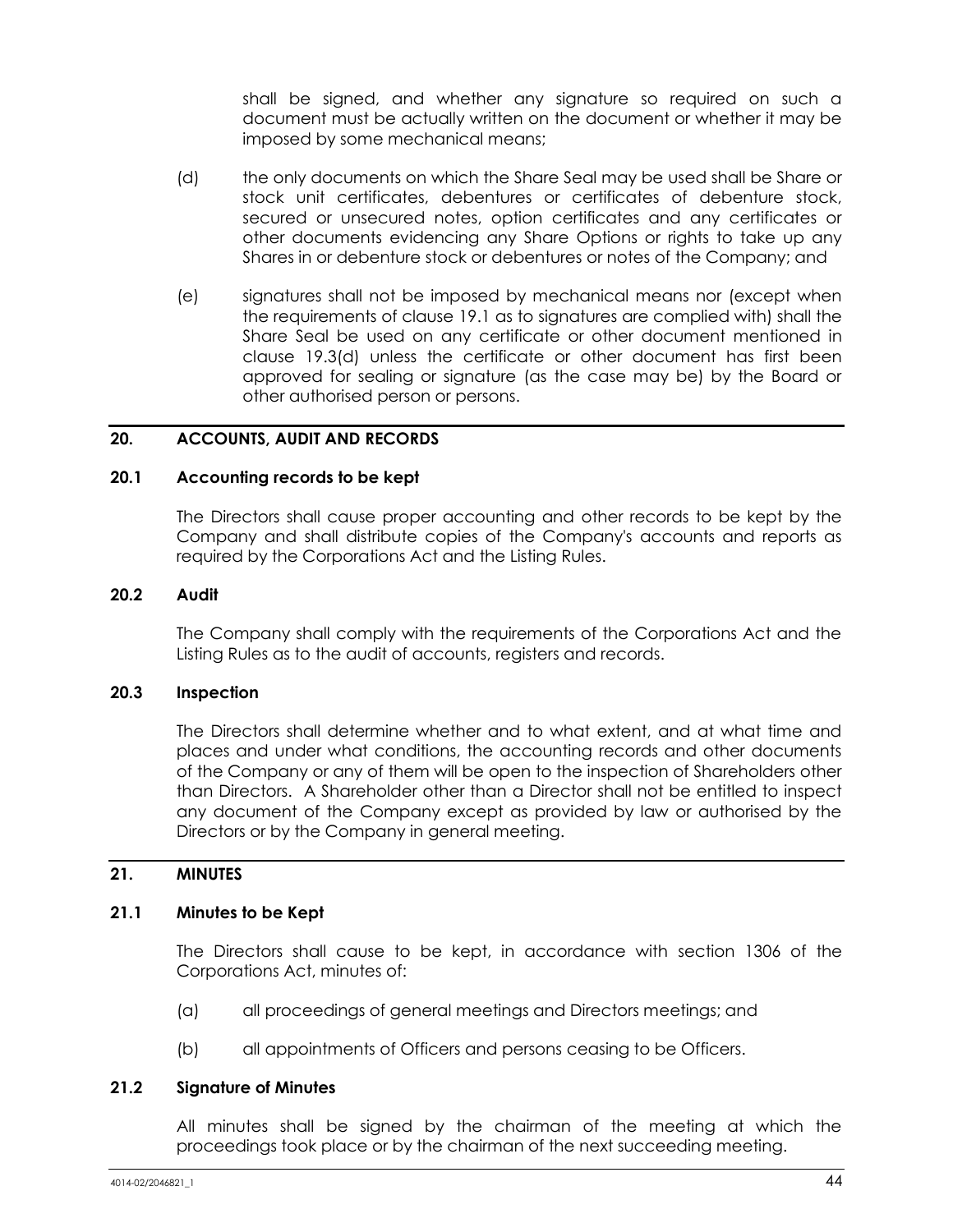shall be signed, and whether any signature so required on such a document must be actually written on the document or whether it may be imposed by some mechanical means;

(d) the only documents on which the Share Seal may be used shall be Share or stock unit certificates, debentures or certificates of debenture stock, secured or unsecured notes, option certificates and any certificates or other documents evidencing any Share Options or rights to take up any Shares in or debenture stock or debentures or notes of the Company; and

(e) signatures shall not be imposed by mechanical means nor (except when the requirements of clause 19.1 as to signatures are complied with) shall the Share Seal be used on any certificate or other document mentioned in clause 19.3(d) unless the certificate or other document has first been approved for sealing or signature (as the case may be) by the Board or other authorised person or persons.

## 20. ACCOUNTS, AUDIT AND RECORDS

### 20.1 Accounting records to be kept

The Directors shall cause proper accounting and other records to be kept by the Company and shall distribute copies of the Company's accounts and reports as required by the Corporations Act and the Listing Rules.

### 20.2 Audit

The Company shall comply with the requirements of the Corporations Act and the Listing Rules as to the audit of accounts, registers and records.

### 20.3 Inspection

The Directors shall determine whether and to what extent, and at what time and places and under what conditions, the accounting records and other documents of the Company or any of them will be open to the inspection of Shareholders other than Directors. A Shareholder other than a Director shall not be entitled to inspect any document of the Company except as provided by law or authorised by the Directors or by the Company in general meeting.

## 21. MINUTES

### 21.1 Minutes to be Kept

The Directors shall cause to be kept, in accordance with section 1306 of the Corporations Act, minutes of:

(a) all proceedings of general meetings and Directors meetings; and

(b) all appointments of Officers and persons ceasing to be Officers.

### 21.2 Signature of Minutes

All minutes shall be signed by the chairman of the meeting at which the proceedings took place or by the chairman of the next succeeding meeting.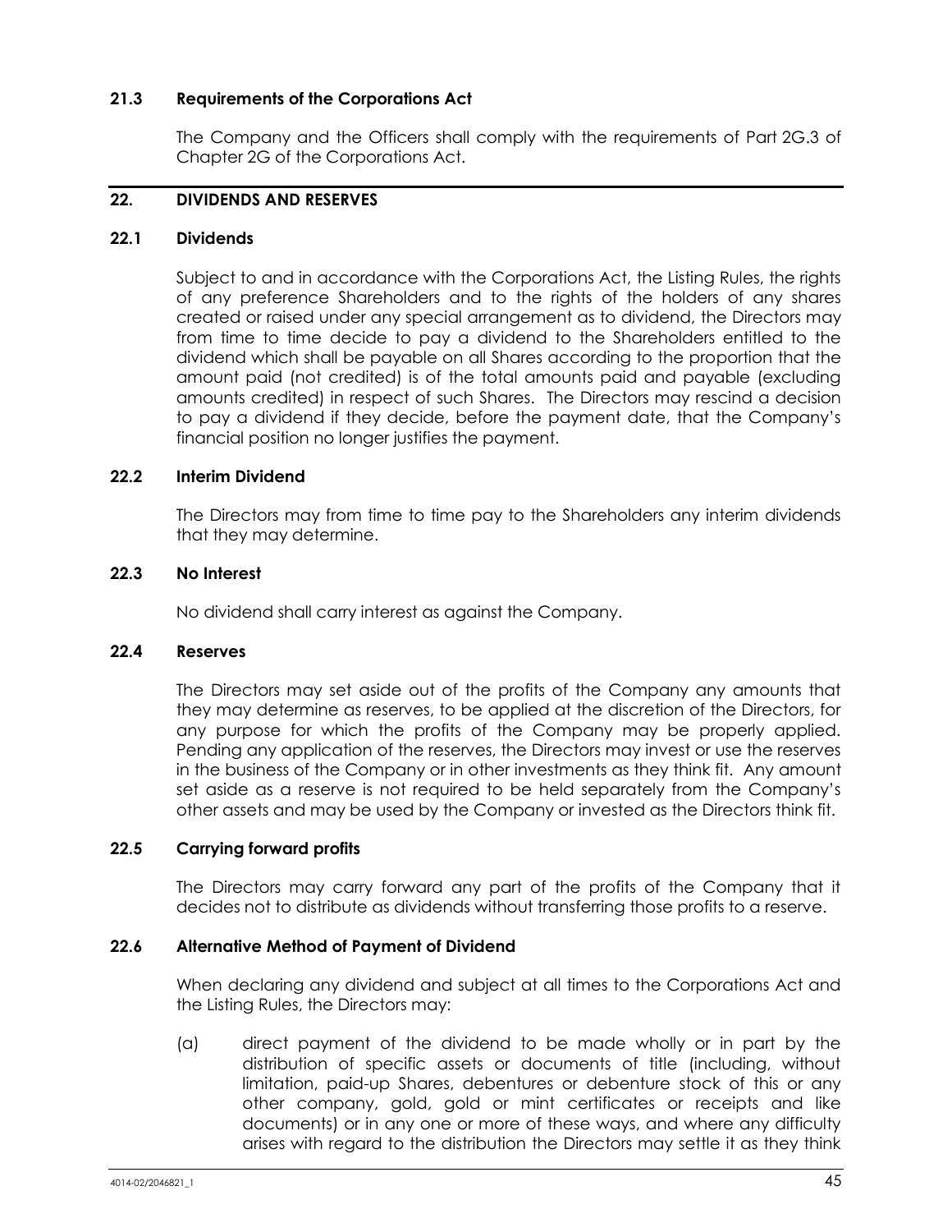### 21.3 Requirements of the Corporations Act

The Company and the Officers shall comply with the requirements of Part 2G.3 of Chapter 2G of the Corporations Act.

## 22. DIVIDENDS AND RESERVES

### 22.1 Dividends

Subject to and in accordance with the Corporations Act, the Listing Rules, the rights of any preference Shareholders and to the rights of the holders of any shares created or raised under any special arrangement as to dividend, the Directors may from time to time decide to pay a dividend to the Shareholders entitled to the dividend which shall be payable on all Shares according to the proportion that the amount paid (not credited) is of the total amounts paid and payable (excluding amounts credited) in respect of such Shares. The Directors may rescind a decision to pay a dividend if they decide, before the payment date, that the Company's financial position no longer justifies the payment.

### 22.2 Interim Dividend

The Directors may from time to time pay to the Shareholders any interim dividends that they may determine.

### 22.3 No Interest

No dividend shall carry interest as against the Company.

### 22.4 Reserves

The Directors may set aside out of the profits of the Company any amounts that they may determine as reserves, to be applied at the discretion of the Directors, for any purpose for which the profits of the Company may be properly applied. Pending any application of the reserves, the Directors may invest or use the reserves in the business of the Company or in other investments as they think fit. Any amount set aside as a reserve is not required to be held separately from the Company's other assets and may be used by the Company or invested as the Directors think fit.

### 22.5 Carrying forward profits

The Directors may carry forward any part of the profits of the Company that it decides not to distribute as dividends without transferring those profits to a reserve.

### 22.6 Alternative Method of Payment of Dividend

When declaring any dividend and subject at all times to the Corporations Act and the Listing Rules, the Directors may:

(a) direct payment of the dividend to be made wholly or in part by the distribution of specific assets or documents of title (including, without limitation, paid-up Shares, debentures or debenture stock of this or any other company, gold, gold or mint certificates or receipts and like documents) or in any one or more of these ways, and where any difficulty arises with regard to the distribution the Directors may settle it as they think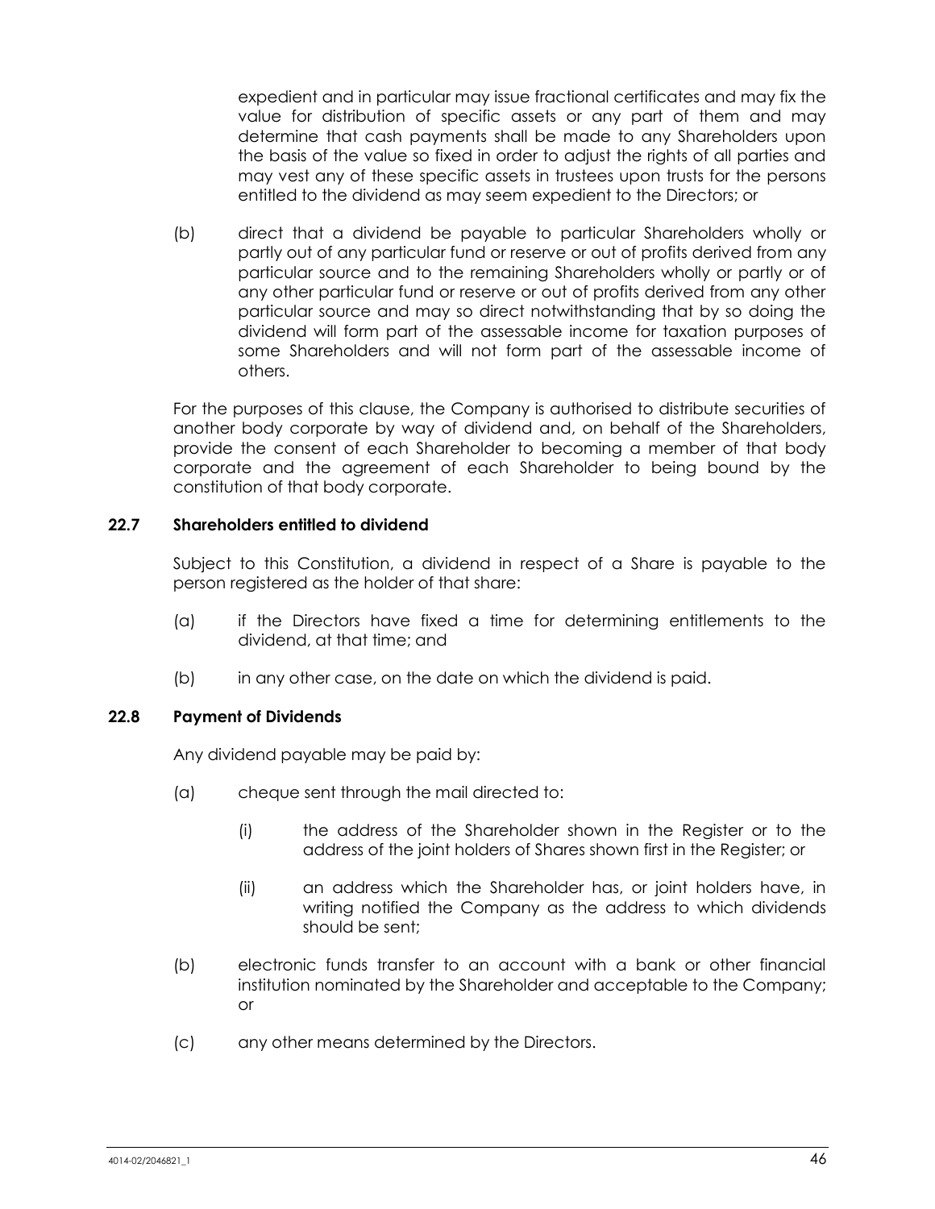expedient and in particular may issue fractional certificates and may fix the value for distribution of specific assets or any part of them and may determine that cash payments shall be made to any Shareholders upon the basis of the value so fixed in order to adjust the rights of all parties and may vest any of these specific assets in trustees upon trusts for the persons entitled to the dividend as may seem expedient to the Directors; or

(b) direct that a dividend be payable to particular Shareholders wholly or partly out of any particular fund or reserve or out of profits derived from any particular source and to the remaining Shareholders wholly or partly or of any other particular fund or reserve or out of profits derived from any other particular source and may so direct notwithstanding that by so doing the dividend will form part of the assessable income for taxation purposes of some Shareholders and will not form part of the assessable income of others.

For the purposes of this clause, the Company is authorised to distribute securities of another body corporate by way of dividend and, on behalf of the Shareholders, provide the consent of each Shareholder to becoming a member of that body corporate and the agreement of each Shareholder to being bound by the constitution of that body corporate.

### 22.7 Shareholders entitled to dividend

Subject to this Constitution, a dividend in respect of a Share is payable to the person registered as the holder of that share:

(a) if the Directors have fixed a time for determining entitlements to the dividend, at that time; and

(b) in any other case, on the date on which the dividend is paid.

### 22.8 Payment of Dividends

Any dividend payable may be paid by:

(a) cheque sent through the mail directed to:

(i) the address of the Shareholder shown in the Register or to the address of the joint holders of Shares shown first in the Register; or

(ii) an address which the Shareholder has, or joint holders have, in writing notified the Company as the address to which dividends should be sent;

(b) electronic funds transfer to an account with a bank or other financial institution nominated by the Shareholder and acceptable to the Company; or

(c) any other means determined by the Directors.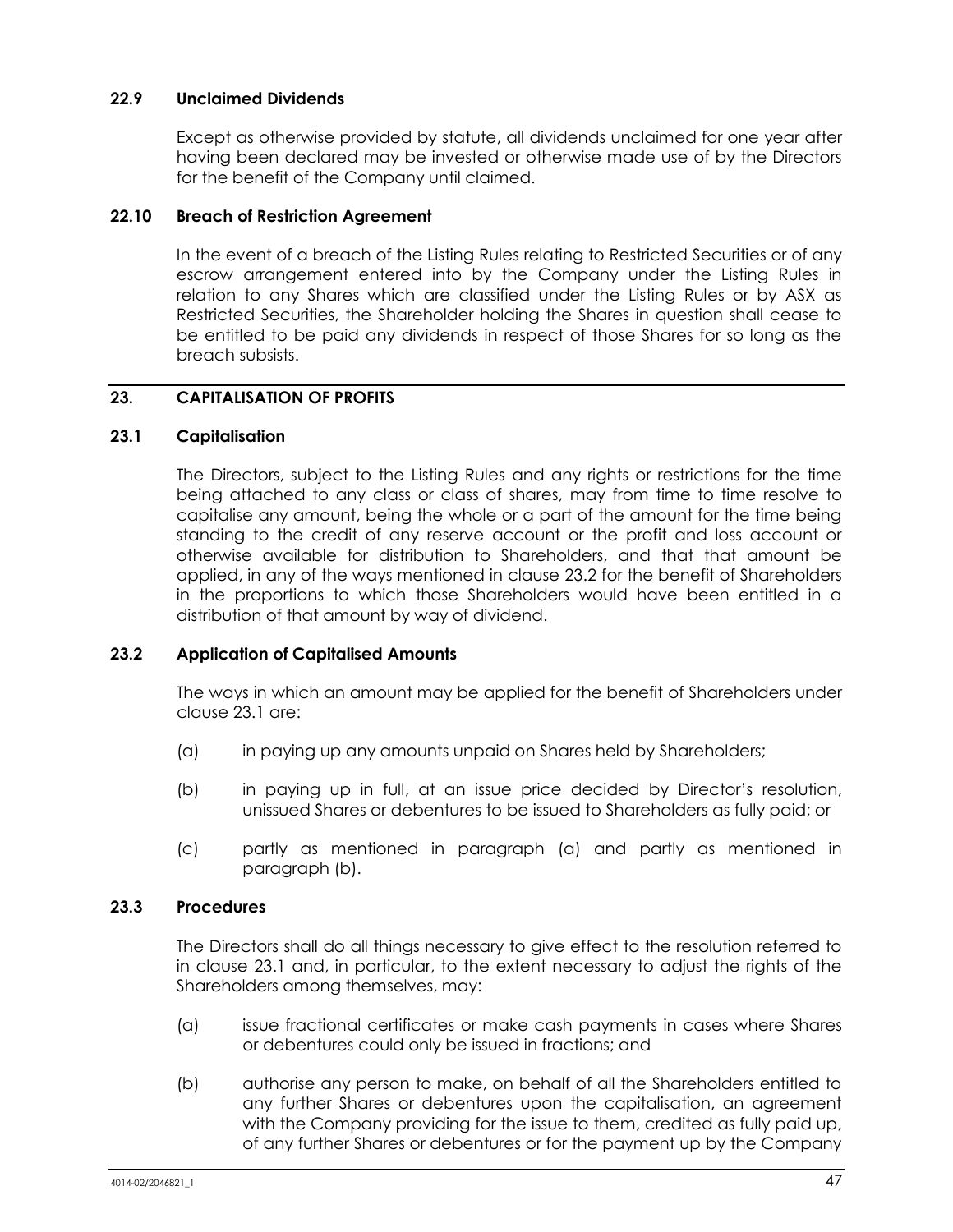### 22.9 Unclaimed Dividends

Except as otherwise provided by statute, all dividends unclaimed for one year after having been declared may be invested or otherwise made use of by the Directors for the benefit of the Company until claimed.

### 22.10 Breach of Restriction Agreement

In the event of a breach of the Listing Rules relating to Restricted Securities or of any escrow arrangement entered into by the Company under the Listing Rules in relation to any Shares which are classified under the Listing Rules or by ASX as Restricted Securities, the Shareholder holding the Shares in question shall cease to be entitled to be paid any dividends in respect of those Shares for so long as the breach subsists.

## 23. CAPITALISATION OF PROFITS

### 23.1 Capitalisation

The Directors, subject to the Listing Rules and any rights or restrictions for the time being attached to any class or class of shares, may from time to time resolve to capitalise any amount, being the whole or a part of the amount for the time being standing to the credit of any reserve account or the profit and loss account or otherwise available for distribution to Shareholders, and that that amount be applied, in any of the ways mentioned in clause 23.2 for the benefit of Shareholders in the proportions to which those Shareholders would have been entitled in a distribution of that amount by way of dividend.

### 23.2 Application of Capitalised Amounts

The ways in which an amount may be applied for the benefit of Shareholders under clause 23.1 are:

(a) in paying up any amounts unpaid on Shares held by Shareholders;

(b) in paying up in full, at an issue price decided by Director's resolution, unissued Shares or debentures to be issued to Shareholders as fully paid; or

(c) partly as mentioned in paragraph (a) and partly as mentioned in paragraph (b).

### 23.3 Procedures

The Directors shall do all things necessary to give effect to the resolution referred to in clause 23.1 and, in particular, to the extent necessary to adjust the rights of the Shareholders among themselves, may:

(a) issue fractional certificates or make cash payments in cases where Shares or debentures could only be issued in fractions; and

(b) authorise any person to make, on behalf of all the Shareholders entitled to any further Shares or debentures upon the capitalisation, an agreement with the Company providing for the issue to them, credited as fully paid up, of any further Shares or debentures or for the payment up by the Company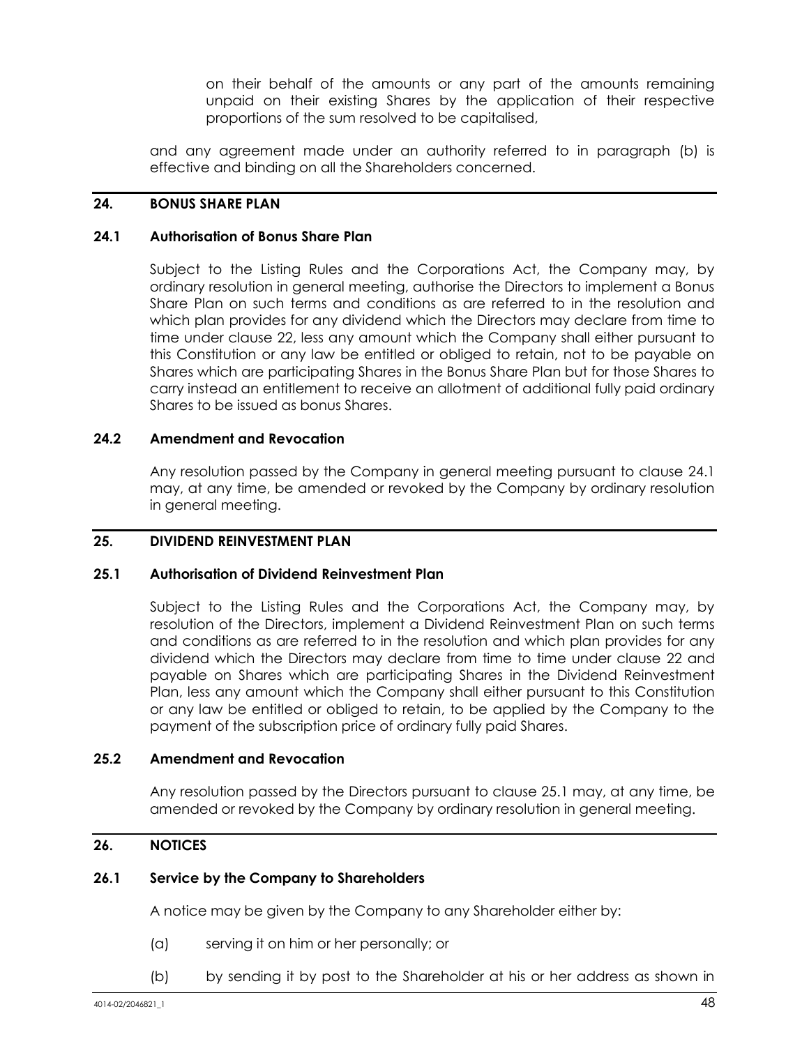on their behalf of the amounts or any part of the amounts remaining unpaid on their existing Shares by the application of their respective proportions of the sum resolved to be capitalised,

and any agreement made under an authority referred to in paragraph (b) is effective and binding on all the Shareholders concerned.

## 24. BONUS SHARE PLAN

### 24.1 Authorisation of Bonus Share Plan

Subject to the Listing Rules and the Corporations Act, the Company may, by ordinary resolution in general meeting, authorise the Directors to implement a Bonus Share Plan on such terms and conditions as are referred to in the resolution and which plan provides for any dividend which the Directors may declare from time to time under clause 22, less any amount which the Company shall either pursuant to this Constitution or any law be entitled or obliged to retain, not to be payable on Shares which are participating Shares in the Bonus Share Plan but for those Shares to carry instead an entitlement to receive an allotment of additional fully paid ordinary Shares to be issued as bonus Shares.

### 24.2 Amendment and Revocation

Any resolution passed by the Company in general meeting pursuant to clause 24.1 may, at any time, be amended or revoked by the Company by ordinary resolution in general meeting.

## 25. DIVIDEND REINVESTMENT PLAN

### 25.1 Authorisation of Dividend Reinvestment Plan

Subject to the Listing Rules and the Corporations Act, the Company may, by resolution of the Directors, implement a Dividend Reinvestment Plan on such terms and conditions as are referred to in the resolution and which plan provides for any dividend which the Directors may declare from time to time under clause 22 and payable on Shares which are participating Shares in the Dividend Reinvestment Plan, less any amount which the Company shall either pursuant to this Constitution or any law be entitled or obliged to retain, to be applied by the Company to the payment of the subscription price of ordinary fully paid Shares.

### 25.2 Amendment and Revocation

Any resolution passed by the Directors pursuant to clause 25.1 may, at any time, be amended or revoked by the Company by ordinary resolution in general meeting.

## 26. NOTICES

### 26.1 Service by the Company to Shareholders

A notice may be given by the Company to any Shareholder either by:

(a) serving it on him or her personally; or

(b) by sending it by post to the Shareholder at his or her address as shown in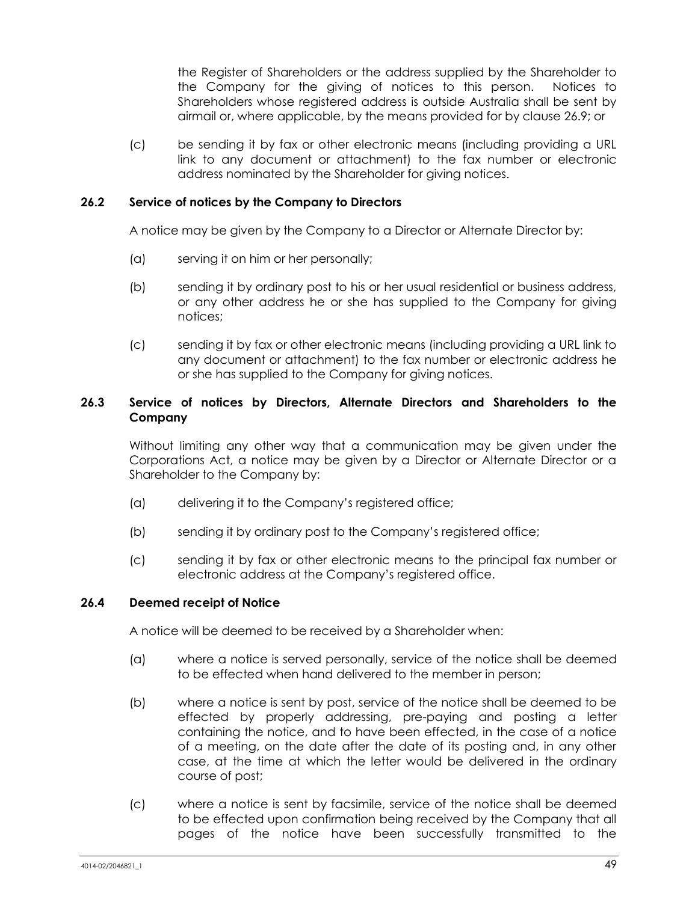the Register of Shareholders or the address supplied by the Shareholder to the Company for the giving of notices to this person. Notices to Shareholders whose registered address is outside Australia shall be sent by airmail or, where applicable, by the means provided for by clause 26.9; or

(c) be sending it by fax or other electronic means (including providing a URL link to any document or attachment) to the fax number or electronic address nominated by the Shareholder for giving notices.

### 26.2 Service of notices by the Company to Directors

A notice may be given by the Company to a Director or Alternate Director by:

(a) serving it on him or her personally;

(b) sending it by ordinary post to his or her usual residential or business address, or any other address he or she has supplied to the Company for giving notices;

(c) sending it by fax or other electronic means (including providing a URL link to any document or attachment) to the fax number or electronic address he or she has supplied to the Company for giving notices.

### 26.3 Service of notices by Directors, Alternate Directors and Shareholders to the Company

Without limiting any other way that a communication may be given under the Corporations Act, a notice may be given by a Director or Alternate Director or a Shareholder to the Company by:

(a) delivering it to the Company's registered office;

(b) sending it by ordinary post to the Company's registered office;

(c) sending it by fax or other electronic means to the principal fax number or electronic address at the Company's registered office.

### 26.4 Deemed receipt of Notice

A notice will be deemed to be received by a Shareholder when:

(a) where a notice is served personally, service of the notice shall be deemed to be effected when hand delivered to the member in person;

(b) where a notice is sent by post, service of the notice shall be deemed to be effected by properly addressing, pre-paying and posting a letter containing the notice, and to have been effected, in the case of a notice of a meeting, on the date after the date of its posting and, in any other case, at the time at which the letter would be delivered in the ordinary course of post;

(c) where a notice is sent by facsimile, service of the notice shall be deemed to be effected upon confirmation being received by the Company that all pages of the notice have been successfully transmitted to the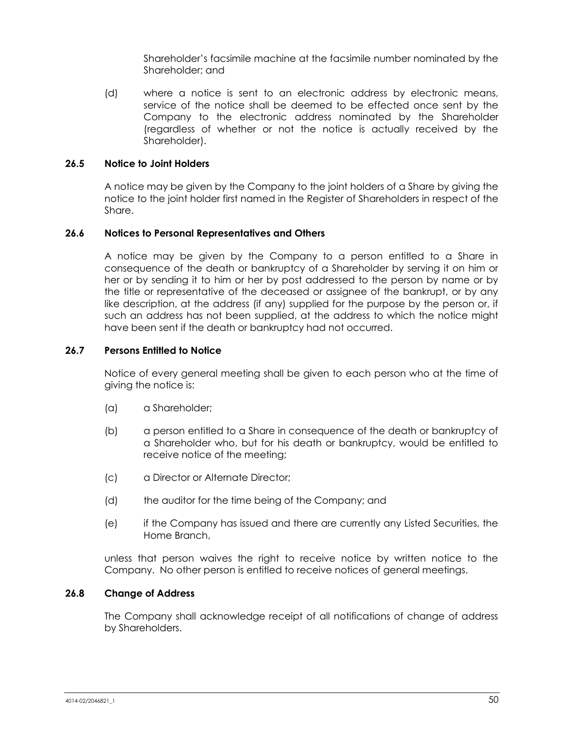Shareholder's facsimile machine at the facsimile number nominated by the Shareholder; and

(d) where a notice is sent to an electronic address by electronic means, service of the notice shall be deemed to be effected once sent by the Company to the electronic address nominated by the Shareholder (regardless of whether or not the notice is actually received by the Shareholder).

### 26.5 Notice to Joint Holders

A notice may be given by the Company to the joint holders of a Share by giving the notice to the joint holder first named in the Register of Shareholders in respect of the Share.

### 26.6 Notices to Personal Representatives and Others

A notice may be given by the Company to a person entitled to a Share in consequence of the death or bankruptcy of a Shareholder by serving it on him or her or by sending it to him or her by post addressed to the person by name or by the title or representative of the deceased or assignee of the bankrupt, or by any like description, at the address (if any) supplied for the purpose by the person or, if such an address has not been supplied, at the address to which the notice might have been sent if the death or bankruptcy had not occurred.

### 26.7 Persons Entitled to Notice

Notice of every general meeting shall be given to each person who at the time of giving the notice is:

(a) a Shareholder;

(b) a person entitled to a Share in consequence of the death or bankruptcy of a Shareholder who, but for his death or bankruptcy, would be entitled to receive notice of the meeting;

(c) a Director or Alternate Director;

(d) the auditor for the time being of the Company; and

(e) if the Company has issued and there are currently any Listed Securities, the Home Branch,

unless that person waives the right to receive notice by written notice to the Company. No other person is entitled to receive notices of general meetings.

### 26.8 Change of Address

The Company shall acknowledge receipt of all notifications of change of address by Shareholders.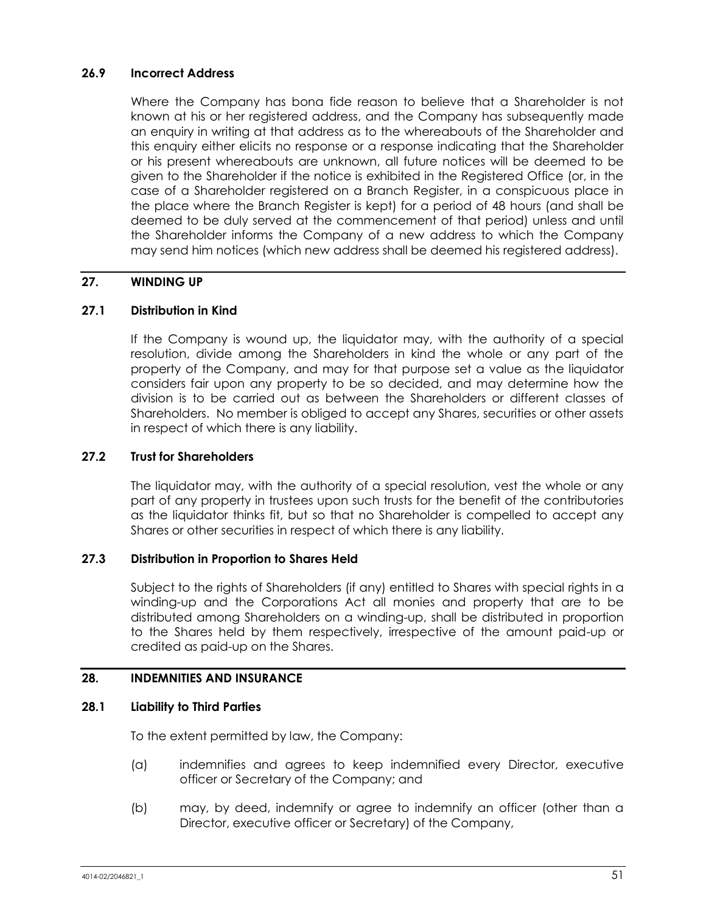### 26.9 Incorrect Address

Where the Company has bona fide reason to believe that a Shareholder is not known at his or her registered address, and the Company has subsequently made an enquiry in writing at that address as to the whereabouts of the Shareholder and this enquiry either elicits no response or a response indicating that the Shareholder or his present whereabouts are unknown, all future notices will be deemed to be given to the Shareholder if the notice is exhibited in the Registered Office (or, in the case of a Shareholder registered on a Branch Register, in a conspicuous place in the place where the Branch Register is kept) for a period of 48 hours (and shall be deemed to be duly served at the commencement of that period) unless and until the Shareholder informs the Company of a new address to which the Company may send him notices (which new address shall be deemed his registered address).

## 27. WINDING UP

### 27.1 Distribution in Kind

If the Company is wound up, the liquidator may, with the authority of a special resolution, divide among the Shareholders in kind the whole or any part of the property of the Company, and may for that purpose set a value as the liquidator considers fair upon any property to be so decided, and may determine how the division is to be carried out as between the Shareholders or different classes of Shareholders. No member is obliged to accept any Shares, securities or other assets in respect of which there is any liability.

### 27.2 Trust for Shareholders

The liquidator may, with the authority of a special resolution, vest the whole or any part of any property in trustees upon such trusts for the benefit of the contributories as the liquidator thinks fit, but so that no Shareholder is compelled to accept any Shares or other securities in respect of which there is any liability.

### 27.3 Distribution in Proportion to Shares Held

Subject to the rights of Shareholders (if any) entitled to Shares with special rights in a winding-up and the Corporations Act all monies and property that are to be distributed among Shareholders on a winding-up, shall be distributed in proportion to the Shares held by them respectively, irrespective of the amount paid-up or credited as paid-up on the Shares.

## 28. INDEMNITIES AND INSURANCE

### 28.1 Liability to Third Parties

To the extent permitted by law, the Company:

(a) indemnifies and agrees to keep indemnified every Director, executive officer or Secretary of the Company; and

(b) may, by deed, indemnify or agree to indemnify an officer (other than a Director, executive officer or Secretary) of the Company,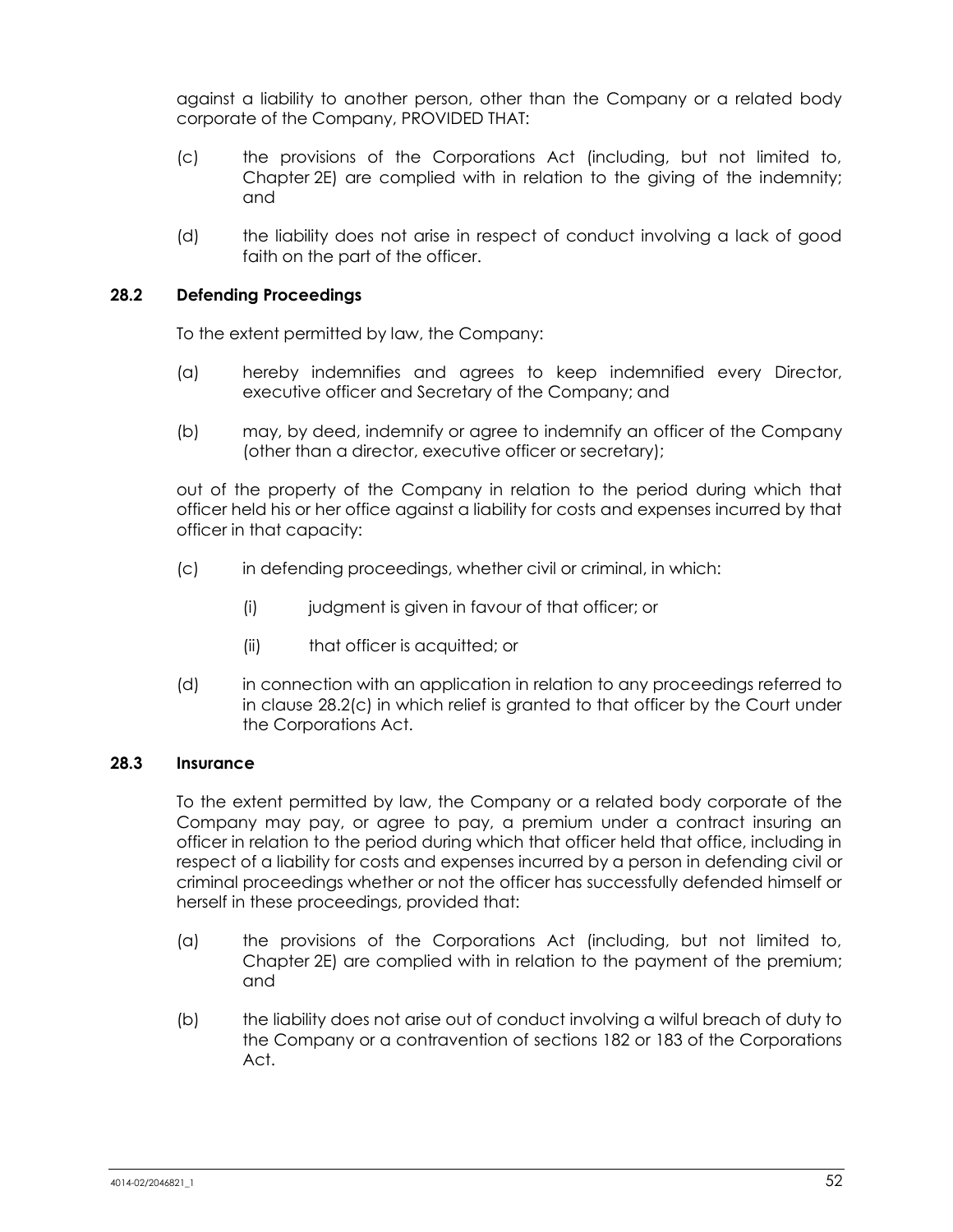against a liability to another person, other than the Company or a related body corporate of the Company, PROVIDED THAT:

(c) the provisions of the Corporations Act (including, but not limited to, Chapter 2E) are complied with in relation to the giving of the indemnity; and

(d) the liability does not arise in respect of conduct involving a lack of good faith on the part of the officer.

### 28.2 Defending Proceedings

To the extent permitted by law, the Company:

(a) hereby indemnifies and agrees to keep indemnified every Director, executive officer and Secretary of the Company; and

(b) may, by deed, indemnify or agree to indemnify an officer of the Company (other than a director, executive officer or secretary);

out of the property of the Company in relation to the period during which that officer held his or her office against a liability for costs and expenses incurred by that officer in that capacity:

(c) in defending proceedings, whether civil or criminal, in which:

  (i) judgment is given in favour of that officer; or

  (ii) that officer is acquitted; or

(d) in connection with an application in relation to any proceedings referred to in clause 28.2(c) in which relief is granted to that officer by the Court under the Corporations Act.

### 28.3 Insurance

To the extent permitted by law, the Company or a related body corporate of the Company may pay, or agree to pay, a premium under a contract insuring an officer in relation to the period during which that officer held that office, including in respect of a liability for costs and expenses incurred by a person in defending civil or criminal proceedings whether or not the officer has successfully defended himself or herself in these proceedings, provided that:

(a) the provisions of the Corporations Act (including, but not limited to, Chapter 2E) are complied with in relation to the payment of the premium; and

(b) the liability does not arise out of conduct involving a wilful breach of duty to the Company or a contravention of sections 182 or 183 of the Corporations Act.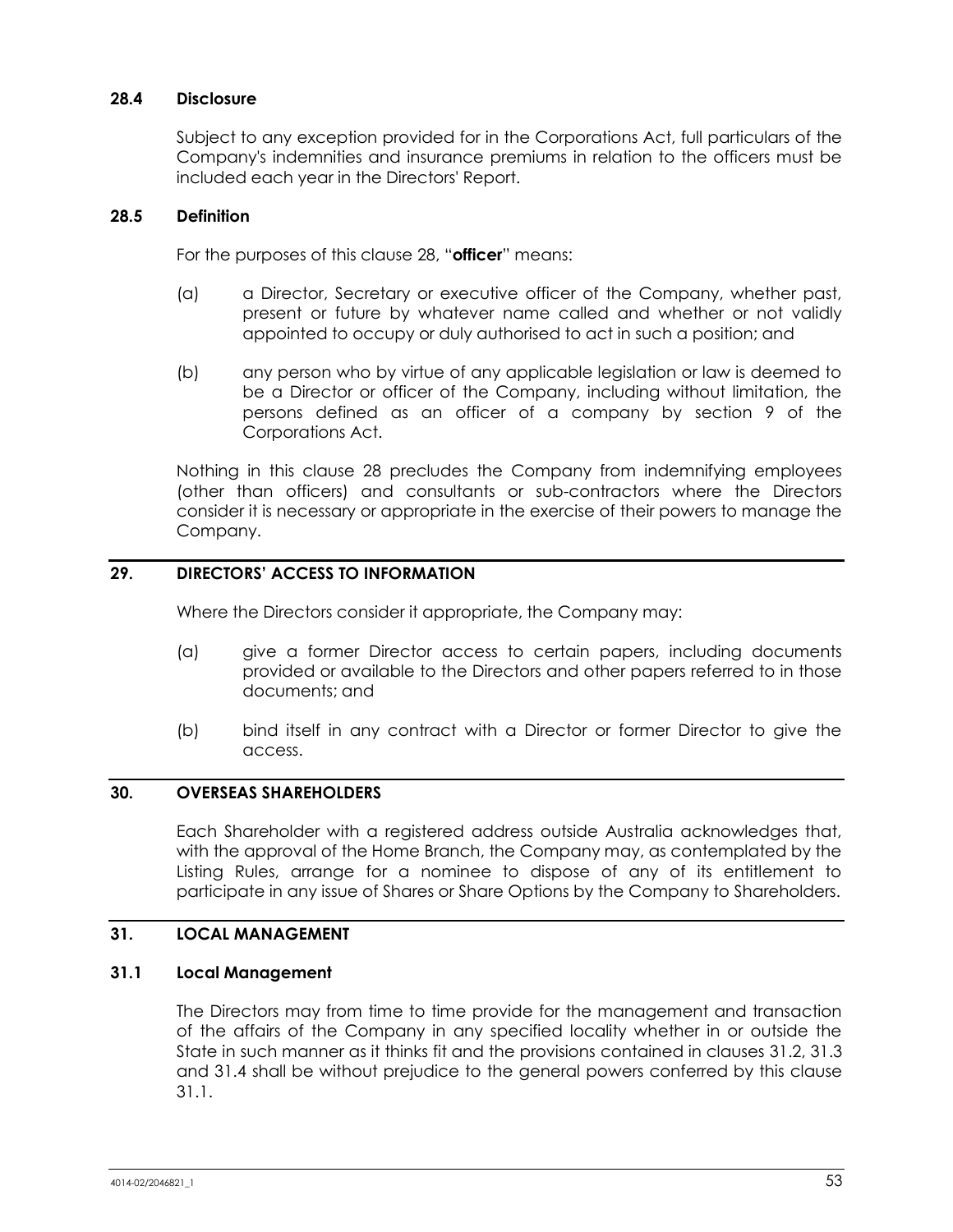### 28.4 Disclosure

Subject to any exception provided for in the Corporations Act, full particulars of the Company's indemnities and insurance premiums in relation to the officers must be included each year in the Directors' Report.

### 28.5 Definition

For the purposes of this clause 28, "**officer**" means:

(a) a Director, Secretary or executive officer of the Company, whether past, present or future by whatever name called and whether or not validly appointed to occupy or duly authorised to act in such a position; and

(b) any person who by virtue of any applicable legislation or law is deemed to be a Director or officer of the Company, including without limitation, the persons defined as an officer of a company by section 9 of the Corporations Act.

Nothing in this clause 28 precludes the Company from indemnifying employees (other than officers) and consultants or sub-contractors where the Directors consider it is necessary or appropriate in the exercise of their powers to manage the Company.

## 29. DIRECTORS' ACCESS TO INFORMATION

Where the Directors consider it appropriate, the Company may:

(a) give a former Director access to certain papers, including documents provided or available to the Directors and other papers referred to in those documents; and

(b) bind itself in any contract with a Director or former Director to give the access.

## 30. OVERSEAS SHAREHOLDERS

Each Shareholder with a registered address outside Australia acknowledges that, with the approval of the Home Branch, the Company may, as contemplated by the Listing Rules, arrange for a nominee to dispose of any of its entitlement to participate in any issue of Shares or Share Options by the Company to Shareholders.

## 31. LOCAL MANAGEMENT

### 31.1 Local Management

The Directors may from time to time provide for the management and transaction of the affairs of the Company in any specified locality whether in or outside the State in such manner as it thinks fit and the provisions contained in clauses 31.2, 31.3 and 31.4 shall be without prejudice to the general powers conferred by this clause 31.1.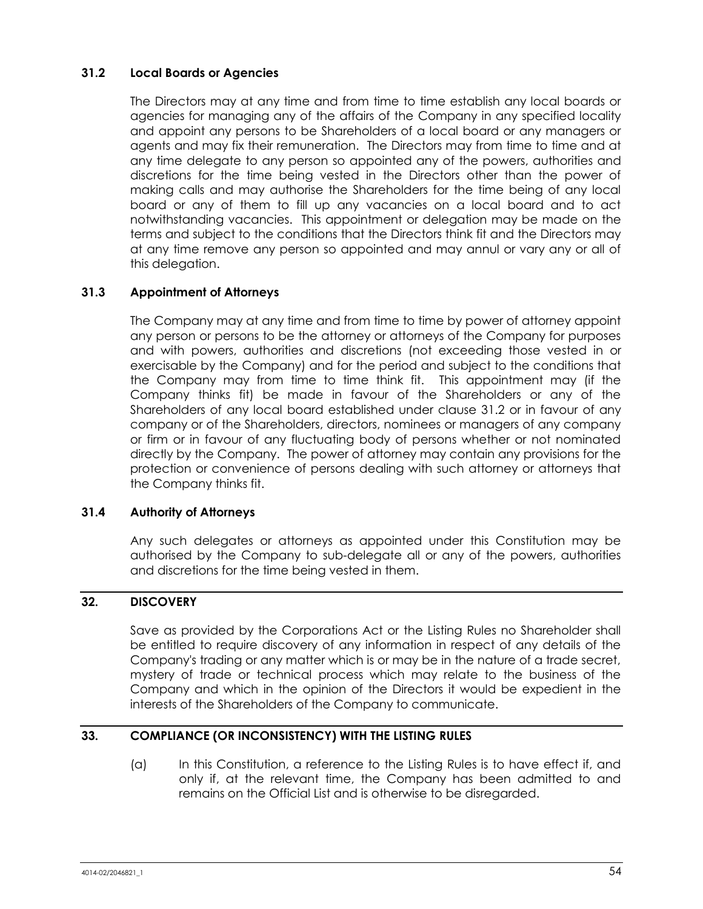### 31.2 Local Boards or Agencies

The Directors may at any time and from time to time establish any local boards or agencies for managing any of the affairs of the Company in any specified locality and appoint any persons to be Shareholders of a local board or any managers or agents and may fix their remuneration. The Directors may from time to time and at any time delegate to any person so appointed any of the powers, authorities and discretions for the time being vested in the Directors other than the power of making calls and may authorise the Shareholders for the time being of any local board or any of them to fill up any vacancies on a local board and to act notwithstanding vacancies. This appointment or delegation may be made on the terms and subject to the conditions that the Directors think fit and the Directors may at any time remove any person so appointed and may annul or vary any or all of this delegation.

### 31.3 Appointment of Attorneys

The Company may at any time and from time to time by power of attorney appoint any person or persons to be the attorney or attorneys of the Company for purposes and with powers, authorities and discretions (not exceeding those vested in or exercisable by the Company) and for the period and subject to the conditions that the Company may from time to time think fit. This appointment may (if the Company thinks fit) be made in favour of the Shareholders or any of the Shareholders of any local board established under clause 31.2 or in favour of any company or of the Shareholders, directors, nominees or managers of any company or firm or in favour of any fluctuating body of persons whether or not nominated directly by the Company. The power of attorney may contain any provisions for the protection or convenience of persons dealing with such attorney or attorneys that the Company thinks fit.

### 31.4 Authority of Attorneys

Any such delegates or attorneys as appointed under this Constitution may be authorised by the Company to sub-delegate all or any of the powers, authorities and discretions for the time being vested in them.

## 32. DISCOVERY

Save as provided by the Corporations Act or the Listing Rules no Shareholder shall be entitled to require discovery of any information in respect of any details of the Company's trading or any matter which is or may be in the nature of a trade secret, mystery of trade or technical process which may relate to the business of the Company and which in the opinion of the Directors it would be expedient in the interests of the Shareholders of the Company to communicate.

## 33. COMPLIANCE (OR INCONSISTENCY) WITH THE LISTING RULES

(a) In this Constitution, a reference to the Listing Rules is to have effect if, and only if, at the relevant time, the Company has been admitted to and remains on the Official List and is otherwise to be disregarded.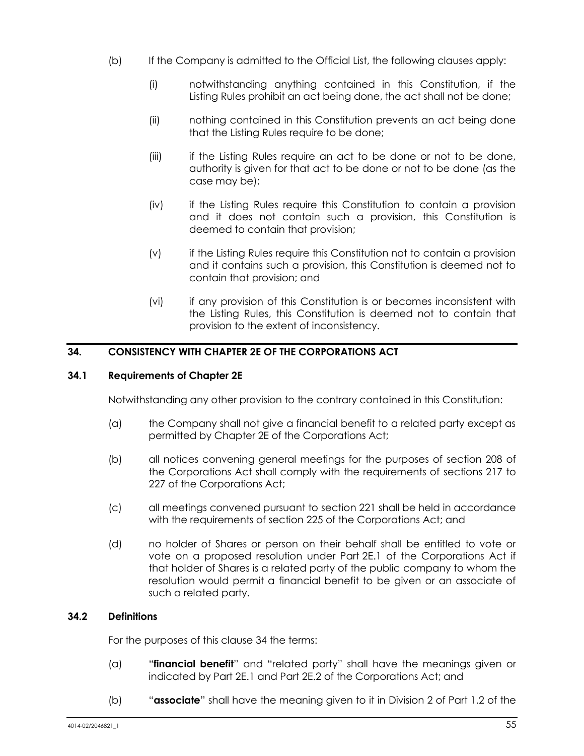(b) If the Company is admitted to the Official List, the following clauses apply:

(i) notwithstanding anything contained in this Constitution, if the Listing Rules prohibit an act being done, the act shall not be done;

(ii) nothing contained in this Constitution prevents an act being done that the Listing Rules require to be done;

(iii) if the Listing Rules require an act to be done or not to be done, authority is given for that act to be done or not to be done (as the case may be);

(iv) if the Listing Rules require this Constitution to contain a provision and it does not contain such a provision, this Constitution is deemed to contain that provision;

(v) if the Listing Rules require this Constitution not to contain a provision and it contains such a provision, this Constitution is deemed not to contain that provision; and

(vi) if any provision of this Constitution is or becomes inconsistent with the Listing Rules, this Constitution is deemed not to contain that provision to the extent of inconsistency.

## 34. CONSISTENCY WITH CHAPTER 2E OF THE CORPORATIONS ACT

### 34.1 Requirements of Chapter 2E

Notwithstanding any other provision to the contrary contained in this Constitution:

(a) the Company shall not give a financial benefit to a related party except as permitted by Chapter 2E of the Corporations Act;

(b) all notices convening general meetings for the purposes of section 208 of the Corporations Act shall comply with the requirements of sections 217 to 227 of the Corporations Act;

(c) all meetings convened pursuant to section 221 shall be held in accordance with the requirements of section 225 of the Corporations Act; and

(d) no holder of Shares or person on their behalf shall be entitled to vote or vote on a proposed resolution under Part 2E.1 of the Corporations Act if that holder of Shares is a related party of the public company to whom the resolution would permit a financial benefit to be given or an associate of such a related party.

### 34.2 Definitions

For the purposes of this clause 34 the terms:

(a) "**financial benefit**" and "related party" shall have the meanings given or indicated by Part 2E.1 and Part 2E.2 of the Corporations Act; and

(b) "**associate**" shall have the meaning given to it in Division 2 of Part 1.2 of the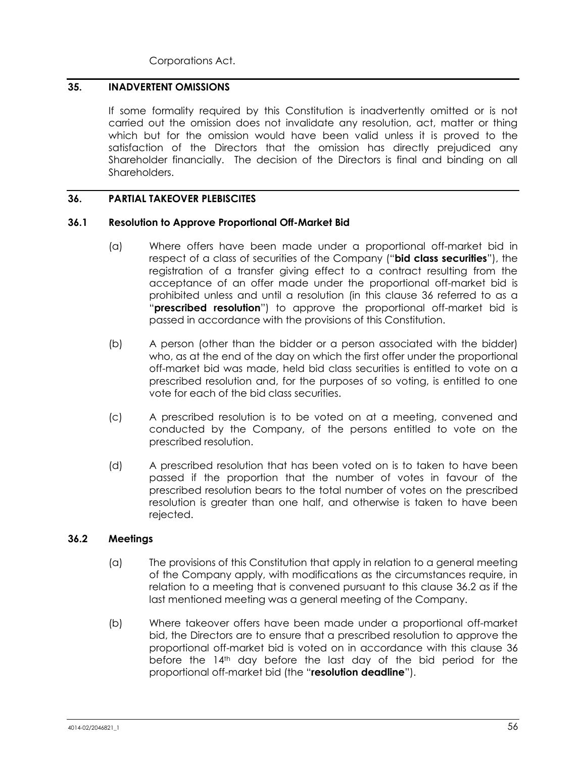Corporations Act.

## 35. INADVERTENT OMISSIONS

If some formality required by this Constitution is inadvertently omitted or is not carried out the omission does not invalidate any resolution, act, matter or thing which but for the omission would have been valid unless it is proved to the satisfaction of the Directors that the omission has directly prejudiced any Shareholder financially. The decision of the Directors is final and binding on all Shareholders.

## 36. PARTIAL TAKEOVER PLEBISCITES

### 36.1 Resolution to Approve Proportional Off-Market Bid

(a) Where offers have been made under a proportional off-market bid in respect of a class of securities of the Company ("**bid class securities**"), the registration of a transfer giving effect to a contract resulting from the acceptance of an offer made under the proportional off-market bid is prohibited unless and until a resolution (in this clause 36 referred to as a "**prescribed resolution**") to approve the proportional off-market bid is passed in accordance with the provisions of this Constitution.

(b) A person (other than the bidder or a person associated with the bidder) who, as at the end of the day on which the first offer under the proportional off-market bid was made, held bid class securities is entitled to vote on a prescribed resolution and, for the purposes of so voting, is entitled to one vote for each of the bid class securities.

(c) A prescribed resolution is to be voted on at a meeting, convened and conducted by the Company, of the persons entitled to vote on the prescribed resolution.

(d) A prescribed resolution that has been voted on is to taken to have been passed if the proportion that the number of votes in favour of the prescribed resolution bears to the total number of votes on the prescribed resolution is greater than one half, and otherwise is taken to have been rejected.

### 36.2 Meetings

(a) The provisions of this Constitution that apply in relation to a general meeting of the Company apply, with modifications as the circumstances require, in relation to a meeting that is convened pursuant to this clause 36.2 as if the last mentioned meeting was a general meeting of the Company.

(b) Where takeover offers have been made under a proportional off-market bid, the Directors are to ensure that a prescribed resolution to approve the proportional off-market bid is voted on in accordance with this clause 36 before the 14th day before the last day of the bid period for the proportional off-market bid (the "**resolution deadline**").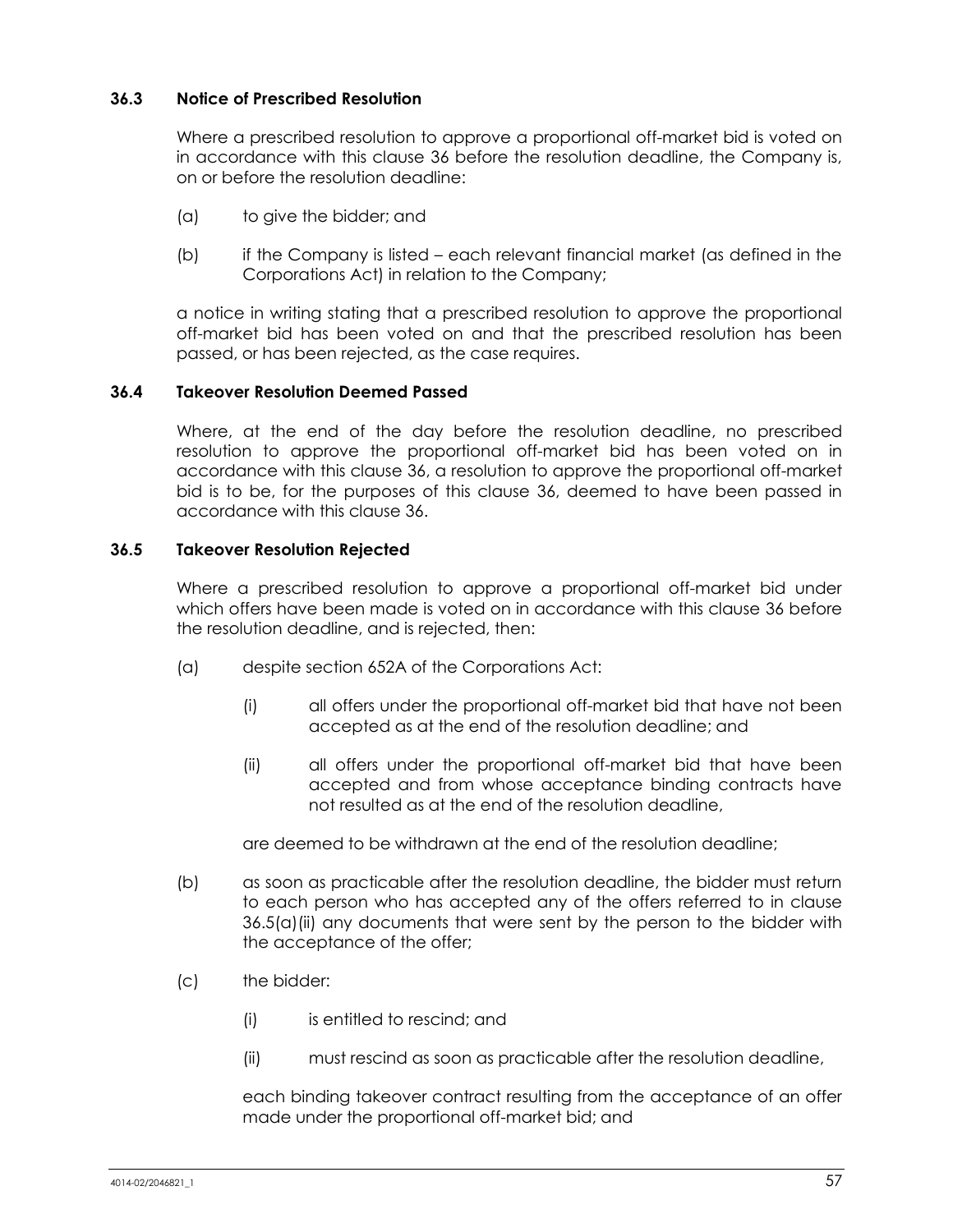### 36.3 Notice of Prescribed Resolution

Where a prescribed resolution to approve a proportional off-market bid is voted on in accordance with this clause 36 before the resolution deadline, the Company is, on or before the resolution deadline:

(a) to give the bidder; and

(b) if the Company is listed – each relevant financial market (as defined in the Corporations Act) in relation to the Company;

a notice in writing stating that a prescribed resolution to approve the proportional off-market bid has been voted on and that the prescribed resolution has been passed, or has been rejected, as the case requires.

### 36.4 Takeover Resolution Deemed Passed

Where, at the end of the day before the resolution deadline, no prescribed resolution to approve the proportional off-market bid has been voted on in accordance with this clause 36, a resolution to approve the proportional off-market bid is to be, for the purposes of this clause 36, deemed to have been passed in accordance with this clause 36.

### 36.5 Takeover Resolution Rejected

Where a prescribed resolution to approve a proportional off-market bid under which offers have been made is voted on in accordance with this clause 36 before the resolution deadline, and is rejected, then:

(a) despite section 652A of the Corporations Act:

 (i) all offers under the proportional off-market bid that have not been accepted as at the end of the resolution deadline; and

 (ii) all offers under the proportional off-market bid that have been accepted and from whose acceptance binding contracts have not resulted as at the end of the resolution deadline,

 are deemed to be withdrawn at the end of the resolution deadline;

(b) as soon as practicable after the resolution deadline, the bidder must return to each person who has accepted any of the offers referred to in clause 36.5(a)(ii) any documents that were sent by the person to the bidder with the acceptance of the offer;

(c) the bidder:

 (i) is entitled to rescind; and

 (ii) must rescind as soon as practicable after the resolution deadline,

 each binding takeover contract resulting from the acceptance of an offer made under the proportional off-market bid; and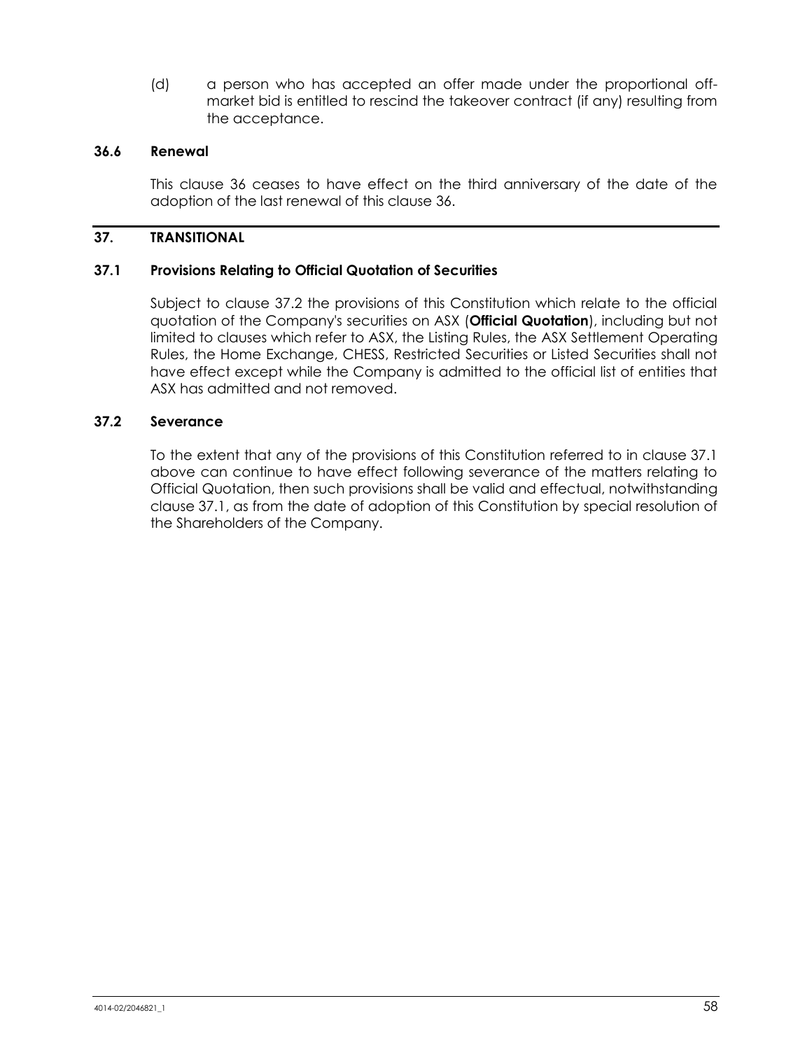(d) a person who has accepted an offer made under the proportional off-market bid is entitled to rescind the takeover contract (if any) resulting from the acceptance.

### 36.6 Renewal

This clause 36 ceases to have effect on the third anniversary of the date of the adoption of the last renewal of this clause 36.

## 37. TRANSITIONAL

### 37.1 Provisions Relating to Official Quotation of Securities

Subject to clause 37.2 the provisions of this Constitution which relate to the official quotation of the Company's securities on ASX (**Official Quotation**), including but not limited to clauses which refer to ASX, the Listing Rules, the ASX Settlement Operating Rules, the Home Exchange, CHESS, Restricted Securities or Listed Securities shall not have effect except while the Company is admitted to the official list of entities that ASX has admitted and not removed.

### 37.2 Severance

To the extent that any of the provisions of this Constitution referred to in clause 37.1 above can continue to have effect following severance of the matters relating to Official Quotation, then such provisions shall be valid and effectual, notwithstanding clause 37.1, as from the date of adoption of this Constitution by special resolution of the Shareholders of the Company.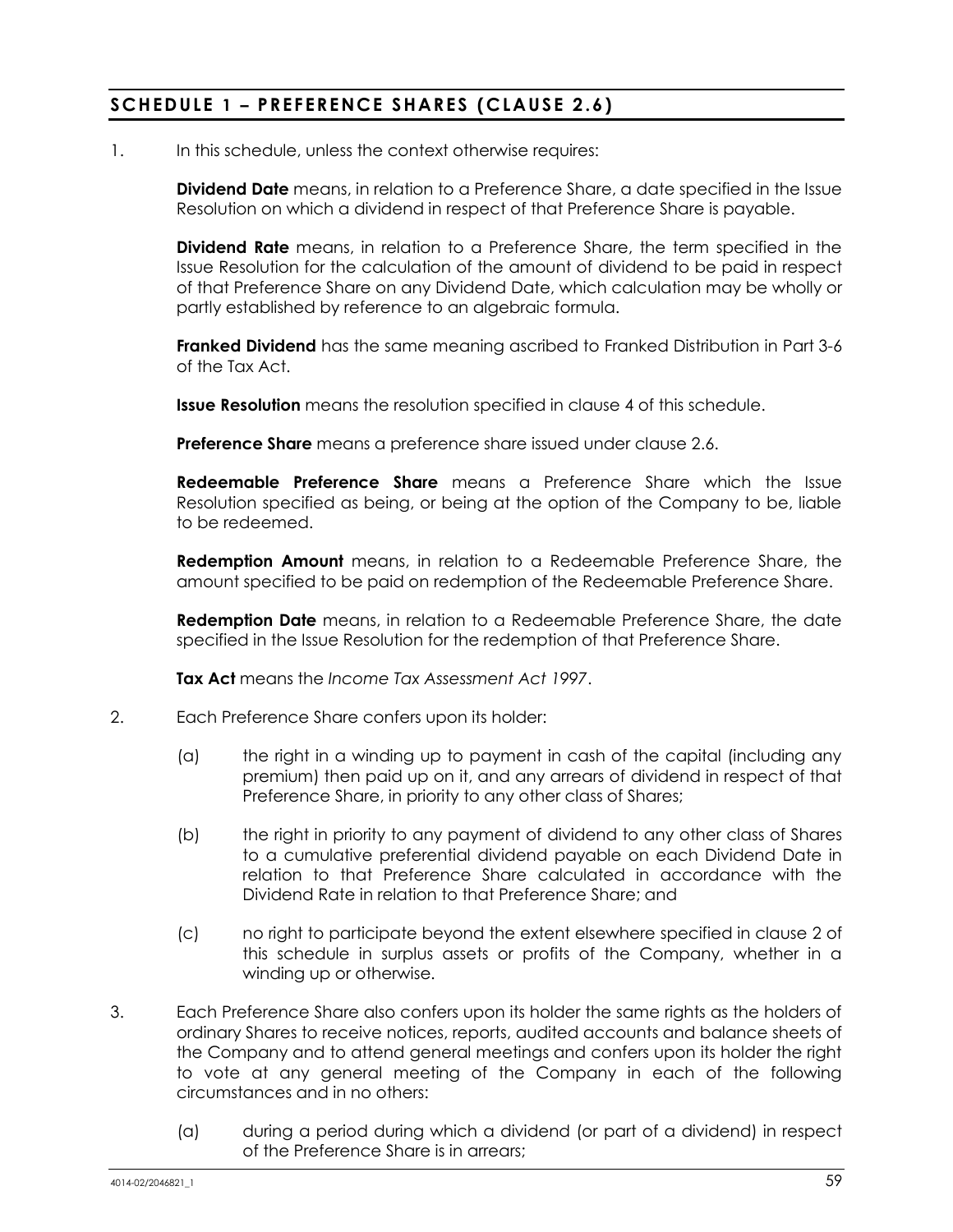## SCHEDULE 1 – PREFERENCE SHARES (CLAUSE 2.6)

1. In this schedule, unless the context otherwise requires:

   **Dividend Date** means, in relation to a Preference Share, a date specified in the Issue Resolution on which a dividend in respect of that Preference Share is payable.

   **Dividend Rate** means, in relation to a Preference Share, the term specified in the Issue Resolution for the calculation of the amount of dividend to be paid in respect of that Preference Share on any Dividend Date, which calculation may be wholly or partly established by reference to an algebraic formula.

   **Franked Dividend** has the same meaning ascribed to Franked Distribution in Part 3-6 of the Tax Act.

   **Issue Resolution** means the resolution specified in clause 4 of this schedule.

   **Preference Share** means a preference share issued under clause 2.6.

   **Redeemable Preference Share** means a Preference Share which the Issue Resolution specified as being, or being at the option of the Company to be, liable to be redeemed.

   **Redemption Amount** means, in relation to a Redeemable Preference Share, the amount specified to be paid on redemption of the Redeemable Preference Share.

   **Redemption Date** means, in relation to a Redeemable Preference Share, the date specified in the Issue Resolution for the redemption of that Preference Share.

   **Tax Act** means the *Income Tax Assessment Act 1997*.

2. Each Preference Share confers upon its holder:

   (a) the right in a winding up to payment in cash of the capital (including any premium) then paid up on it, and any arrears of dividend in respect of that Preference Share, in priority to any other class of Shares;

   (b) the right in priority to any payment of dividend to any other class of Shares to a cumulative preferential dividend payable on each Dividend Date in relation to that Preference Share calculated in accordance with the Dividend Rate in relation to that Preference Share; and

   (c) no right to participate beyond the extent elsewhere specified in clause 2 of this schedule in surplus assets or profits of the Company, whether in a winding up or otherwise.

3. Each Preference Share also confers upon its holder the same rights as the holders of ordinary Shares to receive notices, reports, audited accounts and balance sheets of the Company and to attend general meetings and confers upon its holder the right to vote at any general meeting of the Company in each of the following circumstances and in no others:

   (a) during a period during which a dividend (or part of a dividend) in respect of the Preference Share is in arrears;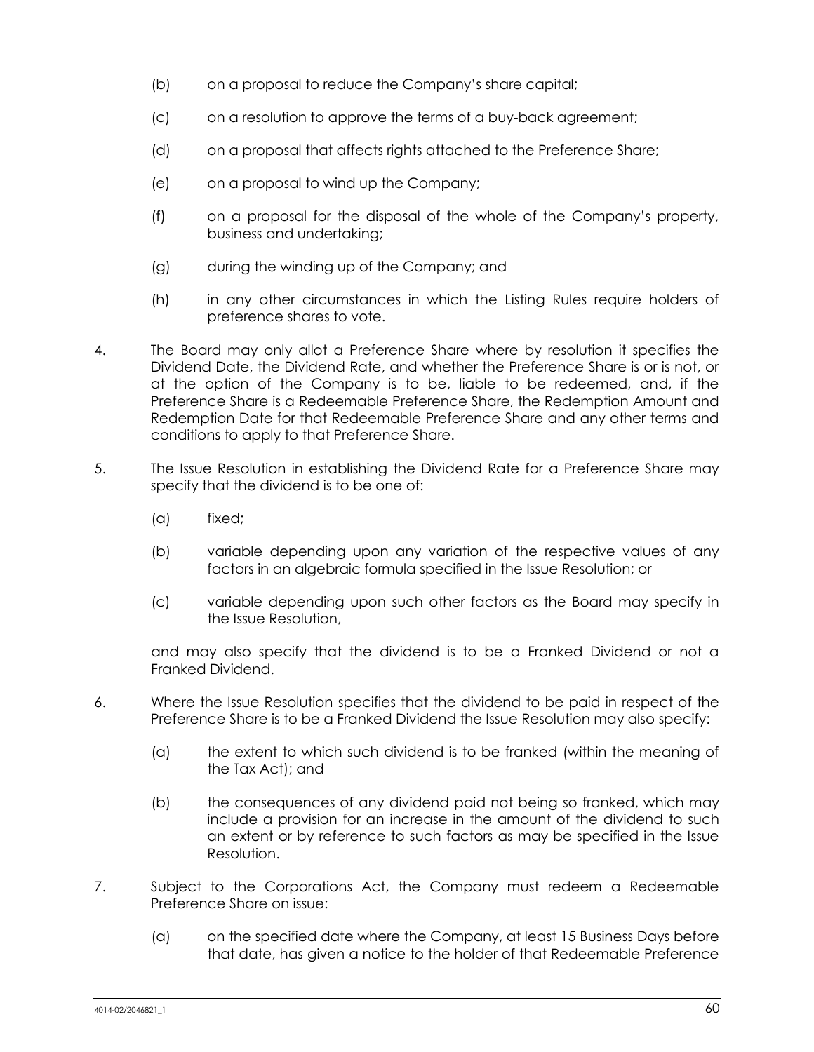(b) on a proposal to reduce the Company's share capital;

(c) on a resolution to approve the terms of a buy-back agreement;

(d) on a proposal that affects rights attached to the Preference Share;

(e) on a proposal to wind up the Company;

(f) on a proposal for the disposal of the whole of the Company's property, business and undertaking;

(g) during the winding up of the Company; and

(h) in any other circumstances in which the Listing Rules require holders of preference shares to vote.

4. The Board may only allot a Preference Share where by resolution it specifies the Dividend Date, the Dividend Rate, and whether the Preference Share is or is not, or at the option of the Company is to be, liable to be redeemed, and, if the Preference Share is a Redeemable Preference Share, the Redemption Amount and Redemption Date for that Redeemable Preference Share and any other terms and conditions to apply to that Preference Share.

5. The Issue Resolution in establishing the Dividend Rate for a Preference Share may specify that the dividend is to be one of:

   (a) fixed;

   (b) variable depending upon any variation of the respective values of any factors in an algebraic formula specified in the Issue Resolution; or

   (c) variable depending upon such other factors as the Board may specify in the Issue Resolution,

   and may also specify that the dividend is to be a Franked Dividend or not a Franked Dividend.

6. Where the Issue Resolution specifies that the dividend to be paid in respect of the Preference Share is to be a Franked Dividend the Issue Resolution may also specify:

   (a) the extent to which such dividend is to be franked (within the meaning of the Tax Act); and

   (b) the consequences of any dividend paid not being so franked, which may include a provision for an increase in the amount of the dividend to such an extent or by reference to such factors as may be specified in the Issue Resolution.

7. Subject to the Corporations Act, the Company must redeem a Redeemable Preference Share on issue:

   (a) on the specified date where the Company, at least 15 Business Days before that date, has given a notice to the holder of that Redeemable Preference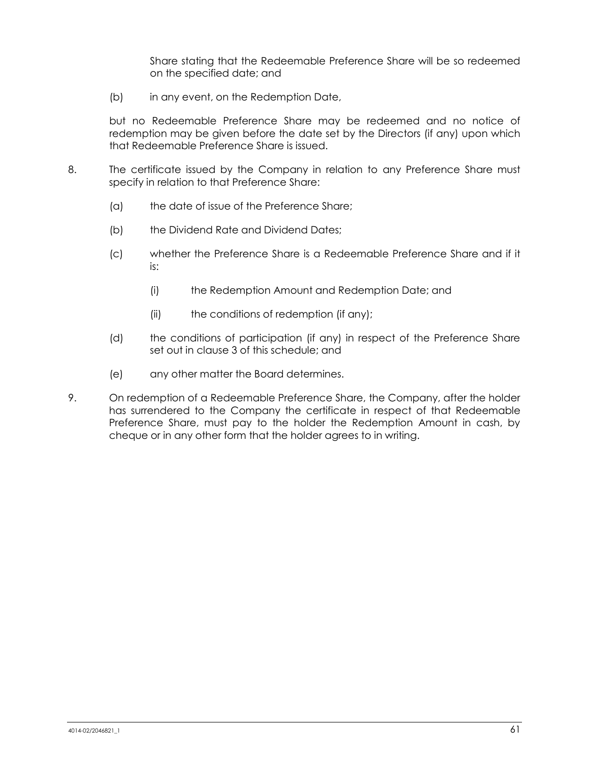Share stating that the Redeemable Preference Share will be so redeemed on the specified date; and

(b) in any event, on the Redemption Date,

but no Redeemable Preference Share may be redeemed and no notice of redemption may be given before the date set by the Directors (if any) upon which that Redeemable Preference Share is issued.

8. The certificate issued by the Company in relation to any Preference Share must specify in relation to that Preference Share:

   (a) the date of issue of the Preference Share;

   (b) the Dividend Rate and Dividend Dates;

   (c) whether the Preference Share is a Redeemable Preference Share and if it is:

      (i) the Redemption Amount and Redemption Date; and

      (ii) the conditions of redemption (if any);

   (d) the conditions of participation (if any) in respect of the Preference Share set out in clause 3 of this schedule; and

   (e) any other matter the Board determines.

9. On redemption of a Redeemable Preference Share, the Company, after the holder has surrendered to the Company the certificate in respect of that Redeemable Preference Share, must pay to the holder the Redemption Amount in cash, by cheque or in any other form that the holder agrees to in writing.